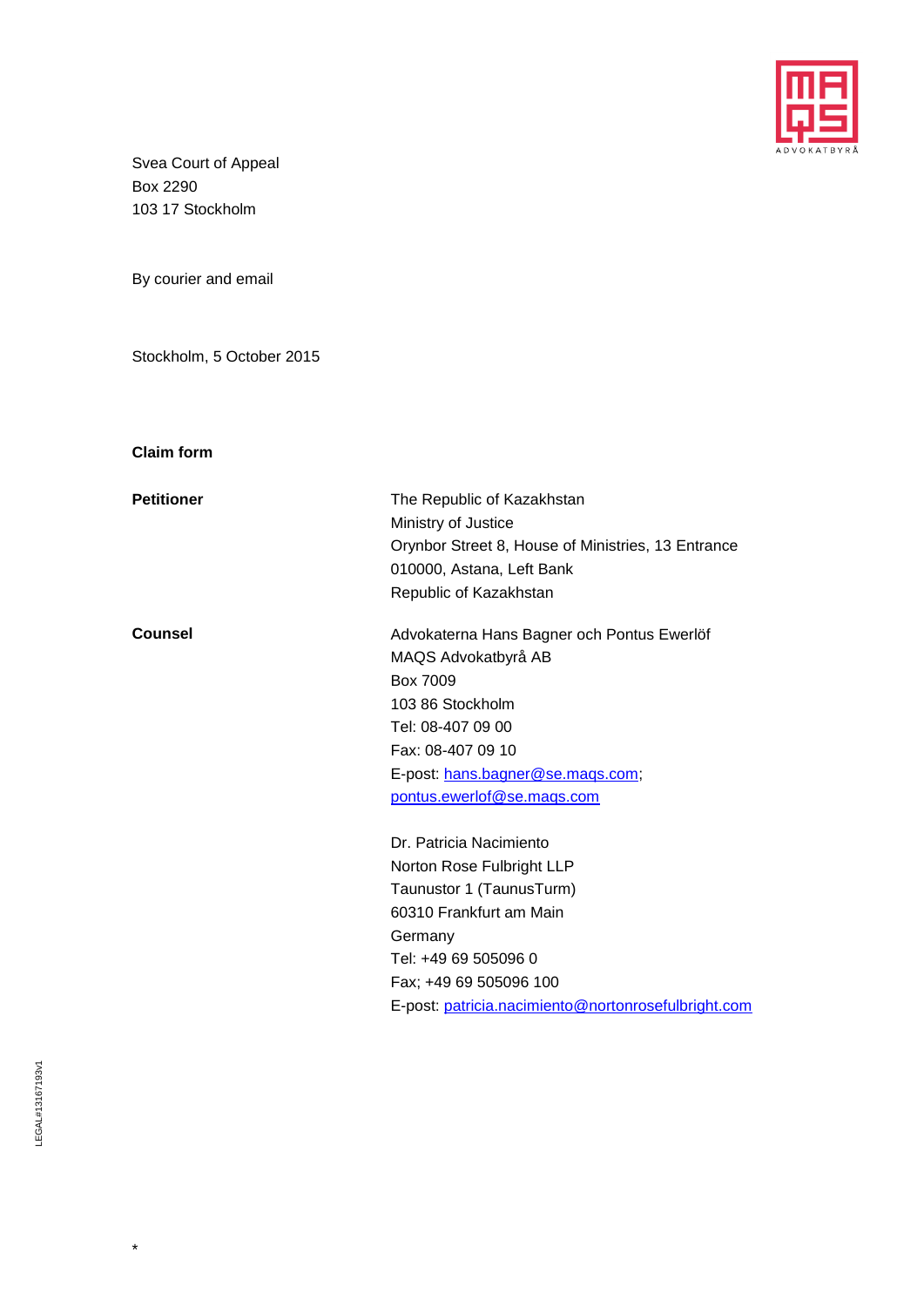Svea Court of Appeal
Box 2290
103 17 Stockholm

By courier and email

Stockholm, 5 October 2015

**Claim form**

| | |
|---|---|
| **Petitioner** | The Republic of Kazakhstan<br>Ministry of Justice<br>Orynbor Street 8, House of Ministries, 13 Entrance<br>010000, Astana, Left Bank<br>Republic of Kazakhstan |
| **Counsel** | Advokaterna Hans Bagner och Pontus Ewerlöf<br>MAQS Advokatbyrå AB<br>Box 7009<br>103 86 Stockholm<br>Tel: 08-407 09 00<br>Fax: 08-407 09 10<br>E-post: hans.bagner@se.maqs.com; pontus.ewerlof@se.maqs.com<br><br>Dr. Patricia Nacimiento<br>Norton Rose Fulbright LLP<br>Taunustor 1 (TaunusTurm)<br>60310 Frankfurt am Main<br>Germany<br>Tel: +49 69 505096 0<br>Fax; +49 69 505096 100<br>E-post: patricia.nacimiento@nortonrosefulbright.com |

LEGAL#13167193v1

*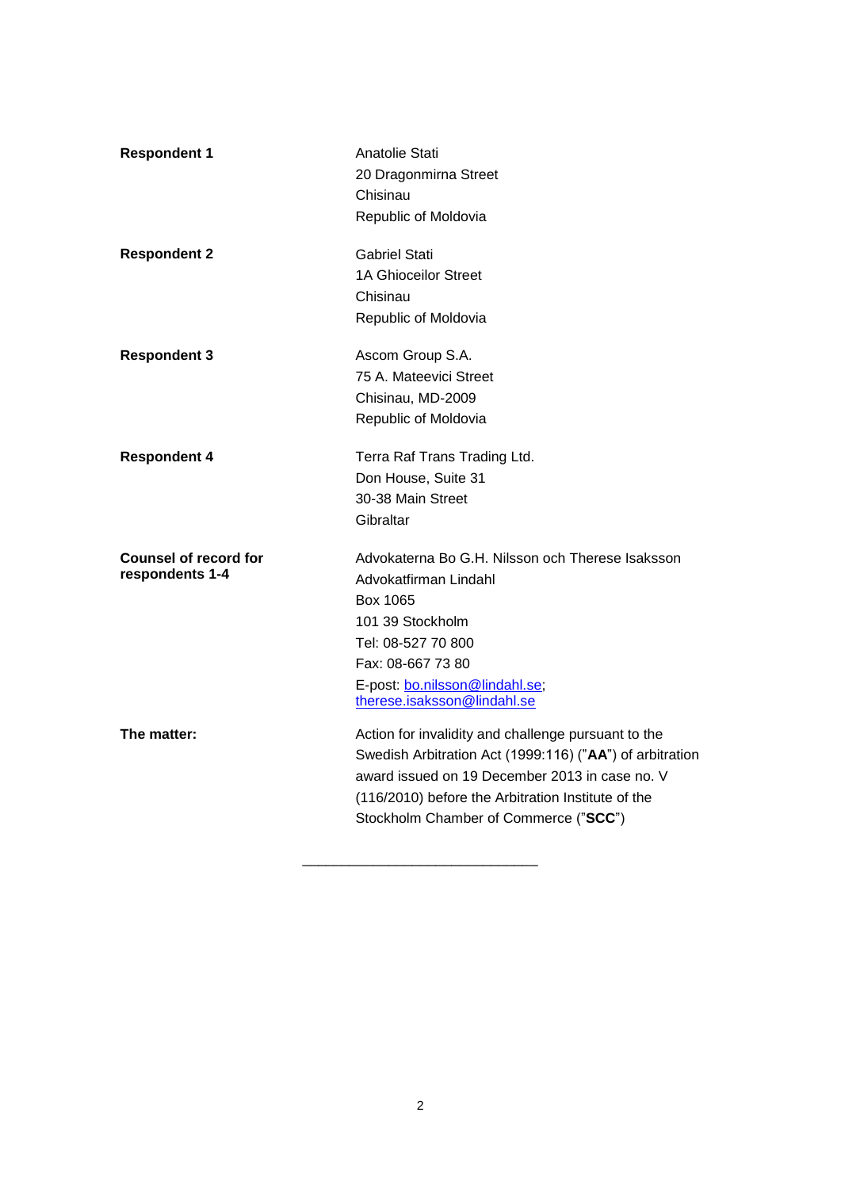| | |
|---|---|
| **Respondent 1** | Anatolie Stati<br>20 Dragonmirna Street<br>Chisinau<br>Republic of Moldovia |
| **Respondent 2** | Gabriel Stati<br>1A Ghioceilor Street<br>Chisinau<br>Republic of Moldovia |
| **Respondent 3** | Ascom Group S.A.<br>75 A. Mateevici Street<br>Chisinau, MD-2009<br>Republic of Moldovia |
| **Respondent 4** | Terra Raf Trans Trading Ltd.<br>Don House, Suite 31<br>30-38 Main Street<br>Gibraltar |
| **Counsel of record for respondents 1-4** | Advokaterna Bo G.H. Nilsson och Therese Isaksson<br>Advokatfirman Lindahl<br>Box 1065<br>101 39 Stockholm<br>Tel: 08-527 70 800<br>Fax: 08-667 73 80<br>E-post: bo.nilsson@lindahl.se; therese.isaksson@lindahl.se |
| **The matter:** | Action for invalidity and challenge pursuant to the Swedish Arbitration Act (1999:116) ("**AA**") of arbitration award issued on 19 December 2013 in case no. V (116/2010) before the Arbitration Institute of the Stockholm Chamber of Commerce ("**SCC**") |

---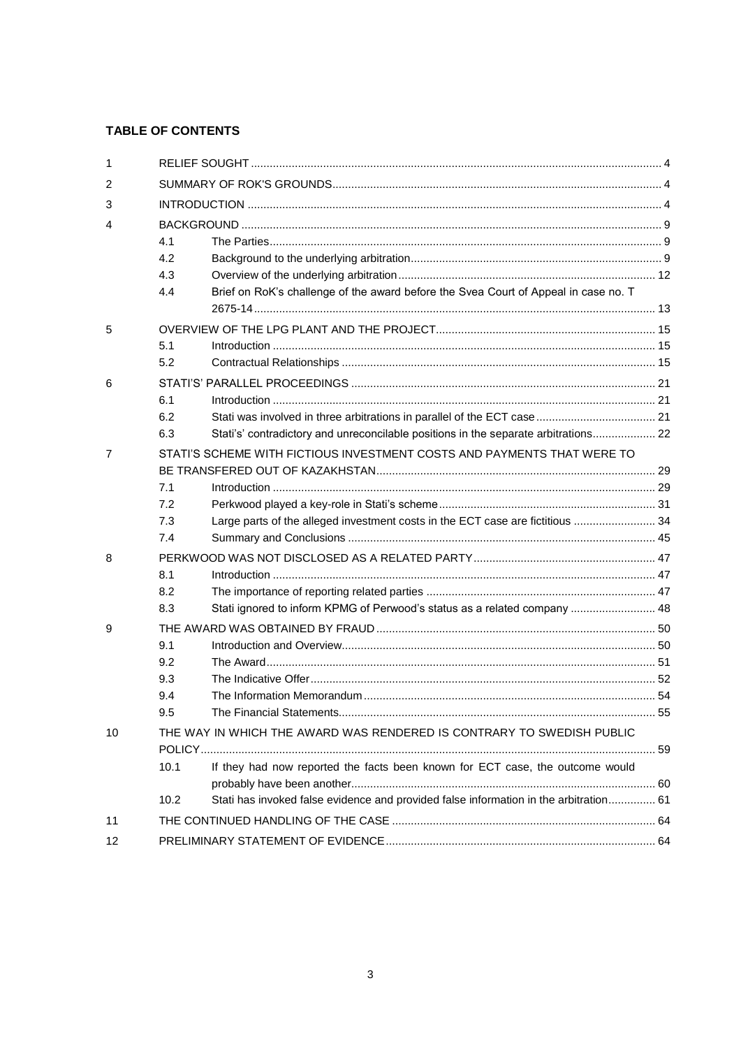**TABLE OF CONTENTS**

| | | | |
|---|---|---|---|
| 1 | RELIEF SOUGHT | | 4 |
| 2 | SUMMARY OF ROK'S GROUNDS | | 4 |
| 3 | INTRODUCTION | | 4 |
| 4 | BACKGROUND | | 9 |
| | 4.1 | The Parties | 9 |
| | 4.2 | Background to the underlying arbitration | 9 |
| | 4.3 | Overview of the underlying arbitration | 12 |
| | 4.4 | Brief on RoK's challenge of the award before the Svea Court of Appeal in case no. T 2675-14 | 13 |
| 5 | OVERVIEW OF THE LPG PLANT AND THE PROJECT | | 15 |
| | 5.1 | Introduction | 15 |
| | 5.2 | Contractual Relationships | 15 |
| 6 | STATI'S' PARALLEL PROCEEDINGS | | 21 |
| | 6.1 | Introduction | 21 |
| | 6.2 | Stati was involved in three arbitrations in parallel of the ECT case | 21 |
| | 6.3 | Stati's' contradictory and unreconcilable positions in the separate arbitrations | 22 |
| 7 | STATI'S SCHEME WITH FICTIOUS INVESTMENT COSTS AND PAYMENTS THAT WERE TO BE TRANSFERED OUT OF KAZAKHSTAN | | 29 |
| | 7.1 | Introduction | 29 |
| | 7.2 | Perkwood played a key-role in Stati's scheme | 31 |
| | 7.3 | Large parts of the alleged investment costs in the ECT case are fictitious | 34 |
| | 7.4 | Summary and Conclusions | 45 |
| 8 | PERKWOOD WAS NOT DISCLOSED AS A RELATED PARTY | | 47 |
| | 8.1 | Introduction | 47 |
| | 8.2 | The importance of reporting related parties | 47 |
| | 8.3 | Stati ignored to inform KPMG of Perwood's status as a related company | 48 |
| 9 | THE AWARD WAS OBTAINED BY FRAUD | | 50 |
| | 9.1 | Introduction and Overview | 50 |
| | 9.2 | The Award | 51 |
| | 9.3 | The Indicative Offer | 52 |
| | 9.4 | The Information Memorandum | 54 |
| | 9.5 | The Financial Statements | 55 |
| 10 | THE WAY IN WHICH THE AWARD WAS RENDERED IS CONTRARY TO SWEDISH PUBLIC POLICY | | 59 |
| | 10.1 | If they had now reported the facts been known for ECT case, the outcome would probably have been another | 60 |
| | 10.2 | Stati has invoked false evidence and provided false information in the arbitration | 61 |
| 11 | THE CONTINUED HANDLING OF THE CASE | | 64 |
| 12 | PRELIMINARY STATEMENT OF EVIDENCE | | 64 |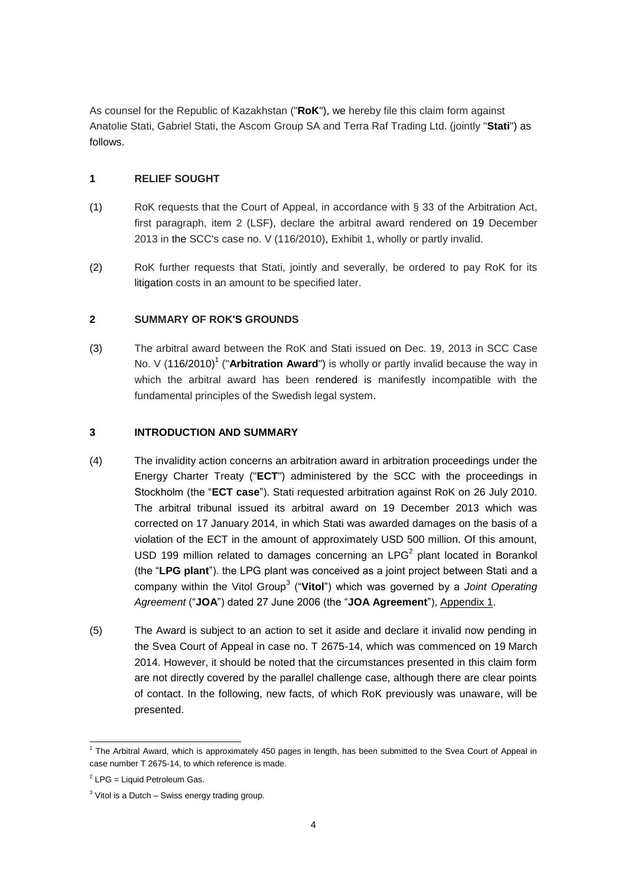As counsel for the Republic of Kazakhstan ("**RoK**"), we hereby file this claim form against Anatolie Stati, Gabriel Stati, the Ascom Group SA and Terra Raf Trading Ltd. (jointly "**Stati**") as follows.

## 1 RELIEF SOUGHT

(1) RoK requests that the Court of Appeal, in accordance with § 33 of the Arbitration Act, first paragraph, item 2 (LSF), declare the arbitral award rendered on 19 December 2013 in the SCC's case no. V (116/2010), Exhibit 1, wholly or partly invalid.

(2) RoK further requests that Stati, jointly and severally, be ordered to pay RoK for its litigation costs in an amount to be specified later.

## 2 SUMMARY OF ROK'S GROUNDS

(3) The arbitral award between the RoK and Stati issued on Dec. 19, 2013 in SCC Case No. V (116/2010)[1] ("**Arbitration Award**") is wholly or partly invalid because the way in which the arbitral award has been rendered is manifestly incompatible with the fundamental principles of the Swedish legal system.

## 3 INTRODUCTION AND SUMMARY

(4) The invalidity action concerns an arbitration award in arbitration proceedings under the Energy Charter Treaty ("**ECT**") administered by the SCC with the proceedings in Stockholm (the "**ECT case**"). Stati requested arbitration against RoK on 26 July 2010. The arbitral tribunal issued its arbitral award on 19 December 2013 which was corrected on 17 January 2014, in which Stati was awarded damages on the basis of a violation of the ECT in the amount of approximately USD 500 million. Of this amount, USD 199 million related to damages concerning an LPG[2] plant located in Borankol (the "**LPG plant**"). the LPG plant was conceived as a joint project between Stati and a company within the Vitol Group[3] ("**Vitol**") which was governed by a *Joint Operating Agreement* ("**JOA**") dated 27 June 2006 (the "**JOA Agreement**"), Appendix 1.

(5) The Award is subject to an action to set it aside and declare it invalid now pending in the Svea Court of Appeal in case no. T 2675-14, which was commenced on 19 March 2014. However, it should be noted that the circumstances presented in this claim form are not directly covered by the parallel challenge case, although there are clear points of contact. In the following, new facts, of which RoK previously was unaware, will be presented.

---

[1] The Arbitral Award, which is approximately 450 pages in length, has been submitted to the Svea Court of Appeal in case number T 2675-14, to which reference is made.

[2] LPG = Liquid Petroleum Gas.

[3] Vitol is a Dutch – Swiss energy trading group.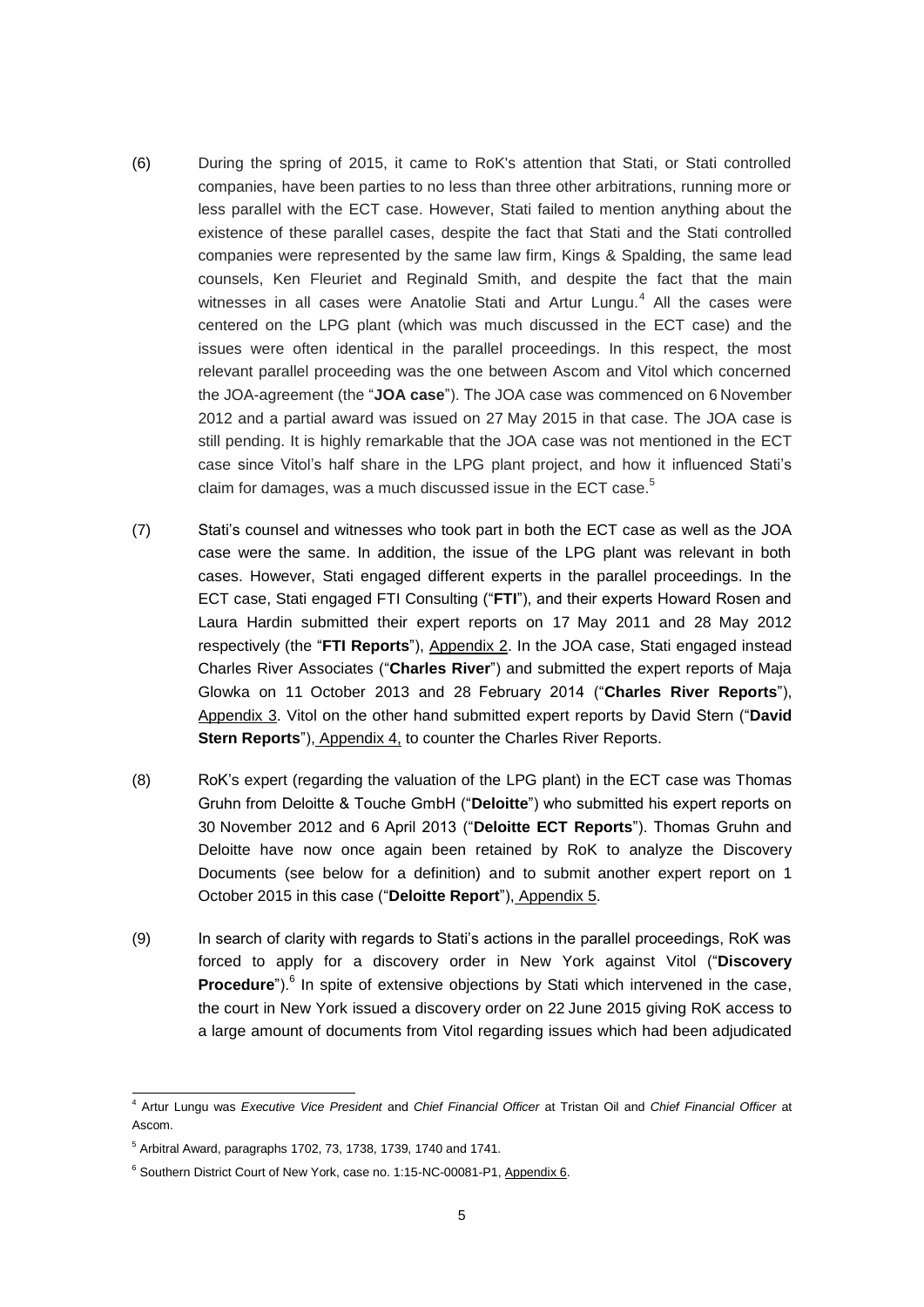(6) During the spring of 2015, it came to RoK's attention that Stati, or Stati controlled companies, have been parties to no less than three other arbitrations, running more or less parallel with the ECT case. However, Stati failed to mention anything about the existence of these parallel cases, despite the fact that Stati and the Stati controlled companies were represented by the same law firm, Kings & Spalding, the same lead counsels, Ken Fleuriet and Reginald Smith, and despite the fact that the main witnesses in all cases were Anatolie Stati and Artur Lungu.[4] All the cases were centered on the LPG plant (which was much discussed in the ECT case) and the issues were often identical in the parallel proceedings. In this respect, the most relevant parallel proceeding was the one between Ascom and Vitol which concerned the JOA-agreement (the "**JOA case**"). The JOA case was commenced on 6 November 2012 and a partial award was issued on 27 May 2015 in that case. The JOA case is still pending. It is highly remarkable that the JOA case was not mentioned in the ECT case since Vitol's half share in the LPG plant project, and how it influenced Stati's claim for damages, was a much discussed issue in the ECT case.[5]

(7) Stati's counsel and witnesses who took part in both the ECT case as well as the JOA case were the same. In addition, the issue of the LPG plant was relevant in both cases. However, Stati engaged different experts in the parallel proceedings. In the ECT case, Stati engaged FTI Consulting ("**FTI**"), and their experts Howard Rosen and Laura Hardin submitted their expert reports on 17 May 2011 and 28 May 2012 respectively (the "**FTI Reports**"), Appendix 2. In the JOA case, Stati engaged instead Charles River Associates ("**Charles River**") and submitted the expert reports of Maja Glowka on 11 October 2013 and 28 February 2014 ("**Charles River Reports**"), Appendix 3. Vitol on the other hand submitted expert reports by David Stern ("**David Stern Reports**"), Appendix 4, to counter the Charles River Reports.

(8) RoK's expert (regarding the valuation of the LPG plant) in the ECT case was Thomas Gruhn from Deloitte & Touche GmbH ("**Deloitte**") who submitted his expert reports on 30 November 2012 and 6 April 2013 ("**Deloitte ECT Reports**"). Thomas Gruhn and Deloitte have now once again been retained by RoK to analyze the Discovery Documents (see below for a definition) and to submit another expert report on 1 October 2015 in this case ("**Deloitte Report**"), Appendix 5.

(9) In search of clarity with regards to Stati's actions in the parallel proceedings, RoK was forced to apply for a discovery order in New York against Vitol ("**Discovery Procedure**").[6] In spite of extensive objections by Stati which intervened in the case, the court in New York issued a discovery order on 22 June 2015 giving RoK access to a large amount of documents from Vitol regarding issues which had been adjudicated

---

[4] Artur Lungu was *Executive Vice President* and *Chief Financial Officer* at Tristan Oil and *Chief Financial Officer* at Ascom.

[5] Arbitral Award, paragraphs 1702, 73, 1738, 1739, 1740 and 1741.

[6] Southern District Court of New York, case no. 1:15-NC-00081-P1, Appendix 6.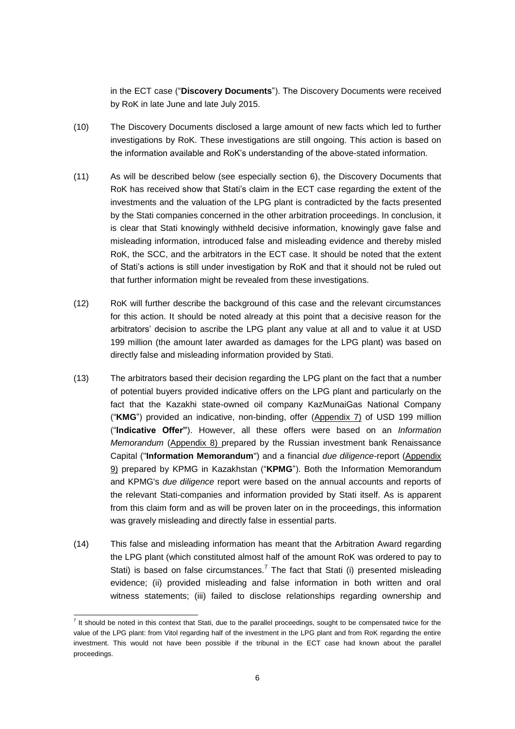in the ECT case ("**Discovery Documents**"). The Discovery Documents were received by RoK in late June and late July 2015.

(10) The Discovery Documents disclosed a large amount of new facts which led to further investigations by RoK. These investigations are still ongoing. This action is based on the information available and RoK's understanding of the above-stated information.

(11) As will be described below (see especially section 6), the Discovery Documents that RoK has received show that Stati's claim in the ECT case regarding the extent of the investments and the valuation of the LPG plant is contradicted by the facts presented by the Stati companies concerned in the other arbitration proceedings. In conclusion, it is clear that Stati knowingly withheld decisive information, knowingly gave false and misleading information, introduced false and misleading evidence and thereby misled RoK, the SCC, and the arbitrators in the ECT case. It should be noted that the extent of Stati's actions is still under investigation by RoK and that it should not be ruled out that further information might be revealed from these investigations.

(12) RoK will further describe the background of this case and the relevant circumstances for this action. It should be noted already at this point that a decisive reason for the arbitrators' decision to ascribe the LPG plant any value at all and to value it at USD 199 million (the amount later awarded as damages for the LPG plant) was based on directly false and misleading information provided by Stati.

(13) The arbitrators based their decision regarding the LPG plant on the fact that a number of potential buyers provided indicative offers on the LPG plant and particularly on the fact that the Kazakhi state-owned oil company KazMunaiGas National Company ("**KMG**") provided an indicative, non-binding, offer (Appendix 7) of USD 199 million ("**Indicative Offer"**). However, all these offers were based on an *Information Memorandum* (Appendix 8) prepared by the Russian investment bank Renaissance Capital ("**Information Memorandum**") and a financial *due diligence*-report (Appendix 9) prepared by KPMG in Kazakhstan ("**KPMG**"). Both the Information Memorandum and KPMG's *due diligence* report were based on the annual accounts and reports of the relevant Stati-companies and information provided by Stati itself. As is apparent from this claim form and as will be proven later on in the proceedings, this information was gravely misleading and directly false in essential parts.

(14) This false and misleading information has meant that the Arbitration Award regarding the LPG plant (which constituted almost half of the amount RoK was ordered to pay to Stati) is based on false circumstances.[7] The fact that Stati (i) presented misleading evidence; (ii) provided misleading and false information in both written and oral witness statements; (iii) failed to disclose relationships regarding ownership and

[7] It should be noted in this context that Stati, due to the parallel proceedings, sought to be compensated twice for the value of the LPG plant: from Vitol regarding half of the investment in the LPG plant and from RoK regarding the entire investment. This would not have been possible if the tribunal in the ECT case had known about the parallel proceedings.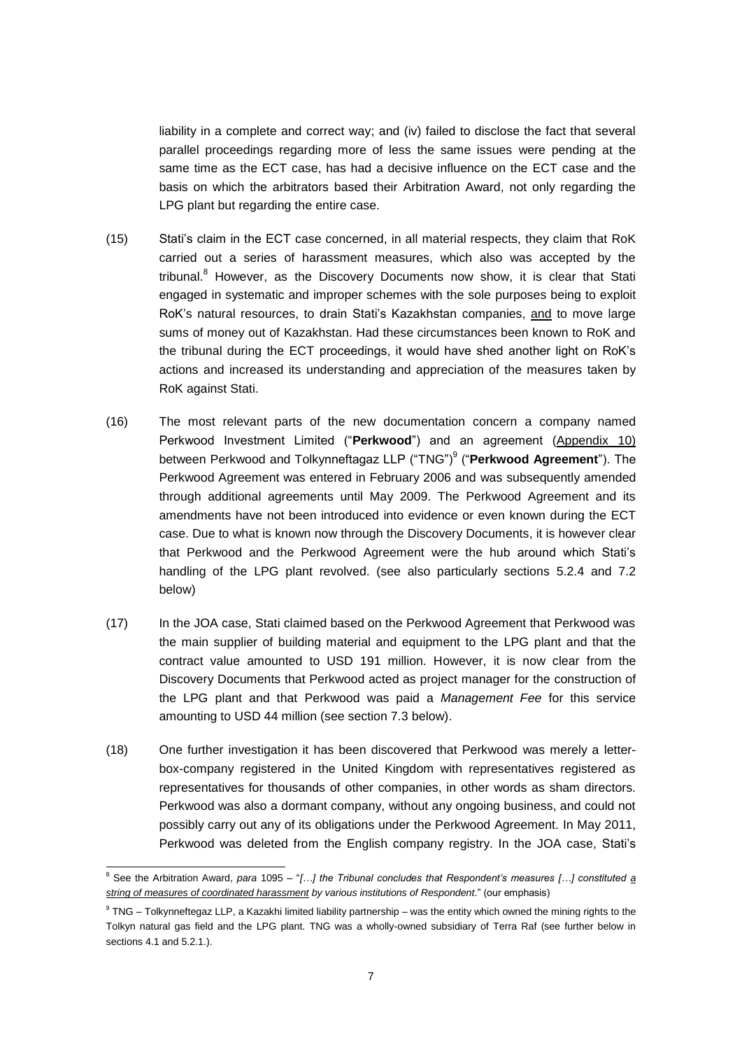liability in a complete and correct way; and (iv) failed to disclose the fact that several parallel proceedings regarding more of less the same issues were pending at the same time as the ECT case, has had a decisive influence on the ECT case and the basis on which the arbitrators based their Arbitration Award, not only regarding the LPG plant but regarding the entire case.

(15) Stati's claim in the ECT case concerned, in all material respects, they claim that RoK carried out a series of harassment measures, which also was accepted by the tribunal.[8] However, as the Discovery Documents now show, it is clear that Stati engaged in systematic and improper schemes with the sole purposes being to exploit RoK's natural resources, to drain Stati's Kazakhstan companies, and to move large sums of money out of Kazakhstan. Had these circumstances been known to RoK and the tribunal during the ECT proceedings, it would have shed another light on RoK's actions and increased its understanding and appreciation of the measures taken by RoK against Stati.

(16) The most relevant parts of the new documentation concern a company named Perkwood Investment Limited ("**Perkwood**") and an agreement (Appendix 10) between Perkwood and Tolkynneftagaz LLP ("TNG")[9] ("**Perkwood Agreement**"). The Perkwood Agreement was entered in February 2006 and was subsequently amended through additional agreements until May 2009. The Perkwood Agreement and its amendments have not been introduced into evidence or even known during the ECT case. Due to what is known now through the Discovery Documents, it is however clear that Perkwood and the Perkwood Agreement were the hub around which Stati's handling of the LPG plant revolved. (see also particularly sections 5.2.4 and 7.2 below)

(17) In the JOA case, Stati claimed based on the Perkwood Agreement that Perkwood was the main supplier of building material and equipment to the LPG plant and that the contract value amounted to USD 191 million. However, it is now clear from the Discovery Documents that Perkwood acted as project manager for the construction of the LPG plant and that Perkwood was paid a *Management Fee* for this service amounting to USD 44 million (see section 7.3 below).

(18) One further investigation it has been discovered that Perkwood was merely a letter-box-company registered in the United Kingdom with representatives registered as representatives for thousands of other companies, in other words as sham directors. Perkwood was also a dormant company, without any ongoing business, and could not possibly carry out any of its obligations under the Perkwood Agreement. In May 2011, Perkwood was deleted from the English company registry. In the JOA case, Stati's

---

[8] See the Arbitration Award, *para* 1095 – "*[…] the Tribunal concludes that Respondent's measures […] constituted a string of measures of coordinated harassment by various institutions of Respondent*." (our emphasis)

[9] TNG – Tolkynneftagaz LLP, a Kazakhi limited liability partnership – was the entity which owned the mining rights to the Tolkyn natural gas field and the LPG plant. TNG was a wholly-owned subsidiary of Terra Raf (see further below in sections 4.1 and 5.2.1.).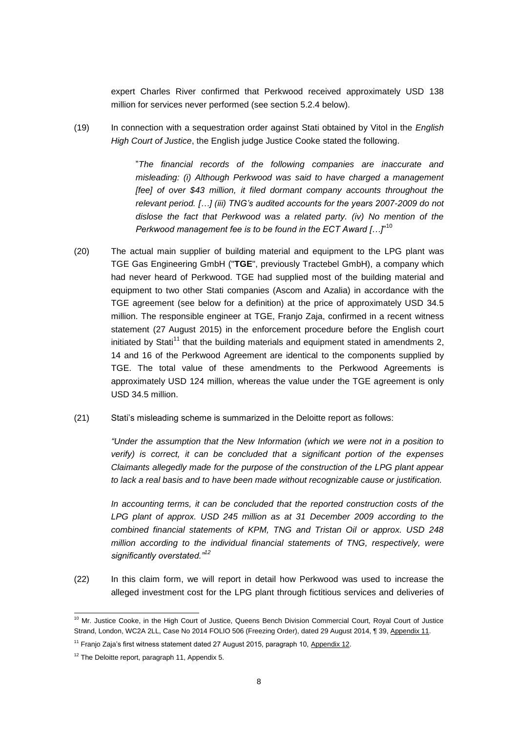expert Charles River confirmed that Perkwood received approximately USD 138 million for services never performed (see section 5.2.4 below).

(19) In connection with a sequestration order against Stati obtained by Vitol in the *English High Court of Justice*, the English judge Justice Cooke stated the following.

> "*The financial records of the following companies are inaccurate and misleading: (i) Although Perkwood was said to have charged a management [fee] of over $43 million, it filed dormant company accounts throughout the relevant period. […] (iii) TNG's audited accounts for the years 2007-2009 do not dislose the fact that Perkwood was a related party. (iv) No mention of the Perkwood management fee is to be found in the ECT Award […]*"[10]

(20) The actual main supplier of building material and equipment to the LPG plant was TGE Gas Engineering GmbH ("**TGE**", previously Tractebel GmbH), a company which had never heard of Perkwood. TGE had supplied most of the building material and equipment to two other Stati companies (Ascom and Azalia) in accordance with the TGE agreement (see below for a definition) at the price of approximately USD 34.5 million. The responsible engineer at TGE, Franjo Zaja, confirmed in a recent witness statement (27 August 2015) in the enforcement procedure before the English court initiated by Stati[11] that the building materials and equipment stated in amendments 2, 14 and 16 of the Perkwood Agreement are identical to the components supplied by TGE. The total value of these amendments to the Perkwood Agreements is approximately USD 124 million, whereas the value under the TGE agreement is only USD 34.5 million.

(21) Stati's misleading scheme is summarized in the Deloitte report as follows:

> *"Under the assumption that the New Information (which we were not in a position to verify) is correct, it can be concluded that a significant portion of the expenses Claimants allegedly made for the purpose of the construction of the LPG plant appear to lack a real basis and to have been made without recognizable cause or justification.*
>
> *In accounting terms, it can be concluded that the reported construction costs of the LPG plant of approx. USD 245 million as at 31 December 2009 according to the combined financial statements of KPM, TNG and Tristan Oil or approx. USD 248 million according to the individual financial statements of TNG, respectively, were significantly overstated."*[12]

(22) In this claim form, we will report in detail how Perkwood was used to increase the alleged investment cost for the LPG plant through fictitious services and deliveries of

---

[10] Mr. Justice Cooke, in the High Court of Justice, Queens Bench Division Commercial Court, Royal Court of Justice Strand, London, WC2A 2LL, Case No 2014 FOLIO 506 (Freezing Order), dated 29 August 2014, ¶ 39, Appendix 11.

[11] Franjo Zaja's first witness statement dated 27 August 2015, paragraph 10, Appendix 12.

[12] The Deloitte report, paragraph 11, Appendix 5.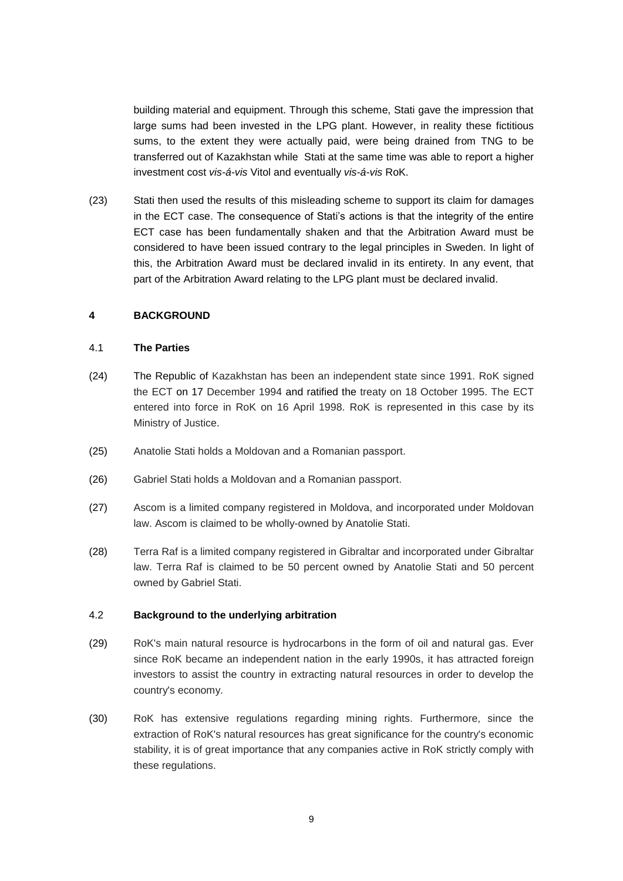building material and equipment. Through this scheme, Stati gave the impression that large sums had been invested in the LPG plant. However, in reality these fictitious sums, to the extent they were actually paid, were being drained from TNG to be transferred out of Kazakhstan while Stati at the same time was able to report a higher investment cost *vis-á-vis* Vitol and eventually *vis-á-vis* RoK.

(23) Stati then used the results of this misleading scheme to support its claim for damages in the ECT case. The consequence of Stati's actions is that the integrity of the entire ECT case has been fundamentally shaken and that the Arbitration Award must be considered to have been issued contrary to the legal principles in Sweden. In light of this, the Arbitration Award must be declared invalid in its entirety. In any event, that part of the Arbitration Award relating to the LPG plant must be declared invalid.

## 4 BACKGROUND

### 4.1 The Parties

(24) The Republic of Kazakhstan has been an independent state since 1991. RoK signed the ECT on 17 December 1994 and ratified the treaty on 18 October 1995. The ECT entered into force in RoK on 16 April 1998. RoK is represented in this case by its Ministry of Justice.

(25) Anatolie Stati holds a Moldovan and a Romanian passport.

(26) Gabriel Stati holds a Moldovan and a Romanian passport.

(27) Ascom is a limited company registered in Moldova, and incorporated under Moldovan law. Ascom is claimed to be wholly-owned by Anatolie Stati.

(28) Terra Raf is a limited company registered in Gibraltar and incorporated under Gibraltar law. Terra Raf is claimed to be 50 percent owned by Anatolie Stati and 50 percent owned by Gabriel Stati.

### 4.2 Background to the underlying arbitration

(29) RoK's main natural resource is hydrocarbons in the form of oil and natural gas. Ever since RoK became an independent nation in the early 1990s, it has attracted foreign investors to assist the country in extracting natural resources in order to develop the country's economy.

(30) RoK has extensive regulations regarding mining rights. Furthermore, since the extraction of RoK's natural resources has great significance for the country's economic stability, it is of great importance that any companies active in RoK strictly comply with these regulations.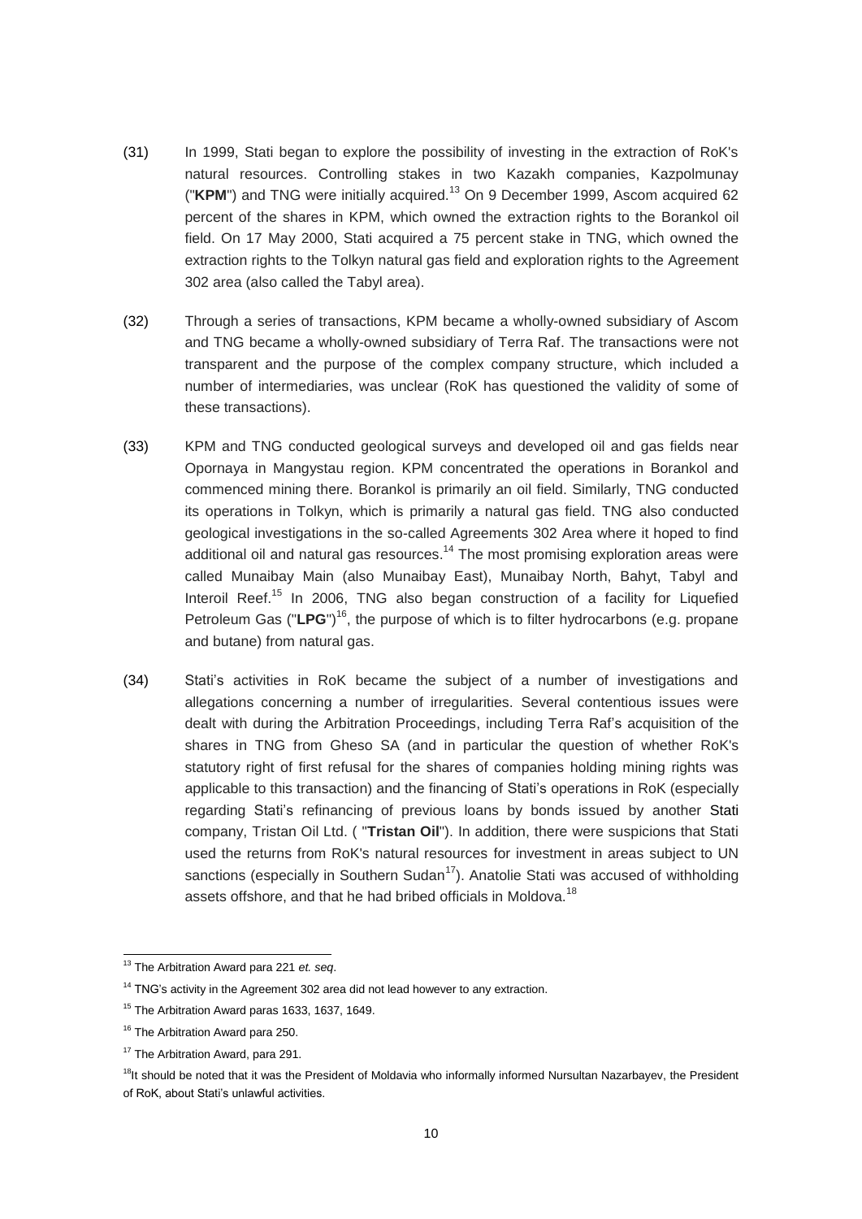(31) In 1999, Stati began to explore the possibility of investing in the extraction of RoK's natural resources. Controlling stakes in two Kazakh companies, Kazpolmunay ("**KPM**") and TNG were initially acquired.[13] On 9 December 1999, Ascom acquired 62 percent of the shares in KPM, which owned the extraction rights to the Borankol oil field. On 17 May 2000, Stati acquired a 75 percent stake in TNG, which owned the extraction rights to the Tolkyn natural gas field and exploration rights to the Agreement 302 area (also called the Tabyl area).

(32) Through a series of transactions, KPM became a wholly-owned subsidiary of Ascom and TNG became a wholly-owned subsidiary of Terra Raf. The transactions were not transparent and the purpose of the complex company structure, which included a number of intermediaries, was unclear (RoK has questioned the validity of some of these transactions).

(33) KPM and TNG conducted geological surveys and developed oil and gas fields near Opornaya in Mangystau region. KPM concentrated the operations in Borankol and commenced mining there. Borankol is primarily an oil field. Similarly, TNG conducted its operations in Tolkyn, which is primarily a natural gas field. TNG also conducted geological investigations in the so-called Agreements 302 Area where it hoped to find additional oil and natural gas resources.[14] The most promising exploration areas were called Munaibay Main (also Munaibay East), Munaibay North, Bahyt, Tabyl and Interoil Reef.[15] In 2006, TNG also began construction of a facility for Liquefied Petroleum Gas ("**LPG**")[16], the purpose of which is to filter hydrocarbons (e.g. propane and butane) from natural gas.

(34) Stati's activities in RoK became the subject of a number of investigations and allegations concerning a number of irregularities. Several contentious issues were dealt with during the Arbitration Proceedings, including Terra Raf's acquisition of the shares in TNG from Gheso SA (and in particular the question of whether RoK's statutory right of first refusal for the shares of companies holding mining rights was applicable to this transaction) and the financing of Stati's operations in RoK (especially regarding Stati's refinancing of previous loans by bonds issued by another Stati company, Tristan Oil Ltd. ( "**Tristan Oil**"). In addition, there were suspicions that Stati used the returns from RoK's natural resources for investment in areas subject to UN sanctions (especially in Southern Sudan[17]). Anatolie Stati was accused of withholding assets offshore, and that he had bribed officials in Moldova.[18]

---

[13] The Arbitration Award para 221 *et. seq*.

[14] TNG's activity in the Agreement 302 area did not lead however to any extraction.

[15] The Arbitration Award paras 1633, 1637, 1649.

[16] The Arbitration Award para 250.

[17] The Arbitration Award, para 291.

[18] It should be noted that it was the President of Moldavia who informally informed Nursultan Nazarbayev, the President of RoK, about Stati's unlawful activities.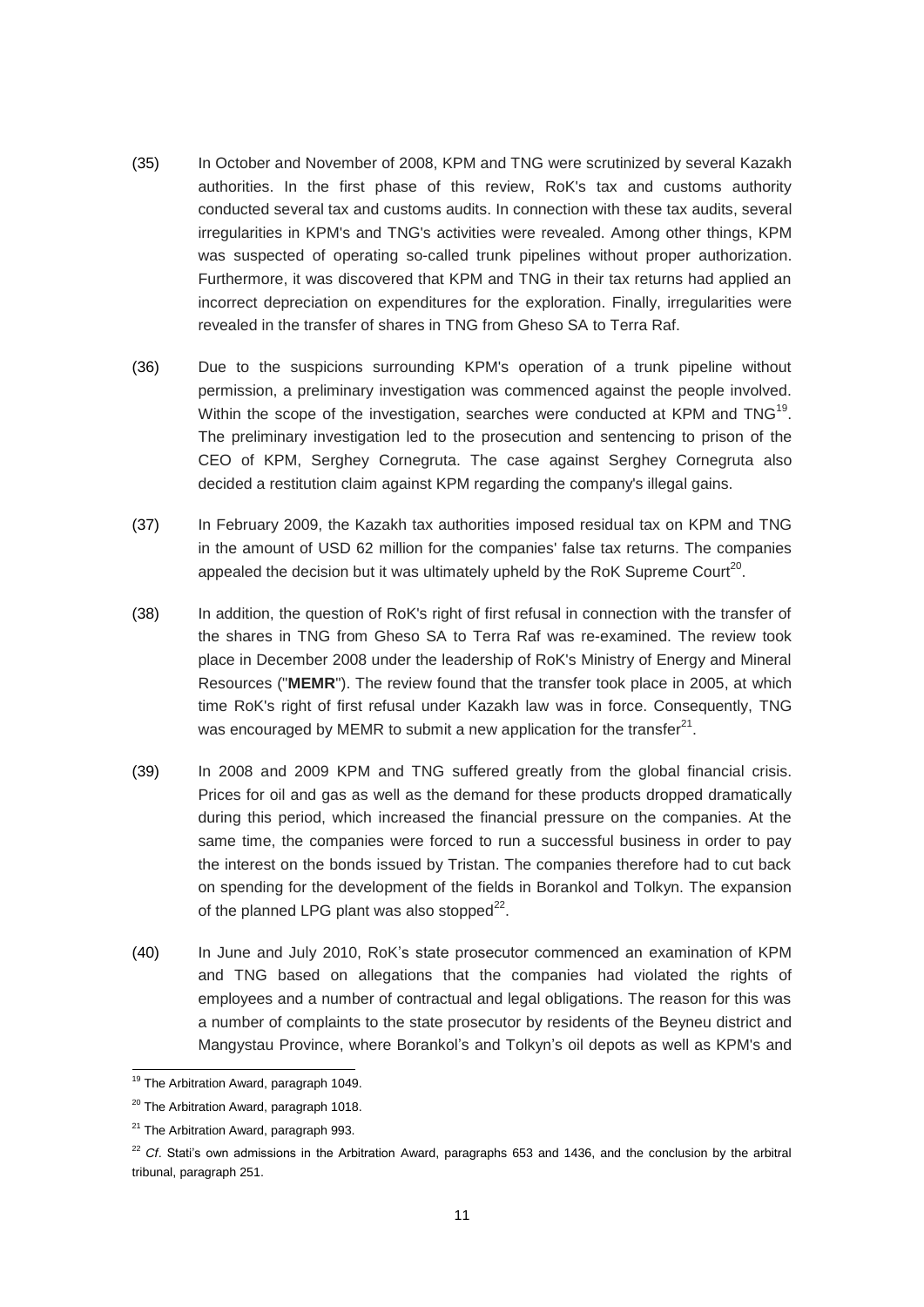(35) In October and November of 2008, KPM and TNG were scrutinized by several Kazakh authorities. In the first phase of this review, RoK's tax and customs authority conducted several tax and customs audits. In connection with these tax audits, several irregularities in KPM's and TNG's activities were revealed. Among other things, KPM was suspected of operating so-called trunk pipelines without proper authorization. Furthermore, it was discovered that KPM and TNG in their tax returns had applied an incorrect depreciation on expenditures for the exploration. Finally, irregularities were revealed in the transfer of shares in TNG from Gheso SA to Terra Raf.

(36) Due to the suspicions surrounding KPM's operation of a trunk pipeline without permission, a preliminary investigation was commenced against the people involved. Within the scope of the investigation, searches were conducted at KPM and TNG[19]. The preliminary investigation led to the prosecution and sentencing to prison of the CEO of KPM, Serghey Cornegruta. The case against Serghey Cornegruta also decided a restitution claim against KPM regarding the company's illegal gains.

(37) In February 2009, the Kazakh tax authorities imposed residual tax on KPM and TNG in the amount of USD 62 million for the companies' false tax returns. The companies appealed the decision but it was ultimately upheld by the RoK Supreme Court[20].

(38) In addition, the question of RoK's right of first refusal in connection with the transfer of the shares in TNG from Gheso SA to Terra Raf was re-examined. The review took place in December 2008 under the leadership of RoK's Ministry of Energy and Mineral Resources ("**MEMR**"). The review found that the transfer took place in 2005, at which time RoK's right of first refusal under Kazakh law was in force. Consequently, TNG was encouraged by MEMR to submit a new application for the transfer[21].

(39) In 2008 and 2009 KPM and TNG suffered greatly from the global financial crisis. Prices for oil and gas as well as the demand for these products dropped dramatically during this period, which increased the financial pressure on the companies. At the same time, the companies were forced to run a successful business in order to pay the interest on the bonds issued by Tristan. The companies therefore had to cut back on spending for the development of the fields in Borankol and Tolkyn. The expansion of the planned LPG plant was also stopped[22].

(40) In June and July 2010, RoK's state prosecutor commenced an examination of KPM and TNG based on allegations that the companies had violated the rights of employees and a number of contractual and legal obligations. The reason for this was a number of complaints to the state prosecutor by residents of the Beyneu district and Mangystau Province, where Borankol's and Tolkyn's oil depots as well as KPM's and

---

[19] The Arbitration Award, paragraph 1049.

[20] The Arbitration Award, paragraph 1018.

[21] The Arbitration Award, paragraph 993.

[22] *Cf*. Stati's own admissions in the Arbitration Award, paragraphs 653 and 1436, and the conclusion by the arbitral tribunal, paragraph 251.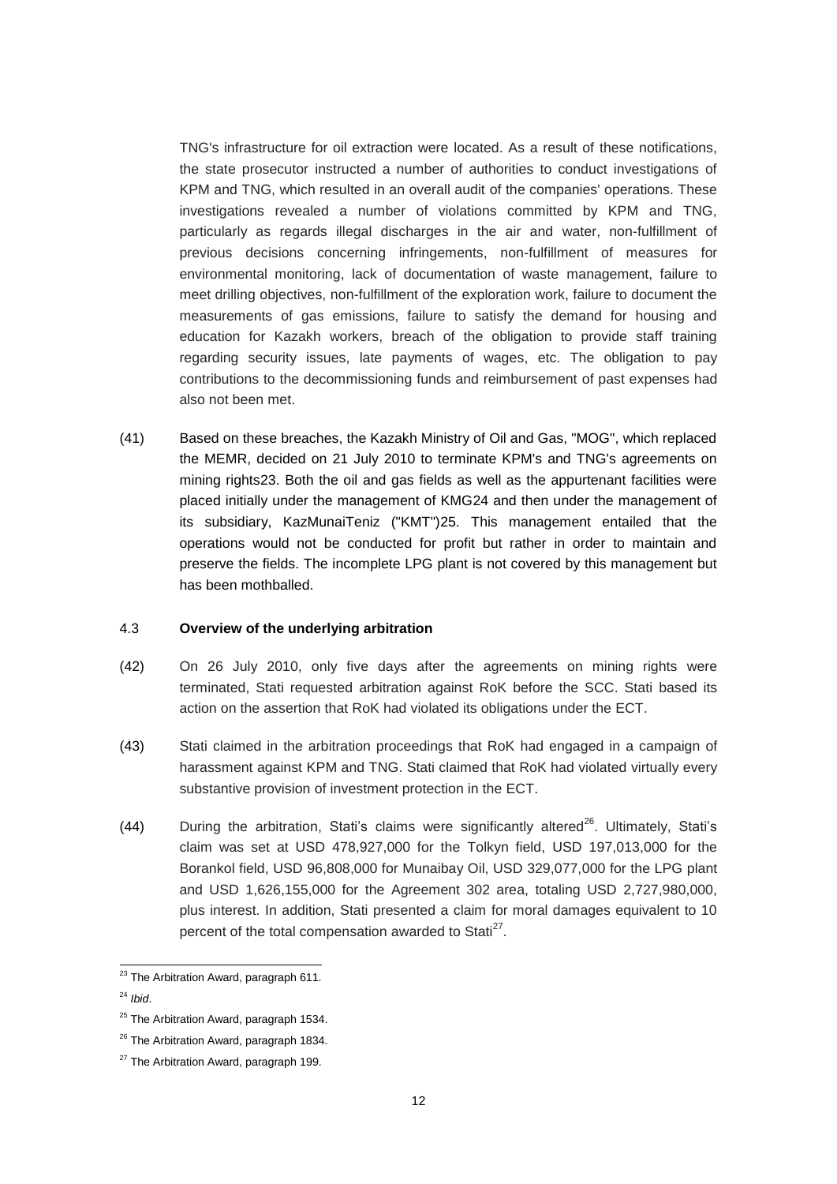TNG's infrastructure for oil extraction were located. As a result of these notifications, the state prosecutor instructed a number of authorities to conduct investigations of KPM and TNG, which resulted in an overall audit of the companies' operations. These investigations revealed a number of violations committed by KPM and TNG, particularly as regards illegal discharges in the air and water, non-fulfillment of previous decisions concerning infringements, non-fulfillment of measures for environmental monitoring, lack of documentation of waste management, failure to meet drilling objectives, non-fulfillment of the exploration work, failure to document the measurements of gas emissions, failure to satisfy the demand for housing and education for Kazakh workers, breach of the obligation to provide staff training regarding security issues, late payments of wages, etc. The obligation to pay contributions to the decommissioning funds and reimbursement of past expenses had also not been met.

(41) Based on these breaches, the Kazakh Ministry of Oil and Gas, "MOG", which replaced the MEMR, decided on 21 July 2010 to terminate KPM's and TNG's agreements on mining rights23. Both the oil and gas fields as well as the appurtenant facilities were placed initially under the management of KMG24 and then under the management of its subsidiary, KazMunaiTeniz ("KMT")25. This management entailed that the operations would not be conducted for profit but rather in order to maintain and preserve the fields. The incomplete LPG plant is not covered by this management but has been mothballed.

## 4.3 **Overview of the underlying arbitration**

(42) On 26 July 2010, only five days after the agreements on mining rights were terminated, Stati requested arbitration against RoK before the SCC. Stati based its action on the assertion that RoK had violated its obligations under the ECT.

(43) Stati claimed in the arbitration proceedings that RoK had engaged in a campaign of harassment against KPM and TNG. Stati claimed that RoK had violated virtually every substantive provision of investment protection in the ECT.

(44) During the arbitration, Stati's claims were significantly altered[26]. Ultimately, Stati's claim was set at USD 478,927,000 for the Tolkyn field, USD 197,013,000 for the Borankol field, USD 96,808,000 for Munaibay Oil, USD 329,077,000 for the LPG plant and USD 1,626,155,000 for the Agreement 302 area, totaling USD 2,727,980,000, plus interest. In addition, Stati presented a claim for moral damages equivalent to 10 percent of the total compensation awarded to Stati[27].

---

[23] The Arbitration Award, paragraph 611.

[24] *Ibid*.

[25] The Arbitration Award, paragraph 1534.

[26] The Arbitration Award, paragraph 1834.

[27] The Arbitration Award, paragraph 199.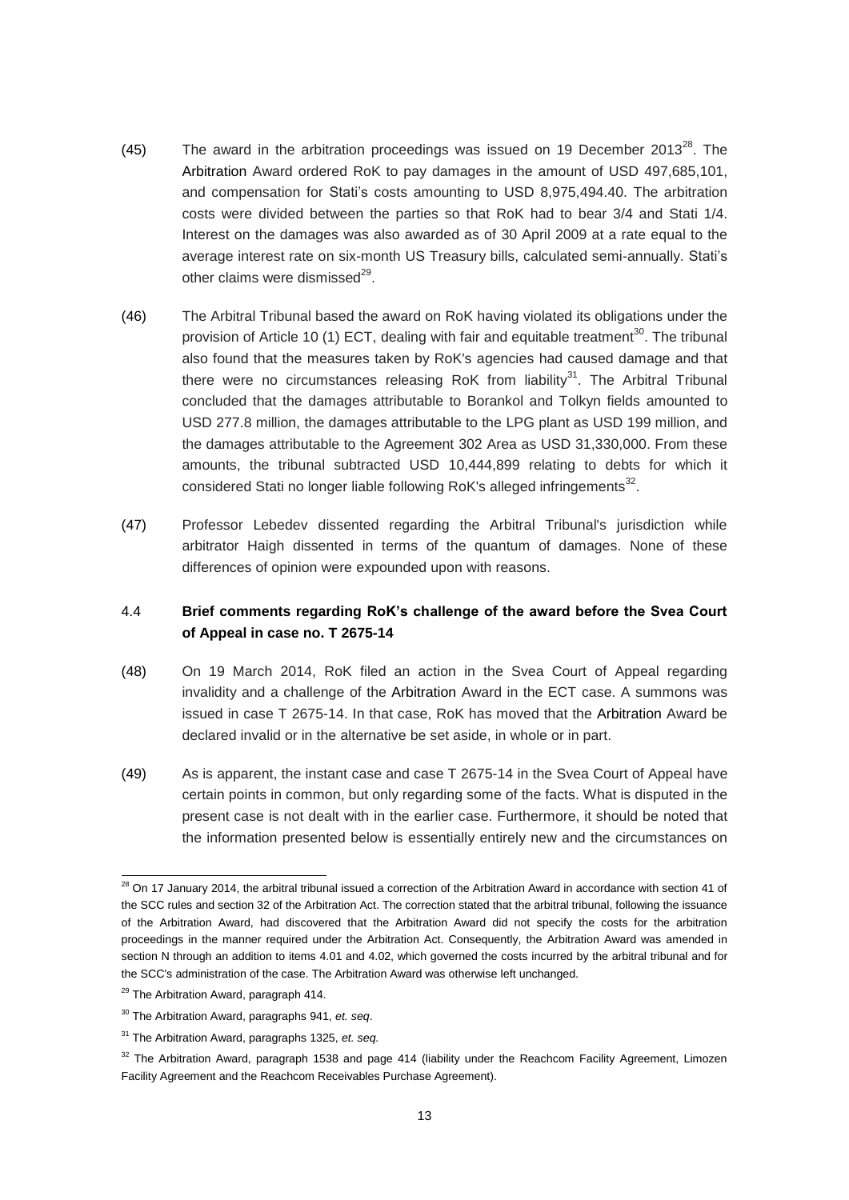(45) The award in the arbitration proceedings was issued on 19 December 2013[28]. The Arbitration Award ordered RoK to pay damages in the amount of USD 497,685,101, and compensation for Stati's costs amounting to USD 8,975,494.40. The arbitration costs were divided between the parties so that RoK had to bear 3/4 and Stati 1/4. Interest on the damages was also awarded as of 30 April 2009 at a rate equal to the average interest rate on six-month US Treasury bills, calculated semi-annually. Stati's other claims were dismissed[29].

(46) The Arbitral Tribunal based the award on RoK having violated its obligations under the provision of Article 10 (1) ECT, dealing with fair and equitable treatment[30]. The tribunal also found that the measures taken by RoK's agencies had caused damage and that there were no circumstances releasing RoK from liability[31]. The Arbitral Tribunal concluded that the damages attributable to Borankol and Tolkyn fields amounted to USD 277.8 million, the damages attributable to the LPG plant as USD 199 million, and the damages attributable to the Agreement 302 Area as USD 31,330,000. From these amounts, the tribunal subtracted USD 10,444,899 relating to debts for which it considered Stati no longer liable following RoK's alleged infringements[32].

(47) Professor Lebedev dissented regarding the Arbitral Tribunal's jurisdiction while arbitrator Haigh dissented in terms of the quantum of damages. None of these differences of opinion were expounded upon with reasons.

### 4.4 Brief comments regarding RoK's challenge of the award before the Svea Court of Appeal in case no. T 2675-14

(48) On 19 March 2014, RoK filed an action in the Svea Court of Appeal regarding invalidity and a challenge of the Arbitration Award in the ECT case. A summons was issued in case T 2675-14. In that case, RoK has moved that the Arbitration Award be declared invalid or in the alternative be set aside, in whole or in part.

(49) As is apparent, the instant case and case T 2675-14 in the Svea Court of Appeal have certain points in common, but only regarding some of the facts. What is disputed in the present case is not dealt with in the earlier case. Furthermore, it should be noted that the information presented below is essentially entirely new and the circumstances on

---

[28] On 17 January 2014, the arbitral tribunal issued a correction of the Arbitration Award in accordance with section 41 of the SCC rules and section 32 of the Arbitration Act. The correction stated that the arbitral tribunal, following the issuance of the Arbitration Award, had discovered that the Arbitration Award did not specify the costs for the arbitration proceedings in the manner required under the Arbitration Act. Consequently, the Arbitration Award was amended in section N through an addition to items 4.01 and 4.02, which governed the costs incurred by the arbitral tribunal and for the SCC's administration of the case. The Arbitration Award was otherwise left unchanged.

[29] The Arbitration Award, paragraph 414.

[30] The Arbitration Award, paragraphs 941, *et. seq*.

[31] The Arbitration Award, paragraphs 1325, *et. seq.*

[32] The Arbitration Award, paragraph 1538 and page 414 (liability under the Reachcom Facility Agreement, Limozen Facility Agreement and the Reachcom Receivables Purchase Agreement).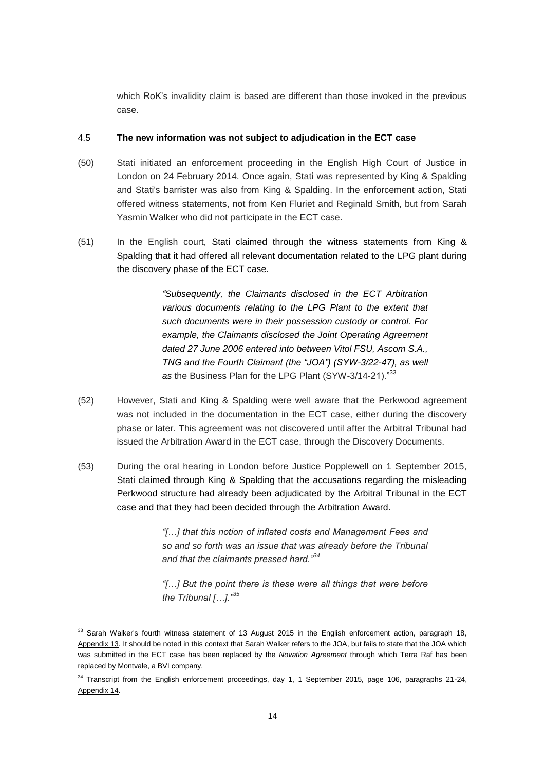which RoK's invalidity claim is based are different than those invoked in the previous case.

### 4.5 The new information was not subject to adjudication in the ECT case

(50) Stati initiated an enforcement proceeding in the English High Court of Justice in London on 24 February 2014. Once again, Stati was represented by King & Spalding and Stati's barrister was also from King & Spalding. In the enforcement action, Stati offered witness statements, not from Ken Fluriet and Reginald Smith, but from Sarah Yasmin Walker who did not participate in the ECT case.

(51) In the English court, Stati claimed through the witness statements from King & Spalding that it had offered all relevant documentation related to the LPG plant during the discovery phase of the ECT case.

> *"Subsequently, the Claimants disclosed in the ECT Arbitration various documents relating to the LPG Plant to the extent that such documents were in their possession custody or control. For example, the Claimants disclosed the Joint Operating Agreement dated 27 June 2006 entered into between Vitol FSU, Ascom S.A., TNG and the Fourth Claimant (the "JOA") (SYW-3/22-47), as well as* the Business Plan for the LPG Plant (SYW-3/14-21)."[33]

(52) However, Stati and King & Spalding were well aware that the Perkwood agreement was not included in the documentation in the ECT case, either during the discovery phase or later. This agreement was not discovered until after the Arbitral Tribunal had issued the Arbitration Award in the ECT case, through the Discovery Documents.

(53) During the oral hearing in London before Justice Popplewell on 1 September 2015, Stati claimed through King & Spalding that the accusations regarding the misleading Perkwood structure had already been adjudicated by the Arbitral Tribunal in the ECT case and that they had been decided through the Arbitration Award.

> *"[…] that this notion of inflated costs and Management Fees and so and so forth was an issue that was already before the Tribunal and that the claimants pressed hard."*[34]
>
> *"[…] But the point there is these were all things that were before the Tribunal […]."*[35]

---

[33] Sarah Walker's fourth witness statement of 13 August 2015 in the English enforcement action, paragraph 18, Appendix 13. It should be noted in this context that Sarah Walker refers to the JOA, but fails to state that the JOA which was submitted in the ECT case has been replaced by the *Novation Agreement* through which Terra Raf has been replaced by Montvale, a BVI company.

[34] Transcript from the English enforcement proceedings, day 1, 1 September 2015, page 106, paragraphs 21-24, Appendix 14.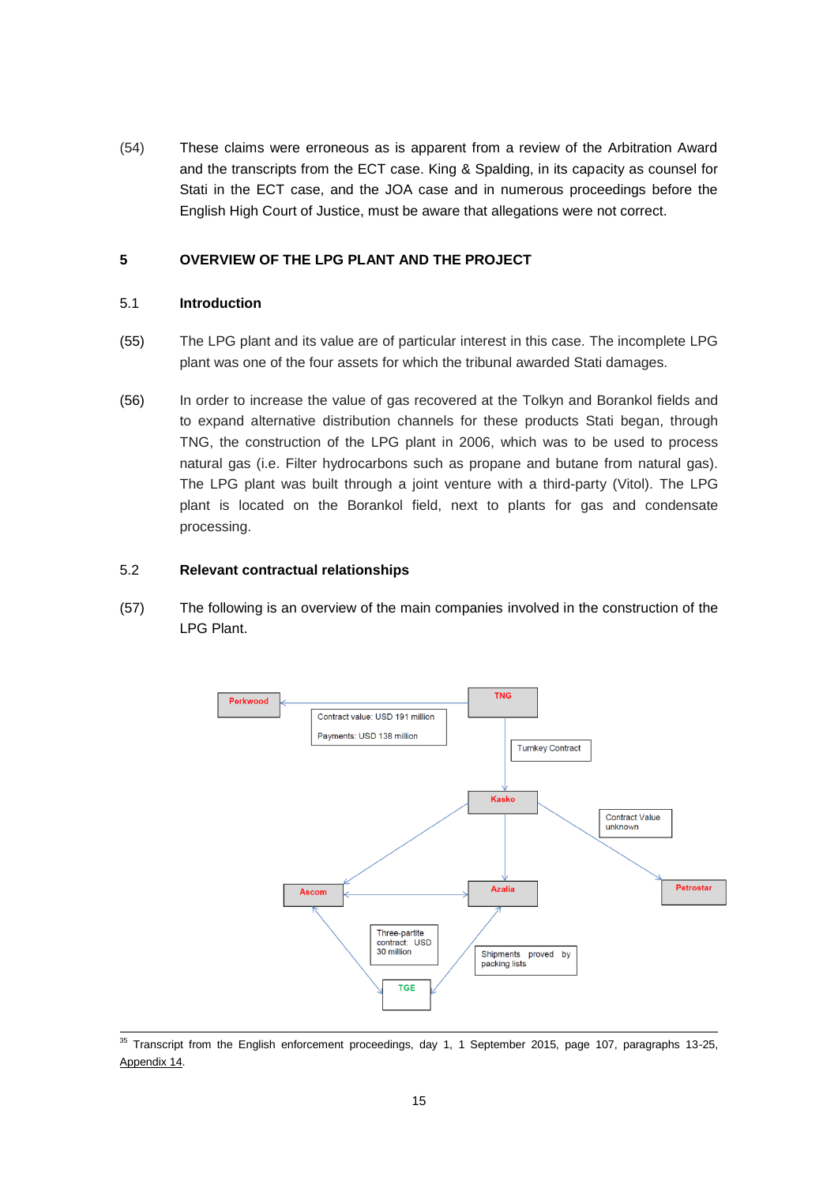(54) These claims were erroneous as is apparent from a review of the Arbitration Award and the transcripts from the ECT case. King & Spalding, in its capacity as counsel for Stati in the ECT case, and the JOA case and in numerous proceedings before the English High Court of Justice, must be aware that allegations were not correct.

## 5 OVERVIEW OF THE LPG PLANT AND THE PROJECT

### 5.1 Introduction

(55) The LPG plant and its value are of particular interest in this case. The incomplete LPG plant was one of the four assets for which the tribunal awarded Stati damages.

(56) In order to increase the value of gas recovered at the Tolkyn and Borankol fields and to expand alternative distribution channels for these products Stati began, through TNG, the construction of the LPG plant in 2006, which was to be used to process natural gas (i.e. Filter hydrocarbons such as propane and butane from natural gas). The LPG plant was built through a joint venture with a third-party (Vitol). The LPG plant is located on the Borankol field, next to plants for gas and condensate processing.

### 5.2 Relevant contractual relationships

(57) The following is an overview of the main companies involved in the construction of the LPG Plant.

Perkwood

Contract value: USD 191 million

Payments: USD 138 million

TNG

Turnkey Contract

Kasko

Contract Value unknown

Ascom

Azalia

Petrostar

Three-partite contract: USD 30 million

Shipments proved by packing lists

TGE

[35] Transcript from the English enforcement proceedings, day 1, 1 September 2015, page 107, paragraphs 13-25, Appendix 14.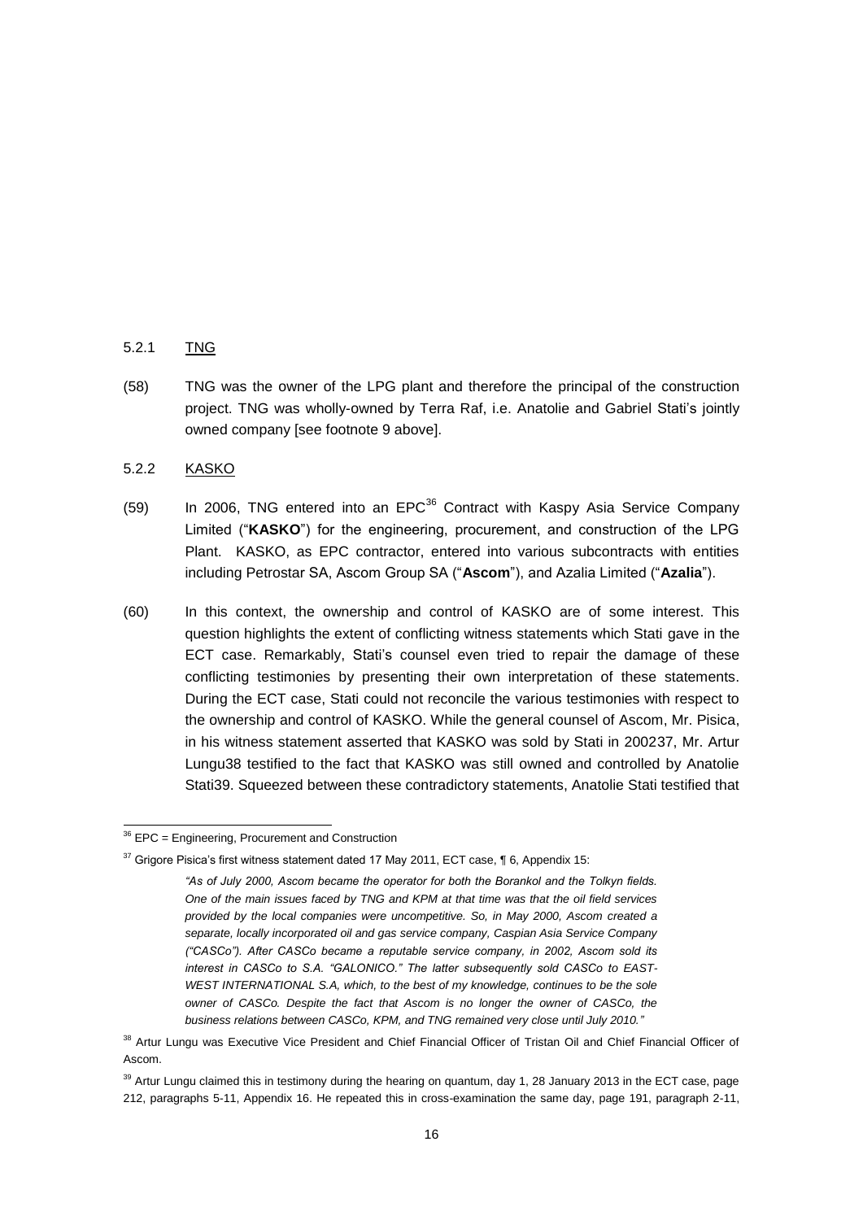### 5.2.1 TNG

(58) TNG was the owner of the LPG plant and therefore the principal of the construction project. TNG was wholly-owned by Terra Raf, i.e. Anatolie and Gabriel Stati's jointly owned company [see footnote 9 above].

### 5.2.2 KASKO

(59) In 2006, TNG entered into an EPC[36] Contract with Kaspy Asia Service Company Limited ("**KASKO**") for the engineering, procurement, and construction of the LPG Plant. KASKO, as EPC contractor, entered into various subcontracts with entities including Petrostar SA, Ascom Group SA ("**Ascom**"), and Azalia Limited ("**Azalia**").

(60) In this context, the ownership and control of KASKO are of some interest. This question highlights the extent of conflicting witness statements which Stati gave in the ECT case. Remarkably, Stati's counsel even tried to repair the damage of these conflicting testimonies by presenting their own interpretation of these statements. During the ECT case, Stati could not reconcile the various testimonies with respect to the ownership and control of KASKO. While the general counsel of Ascom, Mr. Pisica, in his witness statement asserted that KASKO was sold by Stati in 2002[37], Mr. Artur Lungu[38] testified to the fact that KASKO was still owned and controlled by Anatolie Stati[39]. Squeezed between these contradictory statements, Anatolie Stati testified that

---

[36] EPC = Engineering, Procurement and Construction

[37] Grigore Pisica's first witness statement dated 17 May 2011, ECT case, ¶ 6, Appendix 15:

> *"As of July 2000, Ascom became the operator for both the Borankol and the Tolkyn fields. One of the main issues faced by TNG and KPM at that time was that the oil field services provided by the local companies were uncompetitive. So, in May 2000, Ascom created a separate, locally incorporated oil and gas service company, Caspian Asia Service Company ("CASCo"). After CASCo became a reputable service company, in 2002, Ascom sold its interest in CASCo to S.A. "GALONICO." The latter subsequently sold CASCo to EAST-WEST INTERNATIONAL S.A, which, to the best of my knowledge, continues to be the sole owner of CASCo. Despite the fact that Ascom is no longer the owner of CASCo, the business relations between CASCo, KPM, and TNG remained very close until July 2010."*

[38] Artur Lungu was Executive Vice President and Chief Financial Officer of Tristan Oil and Chief Financial Officer of Ascom.

[39] Artur Lungu claimed this in testimony during the hearing on quantum, day 1, 28 January 2013 in the ECT case, page 212, paragraphs 5-11, Appendix 16. He repeated this in cross-examination the same day, page 191, paragraph 2-11,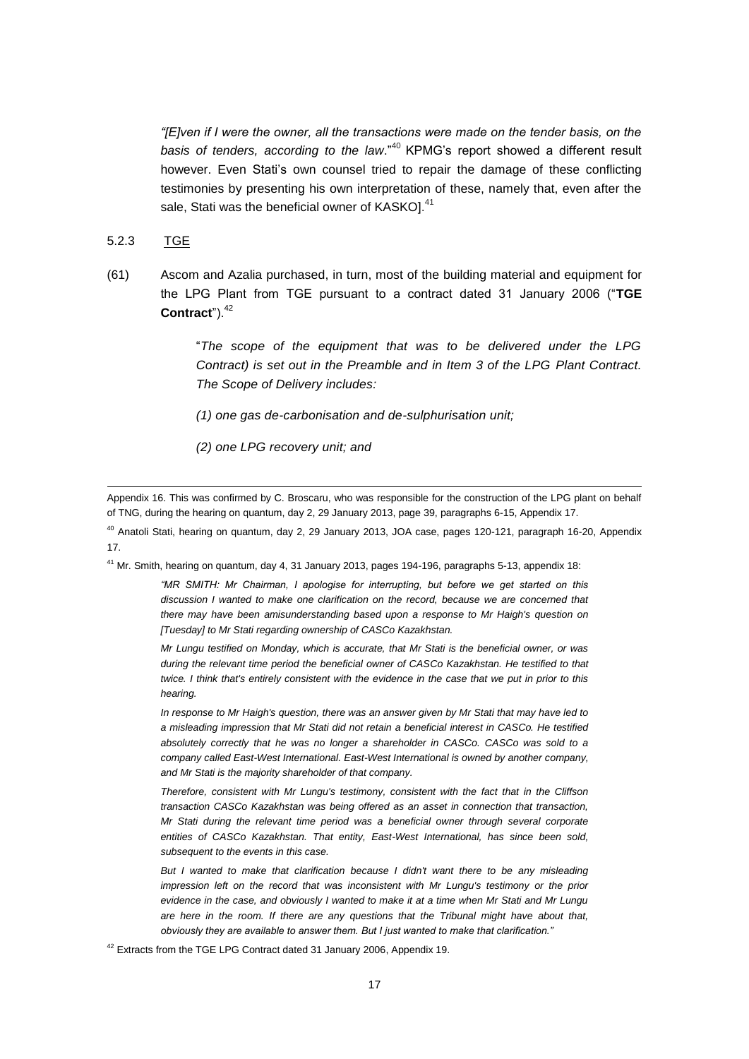*"[E]ven if I were the owner, all the transactions were made on the tender basis, on the basis of tenders, according to the law*."[40] KPMG's report showed a different result however. Even Stati's own counsel tried to repair the damage of these conflicting testimonies by presenting his own interpretation of these, namely that, even after the sale, Stati was the beneficial owner of KASKO].[41]

5.2.3 TGE

(61) Ascom and Azalia purchased, in turn, most of the building material and equipment for the LPG Plant from TGE pursuant to a contract dated 31 January 2006 ("**TGE Contract**").[42]

> "*The scope of the equipment that was to be delivered under the LPG Contract) is set out in the Preamble and in Item 3 of the LPG Plant Contract. The Scope of Delivery includes:*
>
> *(1) one gas de-carbonisation and de-sulphurisation unit;*
>
> *(2) one LPG recovery unit; and*

---

Appendix 16. This was confirmed by C. Broscaru, who was responsible for the construction of the LPG plant on behalf of TNG, during the hearing on quantum, day 2, 29 January 2013, page 39, paragraphs 6-15, Appendix 17.

[40] Anatoli Stati, hearing on quantum, day 2, 29 January 2013, JOA case, pages 120-121, paragraph 16-20, Appendix 17.

[41] Mr. Smith, hearing on quantum, day 4, 31 January 2013, pages 194-196, paragraphs 5-13, appendix 18:

> *"MR SMITH: Mr Chairman, I apologise for interrupting, but before we get started on this discussion I wanted to make one clarification on the record, because we are concerned that there may have been amisunderstanding based upon a response to Mr Haigh's question on [Tuesday] to Mr Stati regarding ownership of CASCo Kazakhstan.*
>
> *Mr Lungu testified on Monday, which is accurate, that Mr Stati is the beneficial owner, or was during the relevant time period the beneficial owner of CASCo Kazakhstan. He testified to that twice. I think that's entirely consistent with the evidence in the case that we put in prior to this hearing.*
>
> *In response to Mr Haigh's question, there was an answer given by Mr Stati that may have led to a misleading impression that Mr Stati did not retain a beneficial interest in CASCo. He testified absolutely correctly that he was no longer a shareholder in CASCo. CASCo was sold to a company called East-West International. East-West International is owned by another company, and Mr Stati is the majority shareholder of that company.*
>
> *Therefore, consistent with Mr Lungu's testimony, consistent with the fact that in the Cliffson transaction CASCo Kazakhstan was being offered as an asset in connection that transaction, Mr Stati during the relevant time period was a beneficial owner through several corporate entities of CASCo Kazakhstan. That entity, East-West International, has since been sold, subsequent to the events in this case.*
>
> *But I wanted to make that clarification because I didn't want there to be any misleading impression left on the record that was inconsistent with Mr Lungu's testimony or the prior evidence in the case, and obviously I wanted to make it at a time when Mr Stati and Mr Lungu are here in the room. If there are any questions that the Tribunal might have about that, obviously they are available to answer them. But I just wanted to make that clarification."*

[42] Extracts from the TGE LPG Contract dated 31 January 2006, Appendix 19.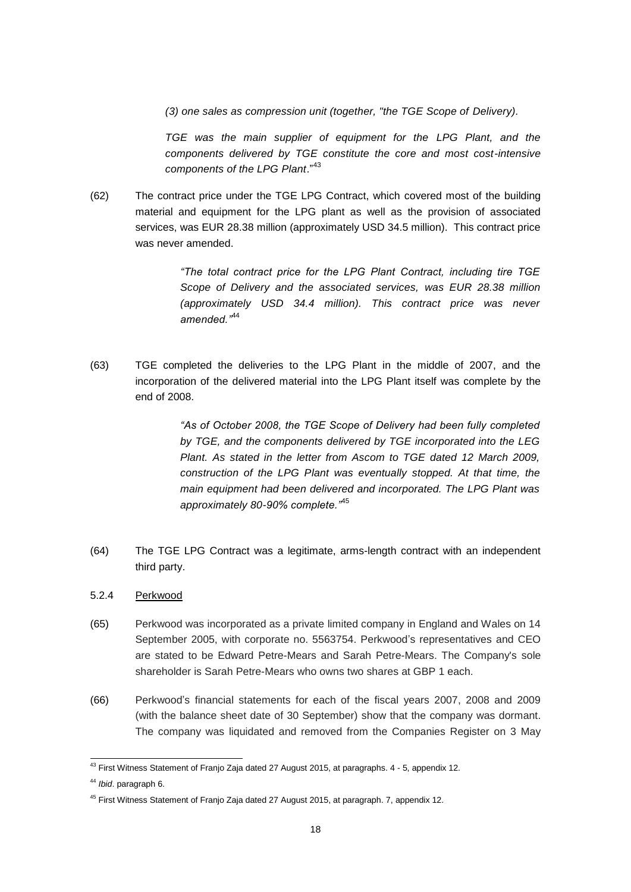*(3) one sales as compression unit (together, "the TGE Scope of Delivery).*

*TGE was the main supplier of equipment for the LPG Plant, and the components delivered by TGE constitute the core and most cost-intensive components of the LPG Plant*."[43]

(62) The contract price under the TGE LPG Contract, which covered most of the building material and equipment for the LPG plant as well as the provision of associated services, was EUR 28.38 million (approximately USD 34.5 million). This contract price was never amended.

> *"The total contract price for the LPG Plant Contract, including tire TGE Scope of Delivery and the associated services, was EUR 28.38 million (approximately USD 34.4 million). This contract price was never amended."*[44]

(63) TGE completed the deliveries to the LPG Plant in the middle of 2007, and the incorporation of the delivered material into the LPG Plant itself was complete by the end of 2008.

> *"As of October 2008, the TGE Scope of Delivery had been fully completed by TGE, and the components delivered by TGE incorporated into the LEG Plant. As stated in the letter from Ascom to TGE dated 12 March 2009, construction of the LPG Plant was eventually stopped. At that time, the main equipment had been delivered and incorporated. The LPG Plant was approximately 80-90% complete."*[45]

(64) The TGE LPG Contract was a legitimate, arms-length contract with an independent third party.

5.2.4 <u>Perkwood</u>

(65) Perkwood was incorporated as a private limited company in England and Wales on 14 September 2005, with corporate no. 5563754. Perkwood's representatives and CEO are stated to be Edward Petre-Mears and Sarah Petre-Mears. The Company's sole shareholder is Sarah Petre-Mears who owns two shares at GBP 1 each.

(66) Perkwood's financial statements for each of the fiscal years 2007, 2008 and 2009 (with the balance sheet date of 30 September) show that the company was dormant. The company was liquidated and removed from the Companies Register on 3 May

---

[43] First Witness Statement of Franjo Zaja dated 27 August 2015, at paragraphs. 4 - 5, appendix 12.

[44] *Ibid*. paragraph 6.

[45] First Witness Statement of Franjo Zaja dated 27 August 2015, at paragraph. 7, appendix 12.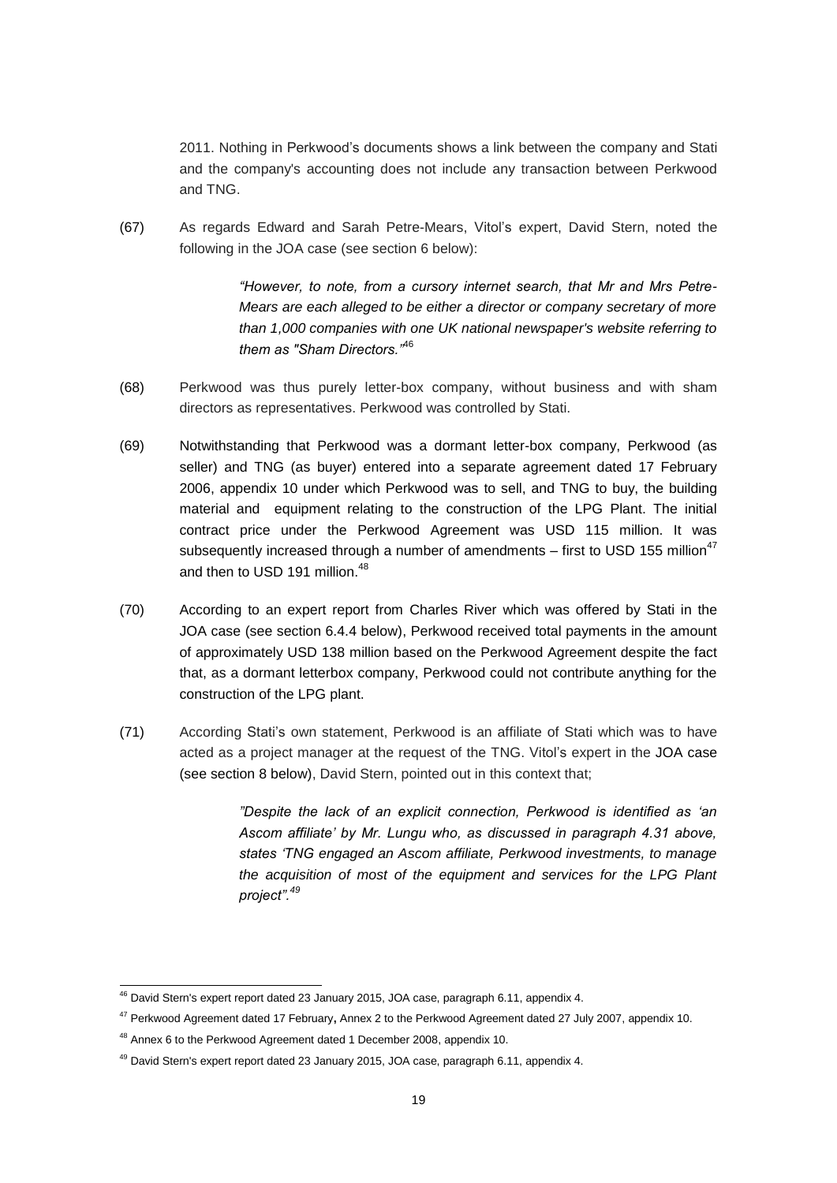2011. Nothing in Perkwood's documents shows a link between the company and Stati and the company's accounting does not include any transaction between Perkwood and TNG.

(67) As regards Edward and Sarah Petre-Mears, Vitol's expert, David Stern, noted the following in the JOA case (see section 6 below):

> *"However, to note, from a cursory internet search, that Mr and Mrs Petre-Mears are each alleged to be either a director or company secretary of more than 1,000 companies with one UK national newspaper's website referring to them as "Sham Directors."*[46]

(68) Perkwood was thus purely letter-box company, without business and with sham directors as representatives. Perkwood was controlled by Stati.

(69) Notwithstanding that Perkwood was a dormant letter-box company, Perkwood (as seller) and TNG (as buyer) entered into a separate agreement dated 17 February 2006, appendix 10 under which Perkwood was to sell, and TNG to buy, the building material and equipment relating to the construction of the LPG Plant. The initial contract price under the Perkwood Agreement was USD 115 million. It was subsequently increased through a number of amendments – first to USD 155 million[47] and then to USD 191 million.[48]

(70) According to an expert report from Charles River which was offered by Stati in the JOA case (see section 6.4.4 below), Perkwood received total payments in the amount of approximately USD 138 million based on the Perkwood Agreement despite the fact that, as a dormant letterbox company, Perkwood could not contribute anything for the construction of the LPG plant.

(71) According Stati's own statement, Perkwood is an affiliate of Stati which was to have acted as a project manager at the request of the TNG. Vitol's expert in the JOA case (see section 8 below), David Stern, pointed out in this context that;

> *"Despite the lack of an explicit connection, Perkwood is identified as 'an Ascom affiliate' by Mr. Lungu who, as discussed in paragraph 4.31 above, states 'TNG engaged an Ascom affiliate, Perkwood investments, to manage the acquisition of most of the equipment and services for the LPG Plant project".*[49]

---

[46] David Stern's expert report dated 23 January 2015, JOA case, paragraph 6.11, appendix 4.

[47] Perkwood Agreement dated 17 February**,** Annex 2 to the Perkwood Agreement dated 27 July 2007, appendix 10.

[48] Annex 6 to the Perkwood Agreement dated 1 December 2008, appendix 10.

[49] David Stern's expert report dated 23 January 2015, JOA case, paragraph 6.11, appendix 4.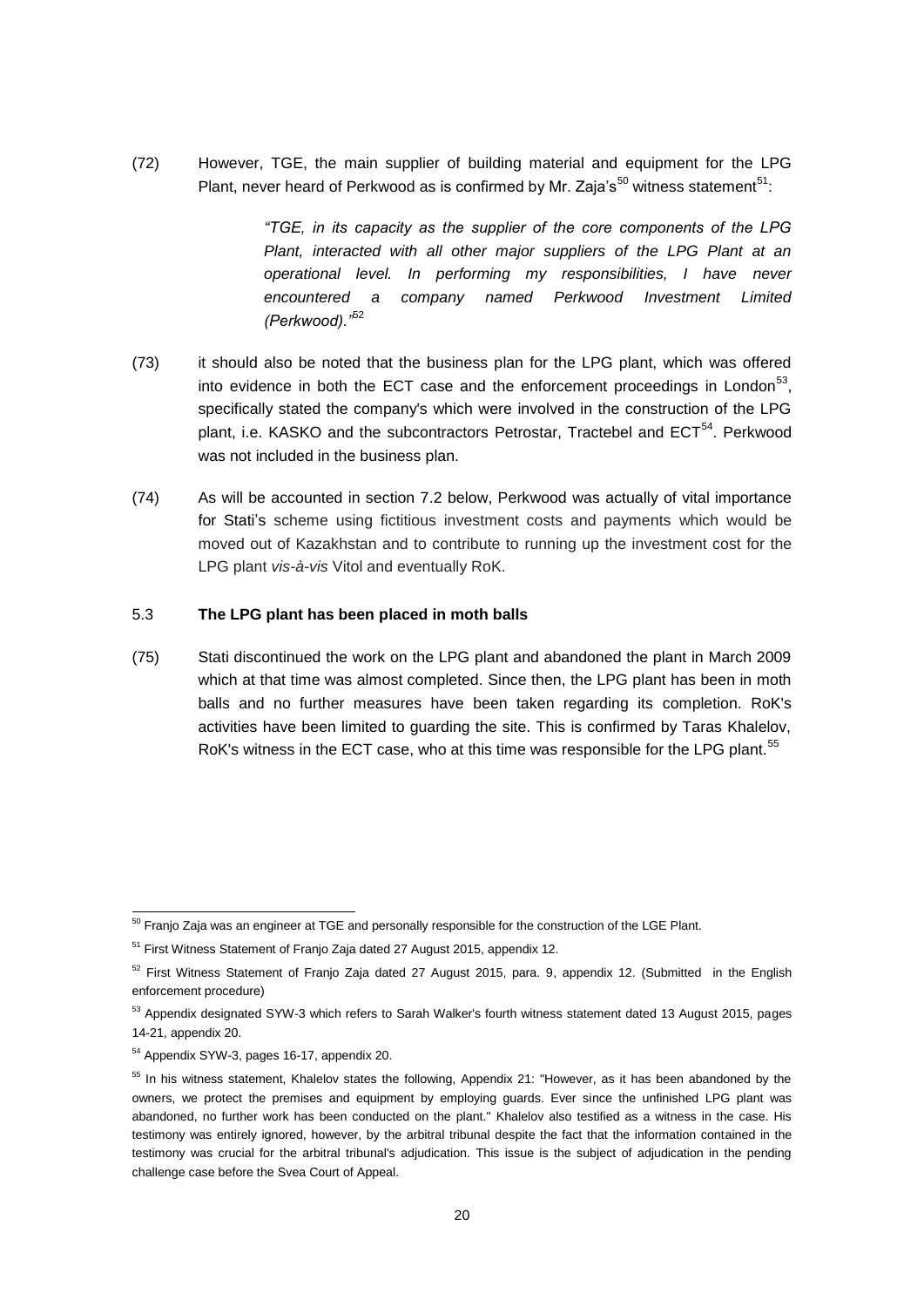(72) However, TGE, the main supplier of building material and equipment for the LPG Plant, never heard of Perkwood as is confirmed by Mr. Zaja's[50] witness statement[51]:

> *"TGE, in its capacity as the supplier of the core components of the LPG Plant, interacted with all other major suppliers of the LPG Plant at an operational level. In performing my responsibilities, I have never encountered a company named Perkwood Investment Limited (Perkwood)."*[52]

(73) it should also be noted that the business plan for the LPG plant, which was offered into evidence in both the ECT case and the enforcement proceedings in London[53], specifically stated the company's which were involved in the construction of the LPG plant, i.e. KASKO and the subcontractors Petrostar, Tractebel and ECT[54]. Perkwood was not included in the business plan.

(74) As will be accounted in section 7.2 below, Perkwood was actually of vital importance for Stati's scheme using fictitious investment costs and payments which would be moved out of Kazakhstan and to contribute to running up the investment cost for the LPG plant *vis-à-vis* Vitol and eventually RoK.

### 5.3 **The LPG plant has been placed in moth balls**

(75) Stati discontinued the work on the LPG plant and abandoned the plant in March 2009 which at that time was almost completed. Since then, the LPG plant has been in moth balls and no further measures have been taken regarding its completion. RoK's activities have been limited to guarding the site. This is confirmed by Taras Khalelov, RoK's witness in the ECT case, who at this time was responsible for the LPG plant.[55]

---

[50] Franjo Zaja was an engineer at TGE and personally responsible for the construction of the LGE Plant.

[51] First Witness Statement of Franjo Zaja dated 27 August 2015, appendix 12.

[52] First Witness Statement of Franjo Zaja dated 27 August 2015, para. 9, appendix 12. (Submitted in the English enforcement procedure)

[53] Appendix designated SYW-3 which refers to Sarah Walker's fourth witness statement dated 13 August 2015, pages 14-21, appendix 20.

[54] Appendix SYW-3, pages 16-17, appendix 20.

[55] In his witness statement, Khalelov states the following, Appendix 21: "However, as it has been abandoned by the owners, we protect the premises and equipment by employing guards. Ever since the unfinished LPG plant was abandoned, no further work has been conducted on the plant." Khalelov also testified as a witness in the case. His testimony was entirely ignored, however, by the arbitral tribunal despite the fact that the information contained in the testimony was crucial for the arbitral tribunal's adjudication. This issue is the subject of adjudication in the pending challenge case before the Svea Court of Appeal.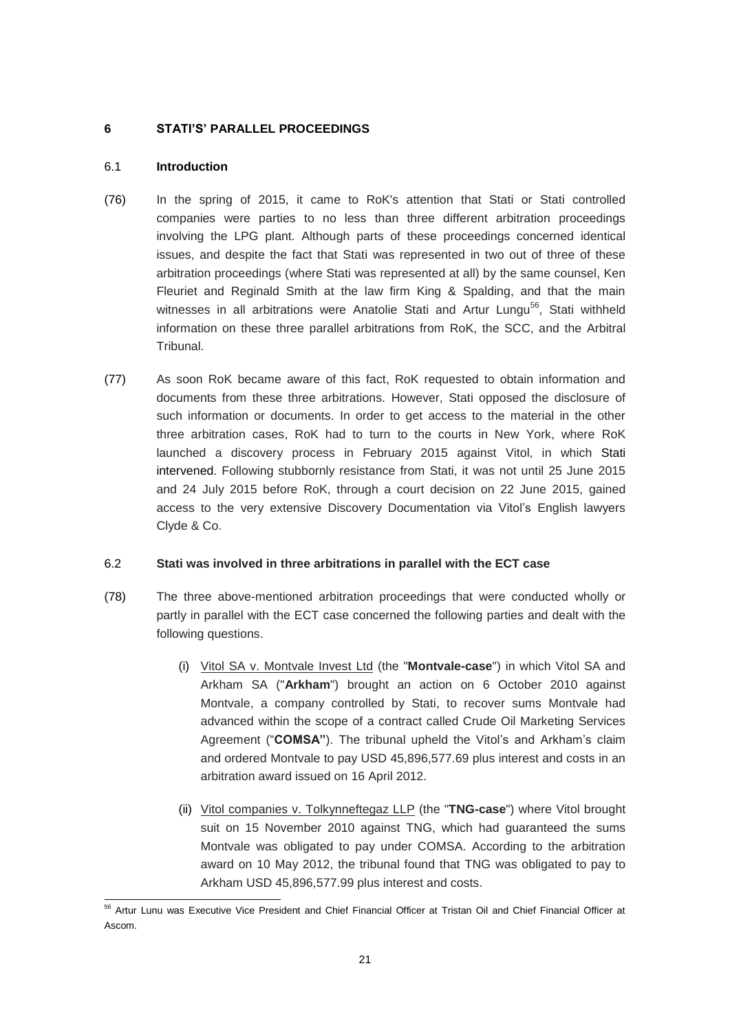## 6 STATI'S' PARALLEL PROCEEDINGS

### 6.1 Introduction

(76) In the spring of 2015, it came to RoK's attention that Stati or Stati controlled companies were parties to no less than three different arbitration proceedings involving the LPG plant. Although parts of these proceedings concerned identical issues, and despite the fact that Stati was represented in two out of three of these arbitration proceedings (where Stati was represented at all) by the same counsel, Ken Fleuriet and Reginald Smith at the law firm King & Spalding, and that the main witnesses in all arbitrations were Anatolie Stati and Artur Lungu[56], Stati withheld information on these three parallel arbitrations from RoK, the SCC, and the Arbitral Tribunal.

(77) As soon RoK became aware of this fact, RoK requested to obtain information and documents from these three arbitrations. However, Stati opposed the disclosure of such information or documents. In order to get access to the material in the other three arbitration cases, RoK had to turn to the courts in New York, where RoK launched a discovery process in February 2015 against Vitol, in which Stati intervened. Following stubbornly resistance from Stati, it was not until 25 June 2015 and 24 July 2015 before RoK, through a court decision on 22 June 2015, gained access to the very extensive Discovery Documentation via Vitol's English lawyers Clyde & Co.

### 6.2 Stati was involved in three arbitrations in parallel with the ECT case

(78) The three above-mentioned arbitration proceedings that were conducted wholly or partly in parallel with the ECT case concerned the following parties and dealt with the following questions.

(i) Vitol SA v. Montvale Invest Ltd (the "**Montvale-case**") in which Vitol SA and Arkham SA ("**Arkham**") brought an action on 6 October 2010 against Montvale, a company controlled by Stati, to recover sums Montvale had advanced within the scope of a contract called Crude Oil Marketing Services Agreement ("**COMSA"**). The tribunal upheld the Vitol's and Arkham's claim and ordered Montvale to pay USD 45,896,577.69 plus interest and costs in an arbitration award issued on 16 April 2012.

(ii) Vitol companies v. Tolkynneftegaz LLP (the "**TNG-case**") where Vitol brought suit on 15 November 2010 against TNG, which had guaranteed the sums Montvale was obligated to pay under COMSA. According to the arbitration award on 10 May 2012, the tribunal found that TNG was obligated to pay to Arkham USD 45,896,577.99 plus interest and costs.

---

[56] Artur Lunu was Executive Vice President and Chief Financial Officer at Tristan Oil and Chief Financial Officer at Ascom.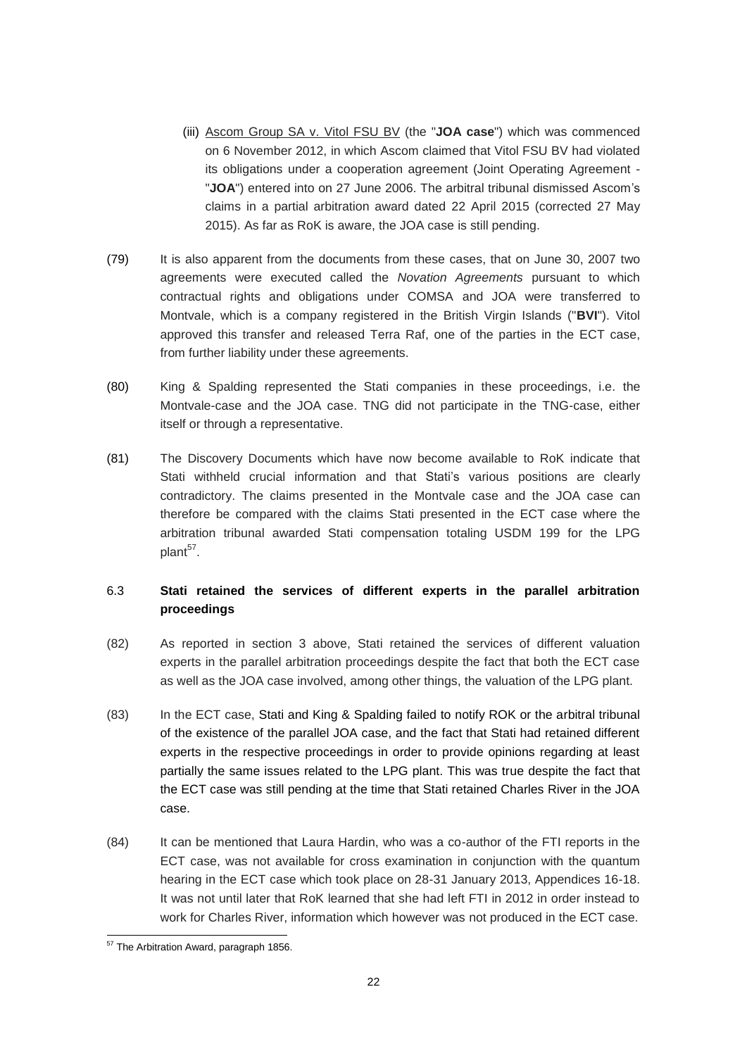(iii) Ascom Group SA v. Vitol FSU BV (the "**JOA case**") which was commenced on 6 November 2012, in which Ascom claimed that Vitol FSU BV had violated its obligations under a cooperation agreement (Joint Operating Agreement - "**JOA**") entered into on 27 June 2006. The arbitral tribunal dismissed Ascom's claims in a partial arbitration award dated 22 April 2015 (corrected 27 May 2015). As far as RoK is aware, the JOA case is still pending.

(79) It is also apparent from the documents from these cases, that on June 30, 2007 two agreements were executed called the *Novation Agreements* pursuant to which contractual rights and obligations under COMSA and JOA were transferred to Montvale, which is a company registered in the British Virgin Islands ("**BVI**"). Vitol approved this transfer and released Terra Raf, one of the parties in the ECT case, from further liability under these agreements.

(80) King & Spalding represented the Stati companies in these proceedings, i.e. the Montvale-case and the JOA case. TNG did not participate in the TNG-case, either itself or through a representative.

(81) The Discovery Documents which have now become available to RoK indicate that Stati withheld crucial information and that Stati's various positions are clearly contradictory. The claims presented in the Montvale case and the JOA case can therefore be compared with the claims Stati presented in the ECT case where the arbitration tribunal awarded Stati compensation totaling USDM 199 for the LPG plant[57].

## 6.3 **Stati retained the services of different experts in the parallel arbitration proceedings**

(82) As reported in section 3 above, Stati retained the services of different valuation experts in the parallel arbitration proceedings despite the fact that both the ECT case as well as the JOA case involved, among other things, the valuation of the LPG plant.

(83) In the ECT case, Stati and King & Spalding failed to notify ROK or the arbitral tribunal of the existence of the parallel JOA case, and the fact that Stati had retained different experts in the respective proceedings in order to provide opinions regarding at least partially the same issues related to the LPG plant. This was true despite the fact that the ECT case was still pending at the time that Stati retained Charles River in the JOA case.

(84) It can be mentioned that Laura Hardin, who was a co-author of the FTI reports in the ECT case, was not available for cross examination in conjunction with the quantum hearing in the ECT case which took place on 28-31 January 2013, Appendices 16-18. It was not until later that RoK learned that she had left FTI in 2012 in order instead to work for Charles River, information which however was not produced in the ECT case.

[57] The Arbitration Award, paragraph 1856.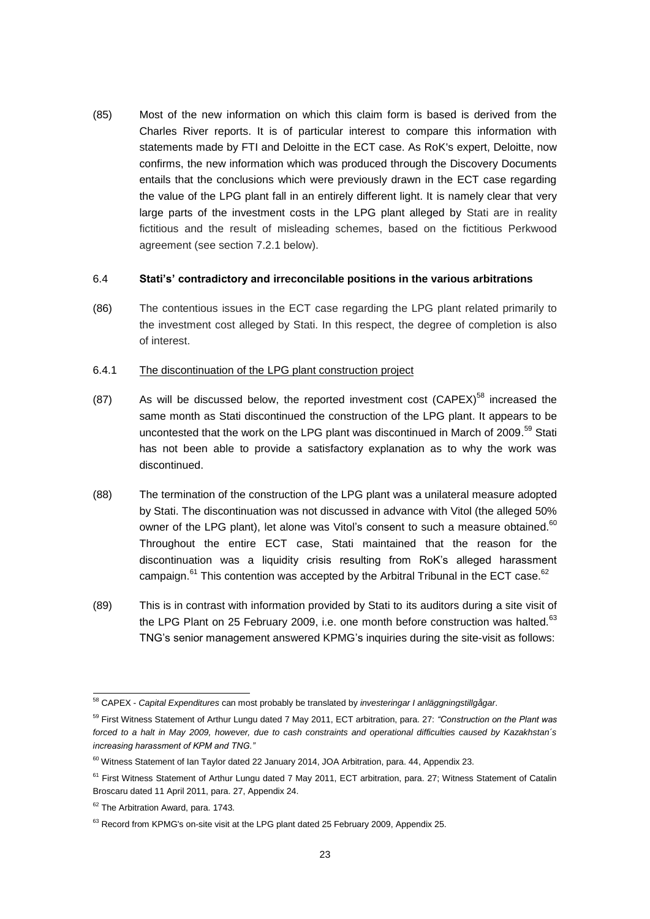(85) Most of the new information on which this claim form is based is derived from the Charles River reports. It is of particular interest to compare this information with statements made by FTI and Deloitte in the ECT case. As RoK's expert, Deloitte, now confirms, the new information which was produced through the Discovery Documents entails that the conclusions which were previously drawn in the ECT case regarding the value of the LPG plant fall in an entirely different light. It is namely clear that very large parts of the investment costs in the LPG plant alleged by Stati are in reality fictitious and the result of misleading schemes, based on the fictitious Perkwood agreement (see section 7.2.1 below).

### 6.4 Stati's' contradictory and irreconcilable positions in the various arbitrations

(86) The contentious issues in the ECT case regarding the LPG plant related primarily to the investment cost alleged by Stati. In this respect, the degree of completion is also of interest.

#### 6.4.1 The discontinuation of the LPG plant construction project

(87) As will be discussed below, the reported investment cost (CAPEX)[58] increased the same month as Stati discontinued the construction of the LPG plant. It appears to be uncontested that the work on the LPG plant was discontinued in March of 2009.[59] Stati has not been able to provide a satisfactory explanation as to why the work was discontinued.

(88) The termination of the construction of the LPG plant was a unilateral measure adopted by Stati. The discontinuation was not discussed in advance with Vitol (the alleged 50% owner of the LPG plant), let alone was Vitol's consent to such a measure obtained.[60] Throughout the entire ECT case, Stati maintained that the reason for the discontinuation was a liquidity crisis resulting from RoK's alleged harassment campaign.[61] This contention was accepted by the Arbitral Tribunal in the ECT case.[62]

(89) This is in contrast with information provided by Stati to its auditors during a site visit of the LPG Plant on 25 February 2009, i.e. one month before construction was halted.[63] TNG's senior management answered KPMG's inquiries during the site-visit as follows:

---

[58] CAPEX - *Capital Expenditures* can most probably be translated by *investeringar I anläggningstillgågar*.

[59] First Witness Statement of Arthur Lungu dated 7 May 2011, ECT arbitration, para. 27: *"Construction on the Plant was forced to a halt in May 2009, however, due to cash constraints and operational difficulties caused by Kazakhstan´s increasing harassment of KPM and TNG."*

[60] Witness Statement of Ian Taylor dated 22 January 2014, JOA Arbitration, para. 44, Appendix 23.

[61] First Witness Statement of Arthur Lungu dated 7 May 2011, ECT arbitration, para. 27; Witness Statement of Catalin Broscaru dated 11 April 2011, para. 27, Appendix 24.

[62] The Arbitration Award, para. 1743.

[63] Record from KPMG's on-site visit at the LPG plant dated 25 February 2009, Appendix 25.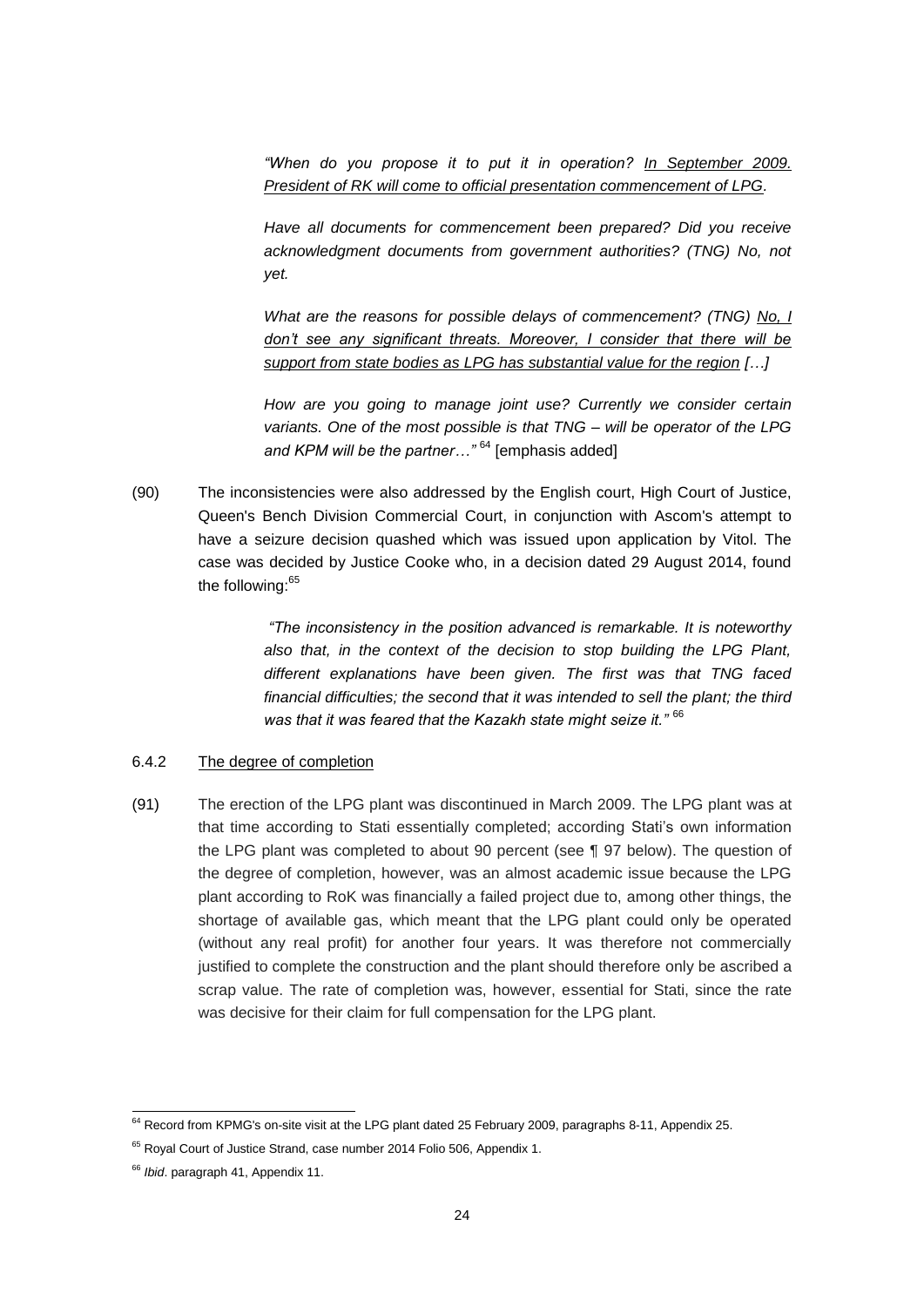> *"When do you propose it to put it in operation? <u>In September 2009. President of RK will come to official presentation commencement of LPG</u>.*
>
> *Have all documents for commencement been prepared? Did you receive acknowledgment documents from government authorities? (TNG) No, not yet.*
>
> *What are the reasons for possible delays of commencement? (TNG) <u>No, I don't see any significant threats. Moreover, I consider that there will be support from state bodies as LPG has substantial value for the region</u> […]*
>
> *How are you going to manage joint use? Currently we consider certain variants. One of the most possible is that TNG – will be operator of the LPG and KPM will be the partner…"* [64] [emphasis added]

(90) The inconsistencies were also addressed by the English court, High Court of Justice, Queen's Bench Division Commercial Court, in conjunction with Ascom's attempt to have a seizure decision quashed which was issued upon application by Vitol. The case was decided by Justice Cooke who, in a decision dated 29 August 2014, found the following:[65]

> *"The inconsistency in the position advanced is remarkable. It is noteworthy also that, in the context of the decision to stop building the LPG Plant, different explanations have been given. The first was that TNG faced financial difficulties; the second that it was intended to sell the plant; the third was that it was feared that the Kazakh state might seize it."* [66]

### 6.4.2 <u>The degree of completion</u>

(91) The erection of the LPG plant was discontinued in March 2009. The LPG plant was at that time according to Stati essentially completed; according Stati's own information the LPG plant was completed to about 90 percent (see ¶ 97 below). The question of the degree of completion, however, was an almost academic issue because the LPG plant according to RoK was financially a failed project due to, among other things, the shortage of available gas, which meant that the LPG plant could only be operated (without any real profit) for another four years. It was therefore not commercially justified to complete the construction and the plant should therefore only be ascribed a scrap value. The rate of completion was, however, essential for Stati, since the rate was decisive for their claim for full compensation for the LPG plant.

---

[64] Record from KPMG's on-site visit at the LPG plant dated 25 February 2009, paragraphs 8-11, Appendix 25.

[65] Royal Court of Justice Strand, case number 2014 Folio 506, Appendix 1.

[66] *Ibid*. paragraph 41, Appendix 11.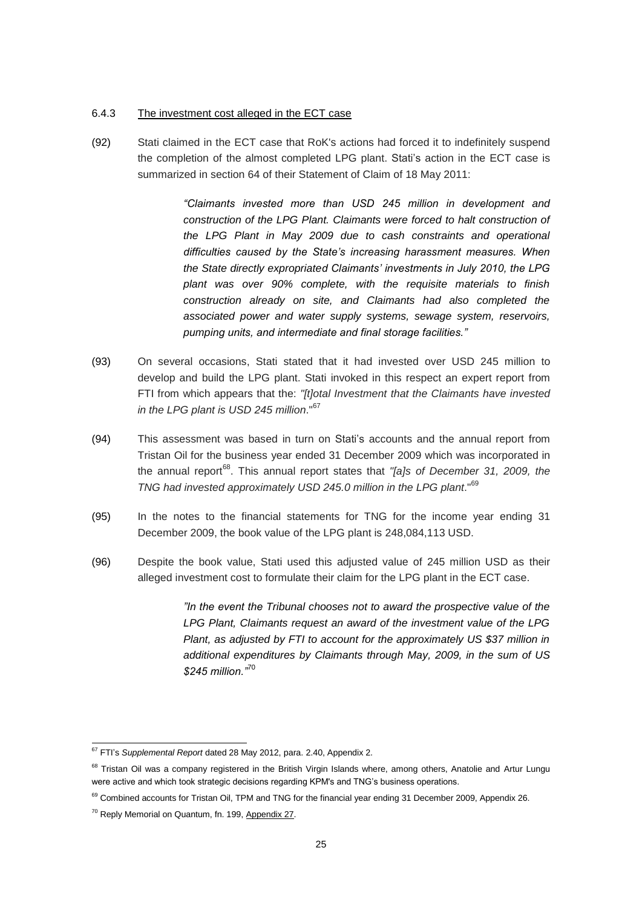### 6.4.3 The investment cost alleged in the ECT case

(92) Stati claimed in the ECT case that RoK's actions had forced it to indefinitely suspend the completion of the almost completed LPG plant. Stati's action in the ECT case is summarized in section 64 of their Statement of Claim of 18 May 2011:

> *"Claimants invested more than USD 245 million in development and construction of the LPG Plant. Claimants were forced to halt construction of the LPG Plant in May 2009 due to cash constraints and operational difficulties caused by the State's increasing harassment measures. When the State directly expropriated Claimants' investments in July 2010, the LPG plant was over 90% complete, with the requisite materials to finish construction already on site, and Claimants had also completed the associated power and water supply systems, sewage system, reservoirs, pumping units, and intermediate and final storage facilities."*

(93) On several occasions, Stati stated that it had invested over USD 245 million to develop and build the LPG plant. Stati invoked in this respect an expert report from FTI from which appears that the: *"[t]otal Investment that the Claimants have invested in the LPG plant is USD 245 million*."[67]

(94) This assessment was based in turn on Stati's accounts and the annual report from Tristan Oil for the business year ended 31 December 2009 which was incorporated in the annual report[68]. This annual report states that *"[a]s of December 31, 2009, the TNG had invested approximately USD 245.0 million in the LPG plant*."[69]

(95) In the notes to the financial statements for TNG for the income year ending 31 December 2009, the book value of the LPG plant is 248,084,113 USD.

(96) Despite the book value, Stati used this adjusted value of 245 million USD as their alleged investment cost to formulate their claim for the LPG plant in the ECT case.

> *"In the event the Tribunal chooses not to award the prospective value of the LPG Plant, Claimants request an award of the investment value of the LPG Plant, as adjusted by FTI to account for the approximately US $37 million in additional expenditures by Claimants through May, 2009, in the sum of US $245 million."*[70]

---

[67] FTI's *Supplemental Report* dated 28 May 2012, para. 2.40, Appendix 2.

[68] Tristan Oil was a company registered in the British Virgin Islands where, among others, Anatolie and Artur Lungu were active and which took strategic decisions regarding KPM's and TNG's business operations.

[69] Combined accounts for Tristan Oil, TPM and TNG for the financial year ending 31 December 2009, Appendix 26.

[70] Reply Memorial on Quantum, fn. 199, Appendix 27.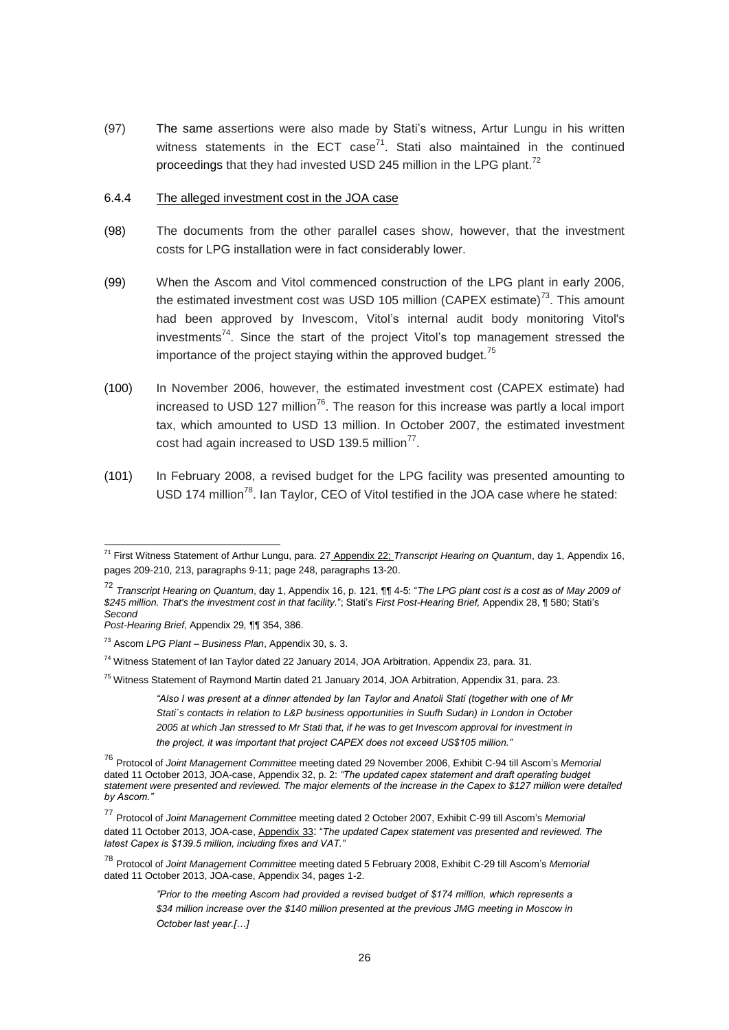(97) The same assertions were also made by Stati's witness, Artur Lungu in his written witness statements in the ECT case[71]. Stati also maintained in the continued proceedings that they had invested USD 245 million in the LPG plant.[72]

### 6.4.4 The alleged investment cost in the JOA case

(98) The documents from the other parallel cases show, however, that the investment costs for LPG installation were in fact considerably lower.

(99) When the Ascom and Vitol commenced construction of the LPG plant in early 2006, the estimated investment cost was USD 105 million (CAPEX estimate)[73]. This amount had been approved by Invescom, Vitol's internal audit body monitoring Vitol's investments[74]. Since the start of the project Vitol's top management stressed the importance of the project staying within the approved budget.[75]

(100) In November 2006, however, the estimated investment cost (CAPEX estimate) had increased to USD 127 million[76]. The reason for this increase was partly a local import tax, which amounted to USD 13 million. In October 2007, the estimated investment cost had again increased to USD 139.5 million[77].

(101) In February 2008, a revised budget for the LPG facility was presented amounting to USD 174 million[78]. Ian Taylor, CEO of Vitol testified in the JOA case where he stated:

---

[71] First Witness Statement of Arthur Lungu, para. 27 Appendix 22; *Transcript Hearing on Quantum*, day 1, Appendix 16, pages 209-210, 213, paragraphs 9-11; page 248, paragraphs 13-20.

[72] *Transcript Hearing on Quantum*, day 1, Appendix 16, p. 121, ¶¶ 4-5: "*The LPG plant cost is a cost as of May 2009 of $245 million. That's the investment cost in that facility.*"; Stati's *First Post-Hearing Brief,* Appendix 28, ¶ 580; Stati's *Second Post-Hearing Brief*, Appendix 29*,* ¶¶ 354, 386.

[73] Ascom *LPG Plant – Business Plan*, Appendix 30, s. 3.

[74] Witness Statement of Ian Taylor dated 22 January 2014, JOA Arbitration, Appendix 23, para. 31.

[75] Witness Statement of Raymond Martin dated 21 January 2014, JOA Arbitration, Appendix 31, para. 23.

> *"Also I was present at a dinner attended by Ian Taylor and Anatoli Stati (together with one of Mr Stati´s contacts in relation to L&P business opportunities in Suufh Sudan) in London in October 2005 at which Jan stressed to Mr Stati that, if he was to get Invescom approval for investment in the project, it was important that project CAPEX does not exceed US$105 million."*

[76] Protocol of *Joint Management Committee* meeting dated 29 November 2006, Exhibit C-94 till Ascom's *Memorial* dated 11 October 2013, JOA-case, Appendix 32, p. 2: *"The updated capex statement and draft operating budget statement were presented and reviewed. The major elements of the increase in the Capex to $127 million were detailed by Ascom."*

[77] Protocol of *Joint Management Committee* meeting dated 2 October 2007, Exhibit C-99 till Ascom's *Memorial* dated 11 October 2013, JOA-case, Appendix 33: "*The updated Capex statement vas presented and reviewed. The latest Capex is $139.5 million, including fixes and VAT."*

[78] Protocol of *Joint Management Committee* meeting dated 5 February 2008, Exhibit C-29 till Ascom's *Memorial* dated 11 October 2013, JOA-case, Appendix 34, pages 1-2.

> *"Prior to the meeting Ascom had provided a revised budget of $174 million, which represents a $34 million increase over the $140 million presented at the previous JMG meeting in Moscow in October last year.[…]*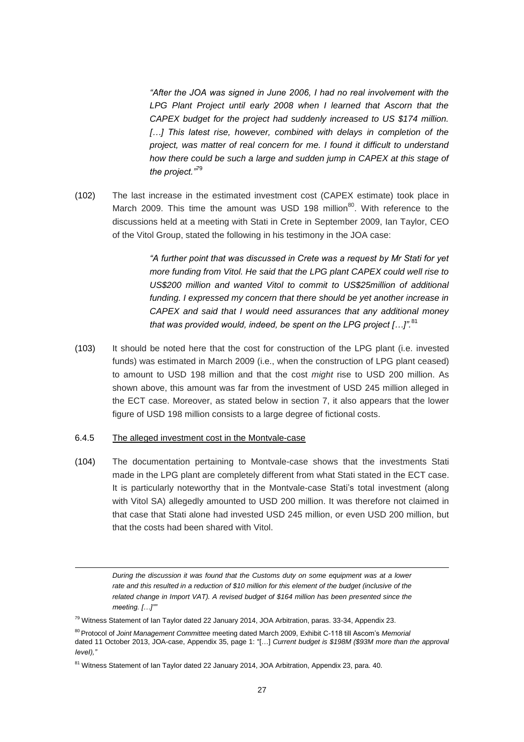> *"After the JOA was signed in June 2006, I had no real involvement with the LPG Plant Project until early 2008 when I learned that Ascorn that the CAPEX budget for the project had suddenly increased to US $174 million. […] This latest rise, however, combined with delays in completion of the project, was matter of real concern for me. I found it difficult to understand how there could be such a large and sudden jump in CAPEX at this stage of the project."*[79]

(102) The last increase in the estimated investment cost (CAPEX estimate) took place in March 2009. This time the amount was USD 198 million[80]. With reference to the discussions held at a meeting with Stati in Crete in September 2009, Ian Taylor, CEO of the Vitol Group, stated the following in his testimony in the JOA case:

> *"A further point that was discussed in Crete was a request by Mr Stati for yet more funding from Vitol. He said that the LPG plant CAPEX could well rise to US$200 million and wanted Vitol to commit to US$25million of additional funding. I expressed my concern that there should be yet another increase in CAPEX and said that I would need assurances that any additional money that was provided would, indeed, be spent on the LPG project […]".*[81]

(103) It should be noted here that the cost for construction of the LPG plant (i.e. invested funds) was estimated in March 2009 (i.e., when the construction of LPG plant ceased) to amount to USD 198 million and that the cost *might* rise to USD 200 million. As shown above, this amount was far from the investment of USD 245 million alleged in the ECT case. Moreover, as stated below in section 7, it also appears that the lower figure of USD 198 million consists to a large degree of fictional costs.

6.4.5 <u>The alleged investment cost in the Montvale-case</u>

(104) The documentation pertaining to Montvale-case shows that the investments Stati made in the LPG plant are completely different from what Stati stated in the ECT case. It is particularly noteworthy that in the Montvale-case Stati's total investment (along with Vitol SA) allegedly amounted to USD 200 million. It was therefore not claimed in that case that Stati alone had invested USD 245 million, or even USD 200 million, but that the costs had been shared with Vitol.

---

*During the discussion it was found that the Customs duty on some equipment was at a lower rate and this resulted in a reduction of $10 million for this element of the budget (inclusive of the related change in Import VAT). A revised budget of $164 million has been presented since the meeting. […]""*

[79] Witness Statement of Ian Taylor dated 22 January 2014, JOA Arbitration, paras. 33-34, Appendix 23.

[80] Protocol of *Joint Management Committee* meeting dated March 2009, Exhibit C-118 till Ascom's *Memorial* dated 11 October 2013, JOA-case, Appendix 35, page 1: "[…] *Current budget is $198M ($93M more than the approval level),"*

[81] Witness Statement of Ian Taylor dated 22 January 2014, JOA Arbitration, Appendix 23, para. 40.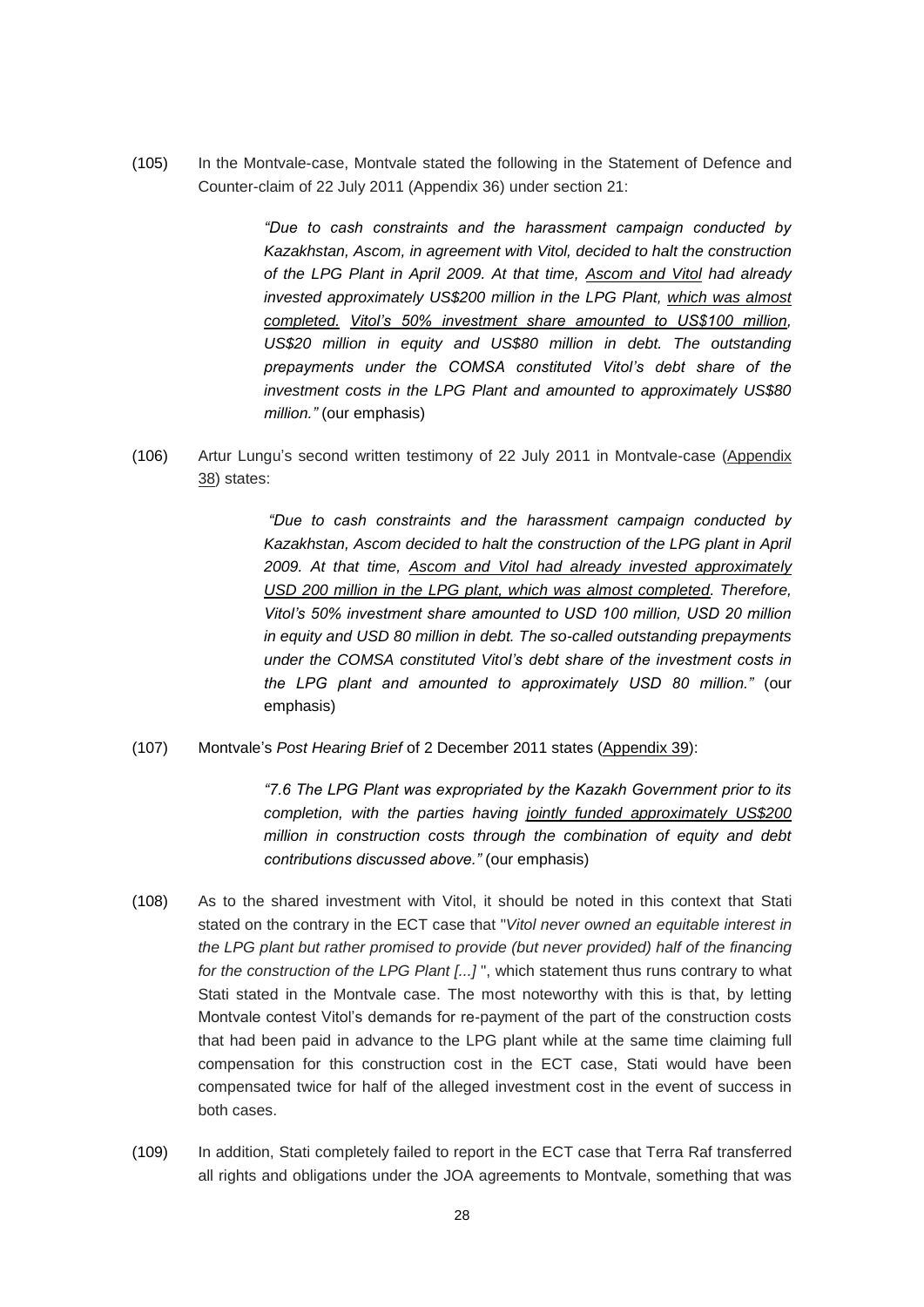(105) In the Montvale-case, Montvale stated the following in the Statement of Defence and Counter-claim of 22 July 2011 (Appendix 36) under section 21:

> *"Due to cash constraints and the harassment campaign conducted by Kazakhstan, Ascom, in agreement with Vitol, decided to halt the construction of the LPG Plant in April 2009. At that time, Ascom and Vitol had already invested approximately US$200 million in the LPG Plant, which was almost completed. Vitol's 50% investment share amounted to US$100 million, US$20 million in equity and US$80 million in debt. The outstanding prepayments under the COMSA constituted Vitol's debt share of the investment costs in the LPG Plant and amounted to approximately US$80 million."* (our emphasis)

(106) Artur Lungu's second written testimony of 22 July 2011 in Montvale-case (Appendix 38) states:

> *"Due to cash constraints and the harassment campaign conducted by Kazakhstan, Ascom decided to halt the construction of the LPG plant in April 2009. At that time, Ascom and Vitol had already invested approximately USD 200 million in the LPG plant, which was almost completed. Therefore, Vitol's 50% investment share amounted to USD 100 million, USD 20 million in equity and USD 80 million in debt. The so-called outstanding prepayments under the COMSA constituted Vitol's debt share of the investment costs in the LPG plant and amounted to approximately USD 80 million."* (our emphasis)

(107) Montvale's *Post Hearing Brief* of 2 December 2011 states (Appendix 39):

> *"7.6 The LPG Plant was expropriated by the Kazakh Government prior to its completion, with the parties having jointly funded approximately US$200 million in construction costs through the combination of equity and debt contributions discussed above."* (our emphasis)

(108) As to the shared investment with Vitol, it should be noted in this context that Stati stated on the contrary in the ECT case that "*Vitol never owned an equitable interest in the LPG plant but rather promised to provide (but never provided) half of the financing for the construction of the LPG Plant [...]* ", which statement thus runs contrary to what Stati stated in the Montvale case. The most noteworthy with this is that, by letting Montvale contest Vitol's demands for re-payment of the part of the construction costs that had been paid in advance to the LPG plant while at the same time claiming full compensation for this construction cost in the ECT case, Stati would have been compensated twice for half of the alleged investment cost in the event of success in both cases.

(109) In addition, Stati completely failed to report in the ECT case that Terra Raf transferred all rights and obligations under the JOA agreements to Montvale, something that was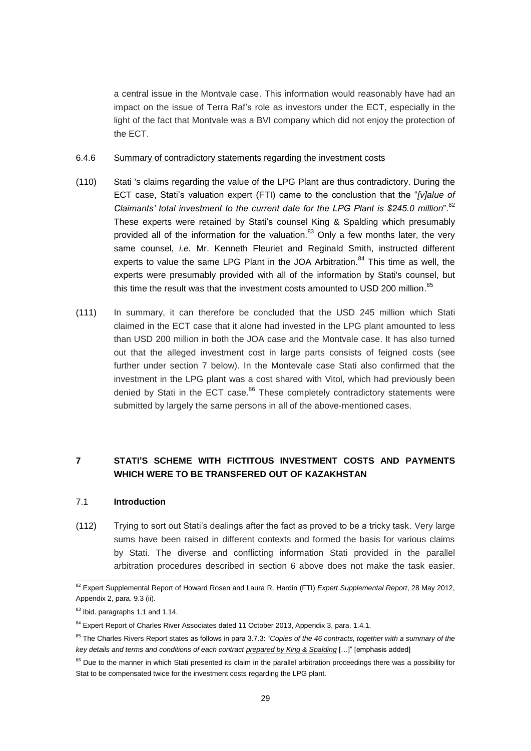a central issue in the Montvale case. This information would reasonably have had an impact on the issue of Terra Raf's role as investors under the ECT, especially in the light of the fact that Montvale was a BVI company which did not enjoy the protection of the ECT.

6.4.6 Summary of contradictory statements regarding the investment costs

(110) Stati 's claims regarding the value of the LPG Plant are thus contradictory. During the ECT case, Stati's valuation expert (FTI) came to the conclusion that the "*[v]alue of Claimants' total investment to the current date for the LPG Plant is $245.0 million*".[82] These experts were retained by Stati's counsel King & Spalding which presumably provided all of the information for the valuation.[83] Only a few months later, the very same counsel, *i.e.* Mr. Kenneth Fleuriet and Reginald Smith, instructed different experts to value the same LPG Plant in the JOA Arbitration.[84] This time as well, the experts were presumably provided with all of the information by Stati's counsel, but this time the result was that the investment costs amounted to USD 200 million.[85]

(111) In summary, it can therefore be concluded that the USD 245 million which Stati claimed in the ECT case that it alone had invested in the LPG plant amounted to less than USD 200 million in both the JOA case and the Montvale case. It has also turned out that the alleged investment cost in large parts consists of feigned costs (see further under section 7 below). In the Montevale case Stati also confirmed that the investment in the LPG plant was a cost shared with Vitol, which had previously been denied by Stati in the ECT case.[86] These completely contradictory statements were submitted by largely the same persons in all of the above-mentioned cases.

# 7 STATI'S SCHEME WITH FICTITOUS INVESTMENT COSTS AND PAYMENTS WHICH WERE TO BE TRANSFERED OUT OF KAZAKHSTAN

## 7.1 Introduction

(112) Trying to sort out Stati's dealings after the fact as proved to be a tricky task. Very large sums have been raised in different contexts and formed the basis for various claims by Stati. The diverse and conflicting information Stati provided in the parallel arbitration procedures described in section 6 above does not make the task easier.

---

[82] Expert Supplemental Report of Howard Rosen and Laura R. Hardin (FTI) *Expert Supplemental Report*, 28 May 2012, Appendix 2, para. 9.3 (ii).

[83] Ibid. paragraphs 1.1 and 1.14.

[84] Expert Report of Charles River Associates dated 11 October 2013, Appendix 3, para. 1.4.1.

[85] The Charles Rivers Report states as follows in para 3.7.3: "*Copies of the 46 contracts, together with a summary of the key details and terms and conditions of each contract prepared by King & Spalding* […]" [emphasis added]

[86] Due to the manner in which Stati presented its claim in the parallel arbitration proceedings there was a possibility for Stat to be compensated twice for the investment costs regarding the LPG plant.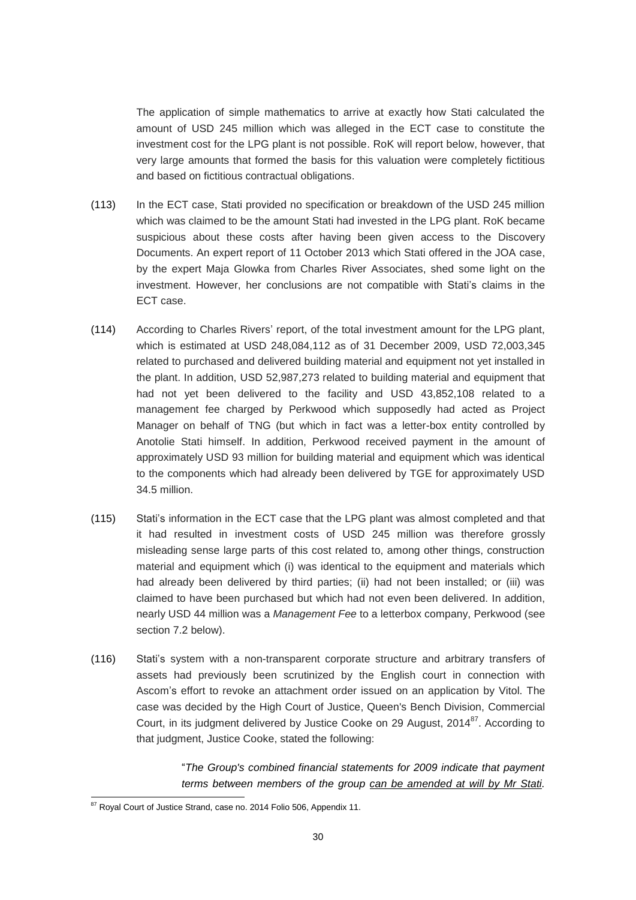The application of simple mathematics to arrive at exactly how Stati calculated the amount of USD 245 million which was alleged in the ECT case to constitute the investment cost for the LPG plant is not possible. RoK will report below, however, that very large amounts that formed the basis for this valuation were completely fictitious and based on fictitious contractual obligations.

(113) In the ECT case, Stati provided no specification or breakdown of the USD 245 million which was claimed to be the amount Stati had invested in the LPG plant. RoK became suspicious about these costs after having been given access to the Discovery Documents. An expert report of 11 October 2013 which Stati offered in the JOA case, by the expert Maja Glowka from Charles River Associates, shed some light on the investment. However, her conclusions are not compatible with Stati's claims in the ECT case.

(114) According to Charles Rivers' report, of the total investment amount for the LPG plant, which is estimated at USD 248,084,112 as of 31 December 2009, USD 72,003,345 related to purchased and delivered building material and equipment not yet installed in the plant. In addition, USD 52,987,273 related to building material and equipment that had not yet been delivered to the facility and USD 43,852,108 related to a management fee charged by Perkwood which supposedly had acted as Project Manager on behalf of TNG (but which in fact was a letter-box entity controlled by Anotolie Stati himself. In addition, Perkwood received payment in the amount of approximately USD 93 million for building material and equipment which was identical to the components which had already been delivered by TGE for approximately USD 34.5 million.

(115) Stati's information in the ECT case that the LPG plant was almost completed and that it had resulted in investment costs of USD 245 million was therefore grossly misleading sense large parts of this cost related to, among other things, construction material and equipment which (i) was identical to the equipment and materials which had already been delivered by third parties; (ii) had not been installed; or (iii) was claimed to have been purchased but which had not even been delivered. In addition, nearly USD 44 million was a *Management Fee* to a letterbox company, Perkwood (see section 7.2 below).

(116) Stati's system with a non-transparent corporate structure and arbitrary transfers of assets had previously been scrutinized by the English court in connection with Ascom's effort to revoke an attachment order issued on an application by Vitol. The case was decided by the High Court of Justice, Queen's Bench Division, Commercial Court, in its judgment delivered by Justice Cooke on 29 August, 2014[87]. According to that judgment, Justice Cooke, stated the following:

> "*The Group's combined financial statements for 2009 indicate that payment terms between members of the group can be amended at will by Mr Stati.*

[87] Royal Court of Justice Strand, case no. 2014 Folio 506, Appendix 11.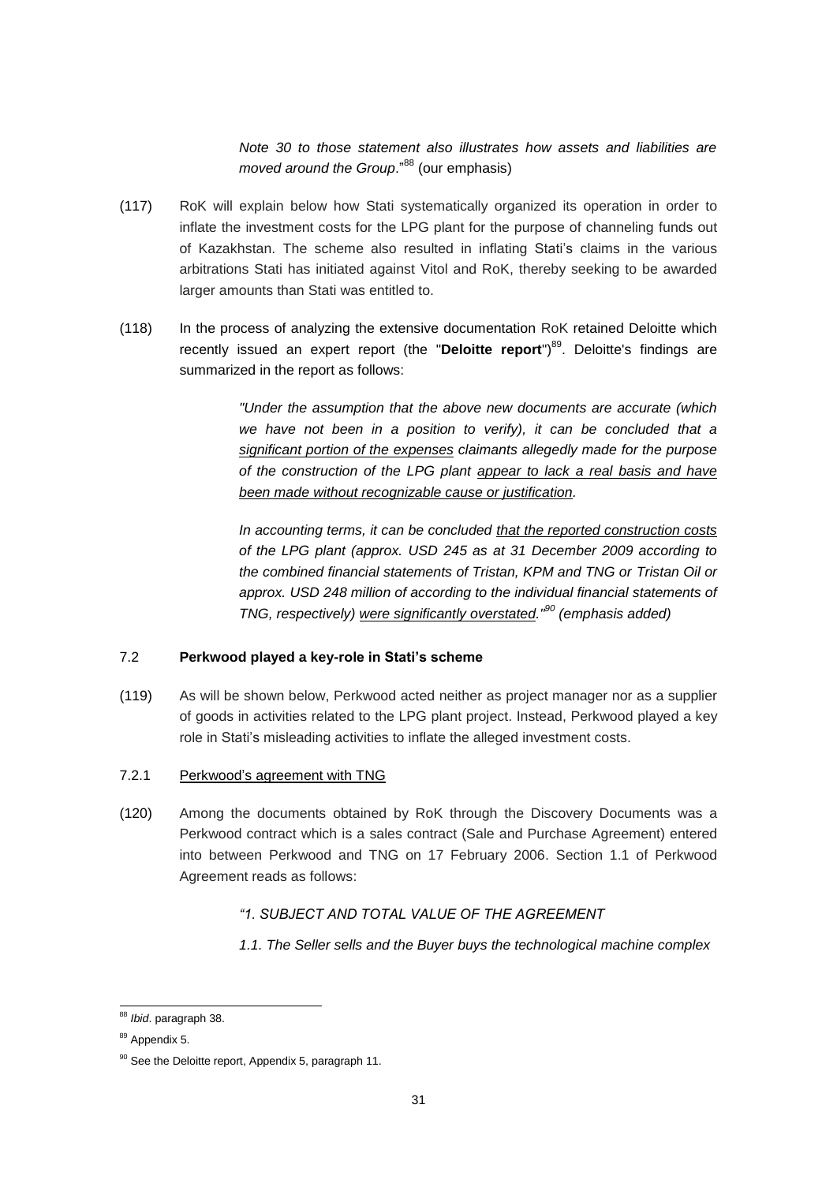*Note 30 to those statement also illustrates how assets and liabilities are moved around the Group*."[88] (our emphasis)

(117) RoK will explain below how Stati systematically organized its operation in order to inflate the investment costs for the LPG plant for the purpose of channeling funds out of Kazakhstan. The scheme also resulted in inflating Stati's claims in the various arbitrations Stati has initiated against Vitol and RoK, thereby seeking to be awarded larger amounts than Stati was entitled to.

(118) In the process of analyzing the extensive documentation RoK retained Deloitte which recently issued an expert report (the "**Deloitte report**")[89]. Deloitte's findings are summarized in the report as follows:

> *"Under the assumption that the above new documents are accurate (which we have not been in a position to verify), it can be concluded that a significant portion of the expenses claimants allegedly made for the purpose of the construction of the LPG plant appear to lack a real basis and have been made without recognizable cause or justification.*
>
> *In accounting terms, it can be concluded that the reported construction costs of the LPG plant (approx. USD 245 as at 31 December 2009 according to the combined financial statements of Tristan, KPM and TNG or Tristan Oil or approx. USD 248 million of according to the individual financial statements of TNG, respectively) were significantly overstated."[90] (emphasis added)*

### 7.2 Perkwood played a key-role in Stati's scheme

(119) As will be shown below, Perkwood acted neither as project manager nor as a supplier of goods in activities related to the LPG plant project. Instead, Perkwood played a key role in Stati's misleading activities to inflate the alleged investment costs.

#### 7.2.1 Perkwood's agreement with TNG

(120) Among the documents obtained by RoK through the Discovery Documents was a Perkwood contract which is a sales contract (Sale and Purchase Agreement) entered into between Perkwood and TNG on 17 February 2006. Section 1.1 of Perkwood Agreement reads as follows:

> *"1. SUBJECT AND TOTAL VALUE OF THE AGREEMENT*
>
> *1.1. The Seller sells and the Buyer buys the technological machine complex*

---

[88] *Ibid*. paragraph 38.

[89] Appendix 5.

[90] See the Deloitte report, Appendix 5, paragraph 11.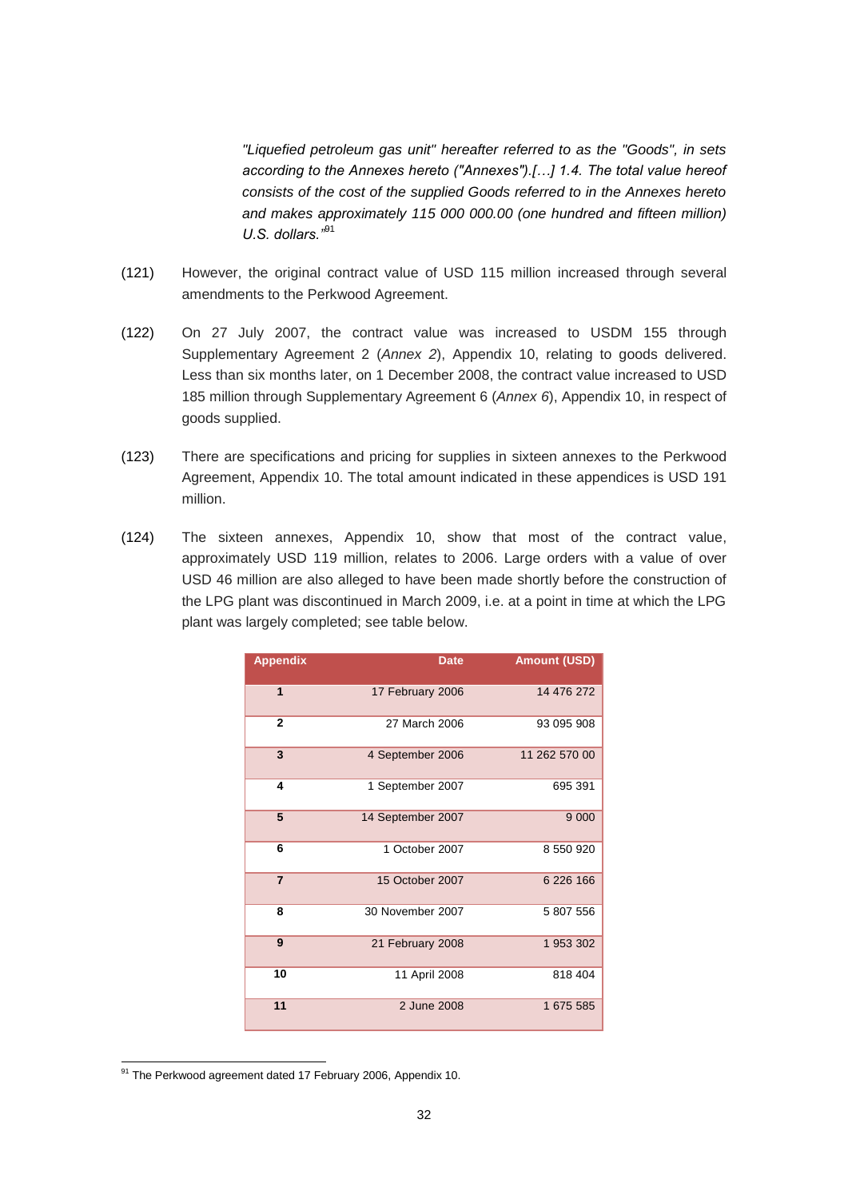*"Liquefied petroleum gas unit" hereafter referred to as the "Goods", in sets according to the Annexes hereto ("Annexes").[…] 1.4. The total value hereof consists of the cost of the supplied Goods referred to in the Annexes hereto and makes approximately 115 000 000.00 (one hundred and fifteen million) U.S. dollars."*[91]

(121) However, the original contract value of USD 115 million increased through several amendments to the Perkwood Agreement.

(122) On 27 July 2007, the contract value was increased to USDM 155 through Supplementary Agreement 2 (*Annex 2*), Appendix 10, relating to goods delivered. Less than six months later, on 1 December 2008, the contract value increased to USD 185 million through Supplementary Agreement 6 (*Annex 6*), Appendix 10, in respect of goods supplied.

(123) There are specifications and pricing for supplies in sixteen annexes to the Perkwood Agreement, Appendix 10. The total amount indicated in these appendices is USD 191 million.

(124) The sixteen annexes, Appendix 10, show that most of the contract value, approximately USD 119 million, relates to 2006. Large orders with a value of over USD 46 million are also alleged to have been made shortly before the construction of the LPG plant was discontinued in March 2009, i.e. at a point in time at which the LPG plant was largely completed; see table below.

| Appendix | Date | Amount (USD) |
|---|---|---|
| 1 | 17 February 2006 | 14 476 272 |
| 2 | 27 March 2006 | 93 095 908 |
| 3 | 4 September 2006 | 11 262 570 00 |
| 4 | 1 September 2007 | 695 391 |
| 5 | 14 September 2007 | 9 000 |
| 6 | 1 October 2007 | 8 550 920 |
| 7 | 15 October 2007 | 6 226 166 |
| 8 | 30 November 2007 | 5 807 556 |
| 9 | 21 February 2008 | 1 953 302 |
| 10 | 11 April 2008 | 818 404 |
| 11 | 2 June 2008 | 1 675 585 |

[91] The Perkwood agreement dated 17 February 2006, Appendix 10.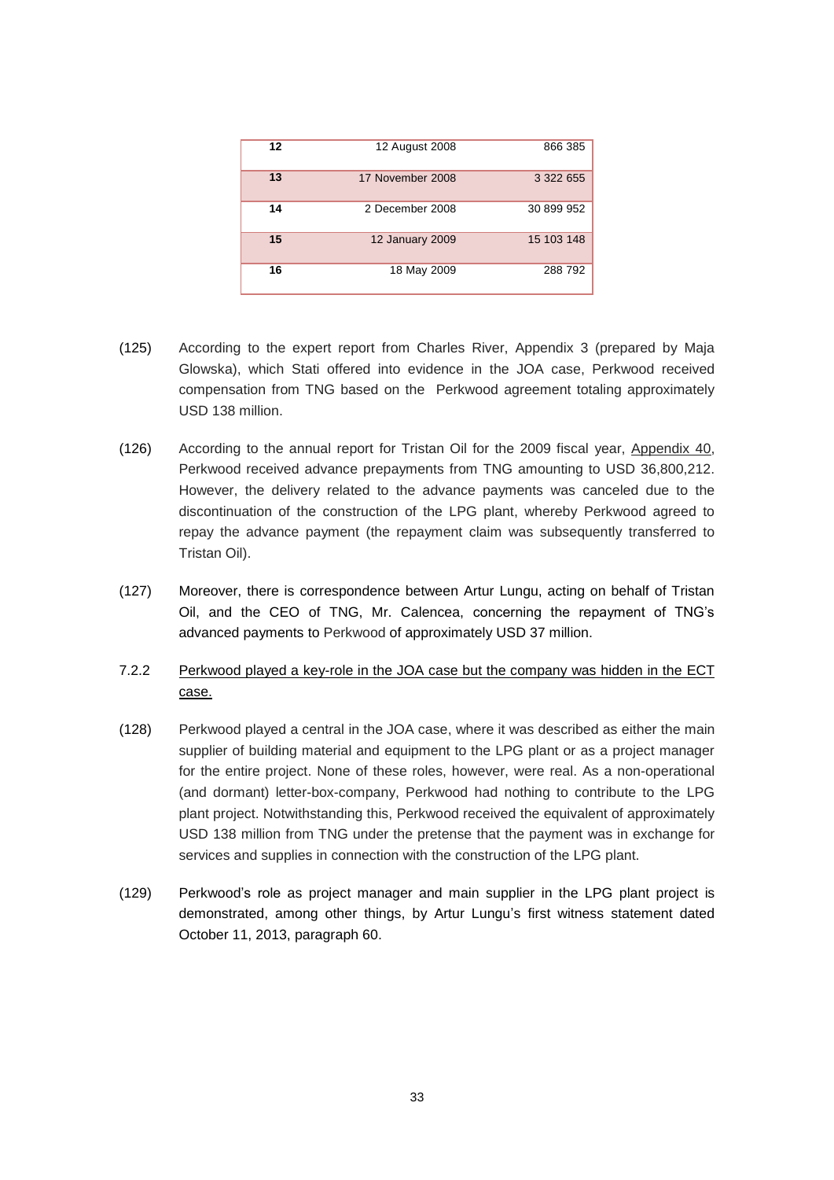| 12 | 12 August 2008 | 866 385 |
|---|---|---|
| 13 | 17 November 2008 | 3 322 655 |
| 14 | 2 December 2008 | 30 899 952 |
| 15 | 12 January 2009 | 15 103 148 |
| 16 | 18 May 2009 | 288 792 |

(125) According to the expert report from Charles River, Appendix 3 (prepared by Maja Glowska), which Stati offered into evidence in the JOA case, Perkwood received compensation from TNG based on the Perkwood agreement totaling approximately USD 138 million.

(126) According to the annual report for Tristan Oil for the 2009 fiscal year, Appendix 40, Perkwood received advance prepayments from TNG amounting to USD 36,800,212. However, the delivery related to the advance payments was canceled due to the discontinuation of the construction of the LPG plant, whereby Perkwood agreed to repay the advance payment (the repayment claim was subsequently transferred to Tristan Oil).

(127) Moreover, there is correspondence between Artur Lungu, acting on behalf of Tristan Oil, and the CEO of TNG, Mr. Calencea, concerning the repayment of TNG's advanced payments to Perkwood of approximately USD 37 million.

### 7.2.2 Perkwood played a key-role in the JOA case but the company was hidden in the ECT case.

(128) Perkwood played a central in the JOA case, where it was described as either the main supplier of building material and equipment to the LPG plant or as a project manager for the entire project. None of these roles, however, were real. As a non-operational (and dormant) letter-box-company, Perkwood had nothing to contribute to the LPG plant project. Notwithstanding this, Perkwood received the equivalent of approximately USD 138 million from TNG under the pretense that the payment was in exchange for services and supplies in connection with the construction of the LPG plant.

(129) Perkwood's role as project manager and main supplier in the LPG plant project is demonstrated, among other things, by Artur Lungu's first witness statement dated October 11, 2013, paragraph 60.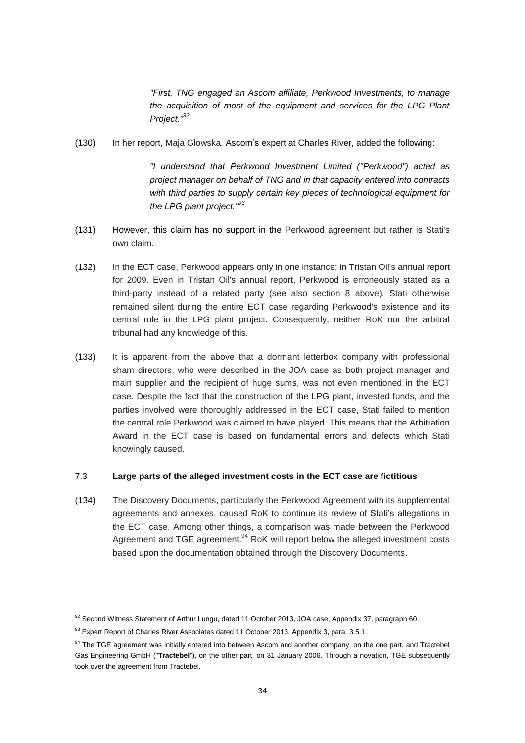> *"First, TNG engaged an Ascom affiliate, Perkwood Investments, to manage the acquisition of most of the equipment and services for the LPG Plant Project."*[92]

(130) In her report, Maja Glowska, Ascom's expert at Charles River, added the following:

> *"I understand that Perkwood Investment Limited ("Perkwood") acted as project manager on behalf of TNG and in that capacity entered into contracts with third parties to supply certain key pieces of technological equipment for the LPG plant project."*[93]

(131) However, this claim has no support in the Perkwood agreement but rather is Stati's own claim.

(132) In the ECT case, Perkwood appears only in one instance; in Tristan Oil's annual report for 2009. Even in Tristan Oil's annual report, Perkwood is erroneously stated as a third-party instead of a related party (see also section 8 above). Stati otherwise remained silent during the entire ECT case regarding Perkwood's existence and its central role in the LPG plant project. Consequently, neither RoK nor the arbitral tribunal had any knowledge of this.

(133) It is apparent from the above that a dormant letterbox company with professional sham directors, who were described in the JOA case as both project manager and main supplier and the recipient of huge sums, was not even mentioned in the ECT case. Despite the fact that the construction of the LPG plant, invested funds, and the parties involved were thoroughly addressed in the ECT case, Stati failed to mention the central role Perkwood was claimed to have played. This means that the Arbitration Award in the ECT case is based on fundamental errors and defects which Stati knowingly caused.

### 7.3 Large parts of the alleged investment costs in the ECT case are fictitious

(134) The Discovery Documents, particularly the Perkwood Agreement with its supplemental agreements and annexes, caused RoK to continue its review of Stati's allegations in the ECT case. Among other things, a comparison was made between the Perkwood Agreement and TGE agreement.[94] RoK will report below the alleged investment costs based upon the documentation obtained through the Discovery Documents.

---

[92] Second Witness Statement of Arthur Lungu, dated 11 October 2013, JOA case, Appendix 37, paragraph 60.

[93] Expert Report of Charles River Associates dated 11 October 2013, Appendix 3, para. 3.5.1.

[94] The TGE agreement was initially entered into between Ascom and another company, on the one part, and Tractebel Gas Engineering GmbH ("**Tractebel**"), on the other part, on 31 January 2006. Through a novation, TGE subsequently took over the agreement from Tractebel.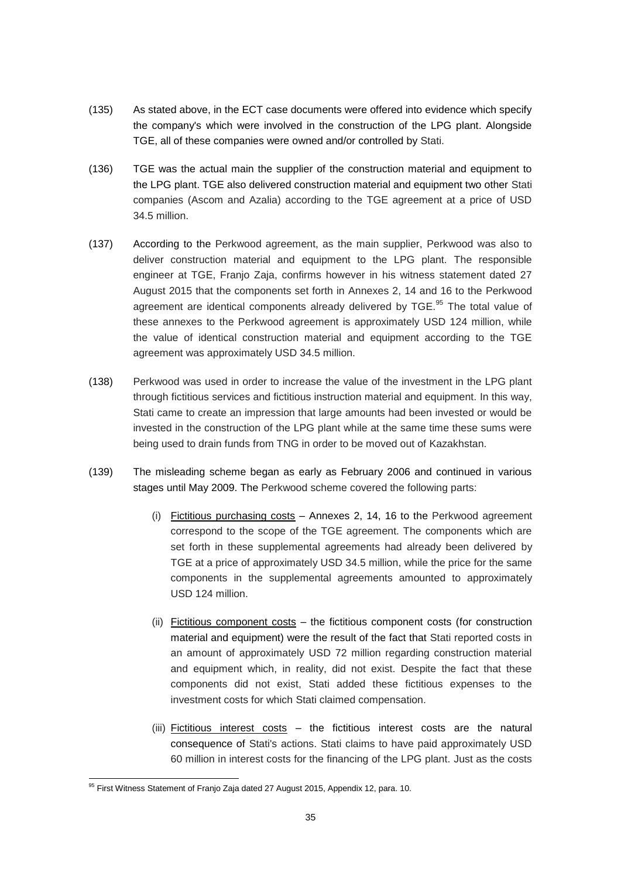(135) As stated above, in the ECT case documents were offered into evidence which specify the company's which were involved in the construction of the LPG plant. Alongside TGE, all of these companies were owned and/or controlled by Stati.

(136) TGE was the actual main the supplier of the construction material and equipment to the LPG plant. TGE also delivered construction material and equipment two other Stati companies (Ascom and Azalia) according to the TGE agreement at a price of USD 34.5 million.

(137) According to the Perkwood agreement, as the main supplier, Perkwood was also to deliver construction material and equipment to the LPG plant. The responsible engineer at TGE, Franjo Zaja, confirms however in his witness statement dated 27 August 2015 that the components set forth in Annexes 2, 14 and 16 to the Perkwood agreement are identical components already delivered by TGE.[95] The total value of these annexes to the Perkwood agreement is approximately USD 124 million, while the value of identical construction material and equipment according to the TGE agreement was approximately USD 34.5 million.

(138) Perkwood was used in order to increase the value of the investment in the LPG plant through fictitious services and fictitious instruction material and equipment. In this way, Stati came to create an impression that large amounts had been invested or would be invested in the construction of the LPG plant while at the same time these sums were being used to drain funds from TNG in order to be moved out of Kazakhstan.

(139) The misleading scheme began as early as February 2006 and continued in various stages until May 2009. The Perkwood scheme covered the following parts:

(i) Fictitious purchasing costs – Annexes 2, 14, 16 to the Perkwood agreement correspond to the scope of the TGE agreement. The components which are set forth in these supplemental agreements had already been delivered by TGE at a price of approximately USD 34.5 million, while the price for the same components in the supplemental agreements amounted to approximately USD 124 million.

(ii) Fictitious component costs – the fictitious component costs (for construction material and equipment) were the result of the fact that Stati reported costs in an amount of approximately USD 72 million regarding construction material and equipment which, in reality, did not exist. Despite the fact that these components did not exist, Stati added these fictitious expenses to the investment costs for which Stati claimed compensation.

(iii) Fictitious interest costs – the fictitious interest costs are the natural consequence of Stati's actions. Stati claims to have paid approximately USD 60 million in interest costs for the financing of the LPG plant. Just as the costs

---

[95] First Witness Statement of Franjo Zaja dated 27 August 2015, Appendix 12, para. 10.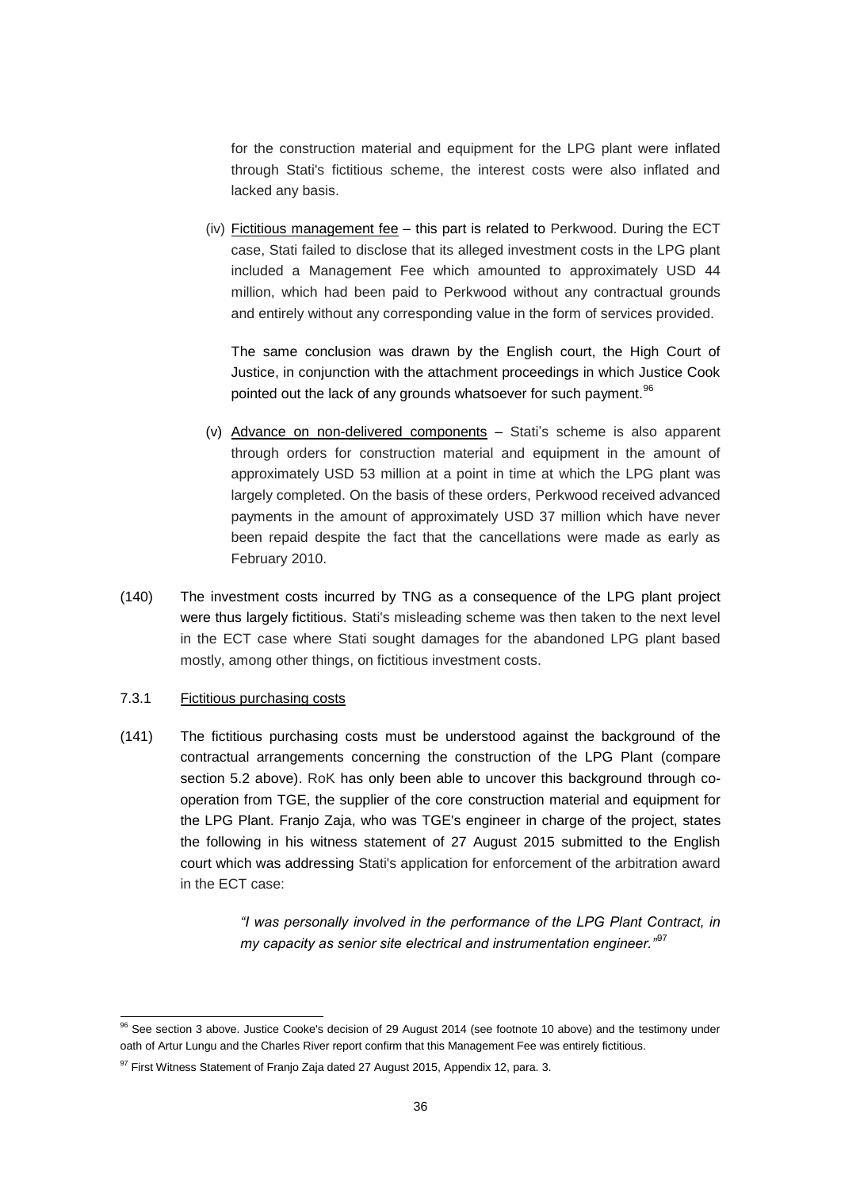for the construction material and equipment for the LPG plant were inflated through Stati's fictitious scheme, the interest costs were also inflated and lacked any basis.

(iv) Fictitious management fee – this part is related to Perkwood. During the ECT case, Stati failed to disclose that its alleged investment costs in the LPG plant included a Management Fee which amounted to approximately USD 44 million, which had been paid to Perkwood without any contractual grounds and entirely without any corresponding value in the form of services provided.

The same conclusion was drawn by the English court, the High Court of Justice, in conjunction with the attachment proceedings in which Justice Cook pointed out the lack of any grounds whatsoever for such payment.[96]

(v) Advance on non-delivered components – Stati's scheme is also apparent through orders for construction material and equipment in the amount of approximately USD 53 million at a point in time at which the LPG plant was largely completed. On the basis of these orders, Perkwood received advanced payments in the amount of approximately USD 37 million which have never been repaid despite the fact that the cancellations were made as early as February 2010.

(140) The investment costs incurred by TNG as a consequence of the LPG plant project were thus largely fictitious. Stati's misleading scheme was then taken to the next level in the ECT case where Stati sought damages for the abandoned LPG plant based mostly, among other things, on fictitious investment costs.

7.3.1 Fictitious purchasing costs

(141) The fictitious purchasing costs must be understood against the background of the contractual arrangements concerning the construction of the LPG Plant (compare section 5.2 above). RoK has only been able to uncover this background through co-operation from TGE, the supplier of the core construction material and equipment for the LPG Plant. Franjo Zaja, who was TGE's engineer in charge of the project, states the following in his witness statement of 27 August 2015 submitted to the English court which was addressing Stati's application for enforcement of the arbitration award in the ECT case:

> *"I was personally involved in the performance of the LPG Plant Contract, in my capacity as senior site electrical and instrumentation engineer."*[97]

---

[96] See section 3 above. Justice Cooke's decision of 29 August 2014 (see footnote 10 above) and the testimony under oath of Artur Lungu and the Charles River report confirm that this Management Fee was entirely fictitious.

[97] First Witness Statement of Franjo Zaja dated 27 August 2015, Appendix 12, para. 3.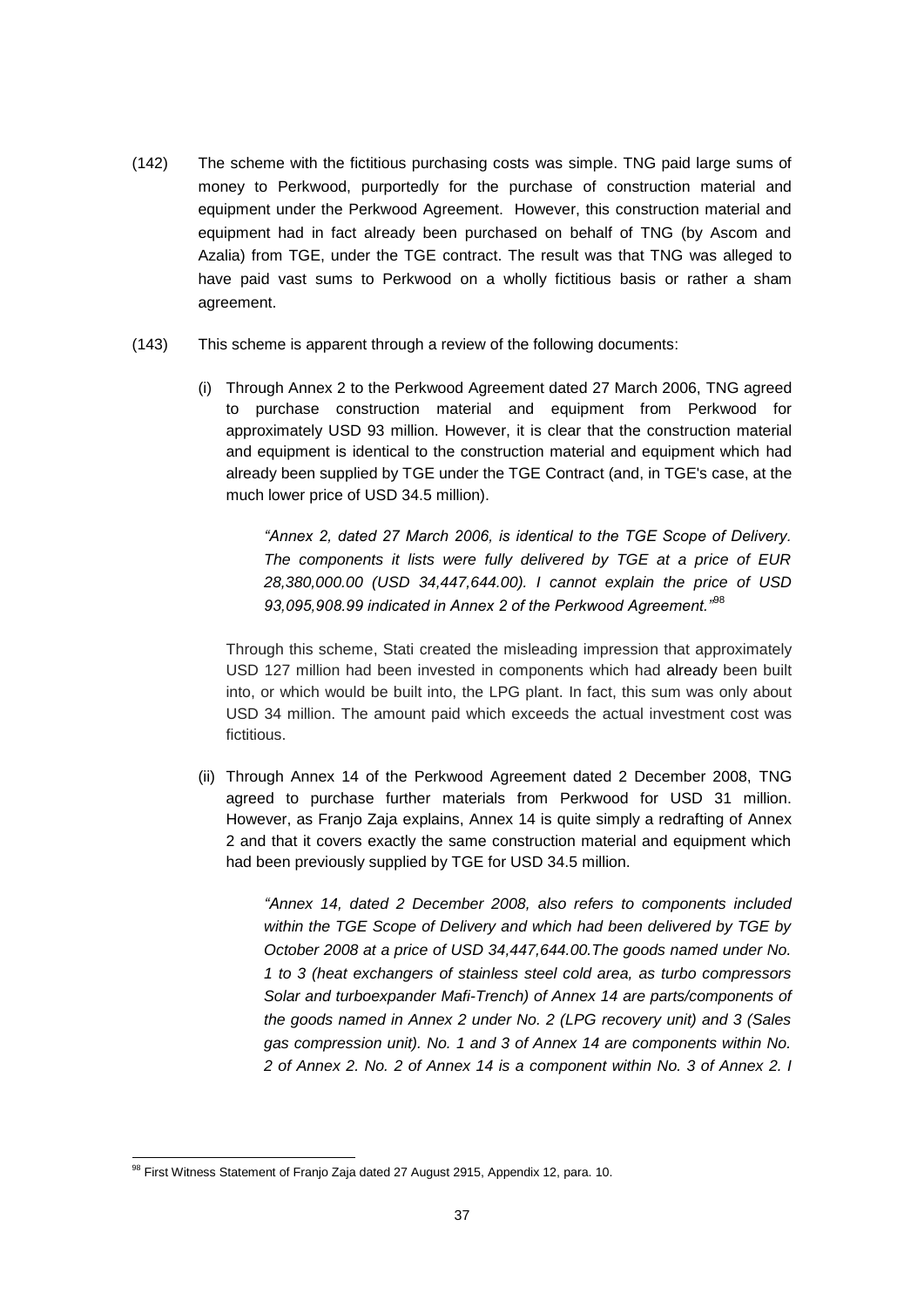(142) The scheme with the fictitious purchasing costs was simple. TNG paid large sums of money to Perkwood, purportedly for the purchase of construction material and equipment under the Perkwood Agreement. However, this construction material and equipment had in fact already been purchased on behalf of TNG (by Ascom and Azalia) from TGE, under the TGE contract. The result was that TNG was alleged to have paid vast sums to Perkwood on a wholly fictitious basis or rather a sham agreement.

(143) This scheme is apparent through a review of the following documents:

(i) Through Annex 2 to the Perkwood Agreement dated 27 March 2006, TNG agreed to purchase construction material and equipment from Perkwood for approximately USD 93 million. However, it is clear that the construction material and equipment is identical to the construction material and equipment which had already been supplied by TGE under the TGE Contract (and, in TGE's case, at the much lower price of USD 34.5 million).

> *"Annex 2, dated 27 March 2006, is identical to the TGE Scope of Delivery. The components it lists were fully delivered by TGE at a price of EUR 28,380,000.00 (USD 34,447,644.00). I cannot explain the price of USD 93,095,908.99 indicated in Annex 2 of the Perkwood Agreement."*[98]

Through this scheme, Stati created the misleading impression that approximately USD 127 million had been invested in components which had already been built into, or which would be built into, the LPG plant. In fact, this sum was only about USD 34 million. The amount paid which exceeds the actual investment cost was fictitious.

(ii) Through Annex 14 of the Perkwood Agreement dated 2 December 2008, TNG agreed to purchase further materials from Perkwood for USD 31 million. However, as Franjo Zaja explains, Annex 14 is quite simply a redrafting of Annex 2 and that it covers exactly the same construction material and equipment which had been previously supplied by TGE for USD 34.5 million.

> *"Annex 14, dated 2 December 2008, also refers to components included within the TGE Scope of Delivery and which had been delivered by TGE by October 2008 at a price of USD 34,447,644.00.The goods named under No. 1 to 3 (heat exchangers of stainless steel cold area, as turbo compressors Solar and turboexpander Mafi-Trench) of Annex 14 are parts/components of the goods named in Annex 2 under No. 2 (LPG recovery unit) and 3 (Sales gas compression unit). No. 1 and 3 of Annex 14 are components within No. 2 of Annex 2. No. 2 of Annex 14 is a component within No. 3 of Annex 2. I*

---

[98] First Witness Statement of Franjo Zaja dated 27 August 2915, Appendix 12, para. 10.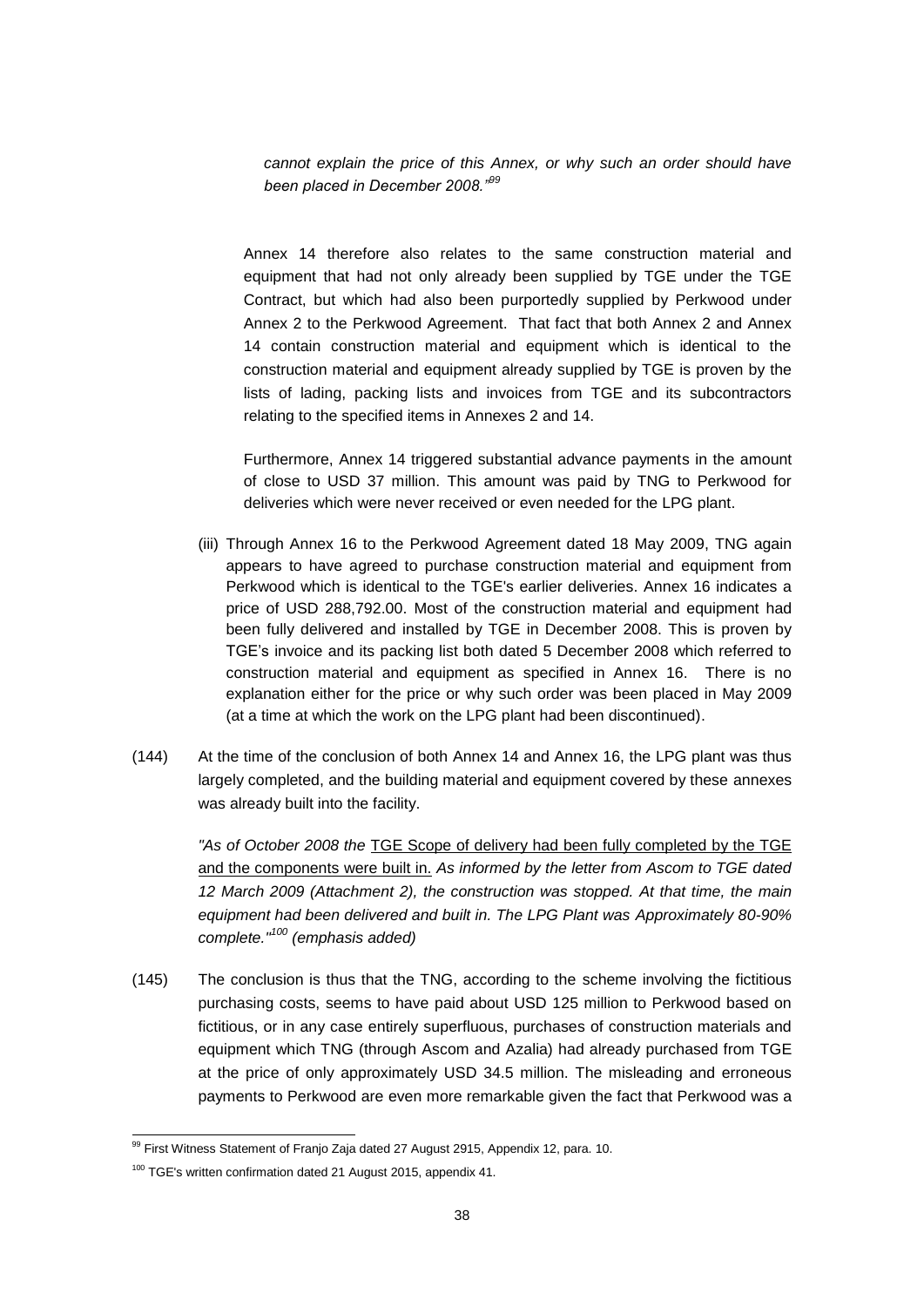*cannot explain the price of this Annex, or why such an order should have been placed in December 2008."*[99]

Annex 14 therefore also relates to the same construction material and equipment that had not only already been supplied by TGE under the TGE Contract, but which had also been purportedly supplied by Perkwood under Annex 2 to the Perkwood Agreement. That fact that both Annex 2 and Annex 14 contain construction material and equipment which is identical to the construction material and equipment already supplied by TGE is proven by the lists of lading, packing lists and invoices from TGE and its subcontractors relating to the specified items in Annexes 2 and 14.

Furthermore, Annex 14 triggered substantial advance payments in the amount of close to USD 37 million. This amount was paid by TNG to Perkwood for deliveries which were never received or even needed for the LPG plant.

(iii) Through Annex 16 to the Perkwood Agreement dated 18 May 2009, TNG again appears to have agreed to purchase construction material and equipment from Perkwood which is identical to the TGE's earlier deliveries. Annex 16 indicates a price of USD 288,792.00. Most of the construction material and equipment had been fully delivered and installed by TGE in December 2008. This is proven by TGE's invoice and its packing list both dated 5 December 2008 which referred to construction material and equipment as specified in Annex 16. There is no explanation either for the price or why such order was been placed in May 2009 (at a time at which the work on the LPG plant had been discontinued).

(144) At the time of the conclusion of both Annex 14 and Annex 16, the LPG plant was thus largely completed, and the building material and equipment covered by these annexes was already built into the facility.

*"As of October 2008 the* <u>TGE Scope of delivery had been fully completed by the TGE and the components were built in.</u> *As informed by the letter from Ascom to TGE dated 12 March 2009 (Attachment 2), the construction was stopped. At that time, the main equipment had been delivered and built in. The LPG Plant was Approximately 80-90% complete."*[100] *(emphasis added)*

(145) The conclusion is thus that the TNG, according to the scheme involving the fictitious purchasing costs, seems to have paid about USD 125 million to Perkwood based on fictitious, or in any case entirely superfluous, purchases of construction materials and equipment which TNG (through Ascom and Azalia) had already purchased from TGE at the price of only approximately USD 34.5 million. The misleading and erroneous payments to Perkwood are even more remarkable given the fact that Perkwood was a

---

[99] First Witness Statement of Franjo Zaja dated 27 August 2915, Appendix 12, para. 10.

[100] TGE's written confirmation dated 21 August 2015, appendix 41.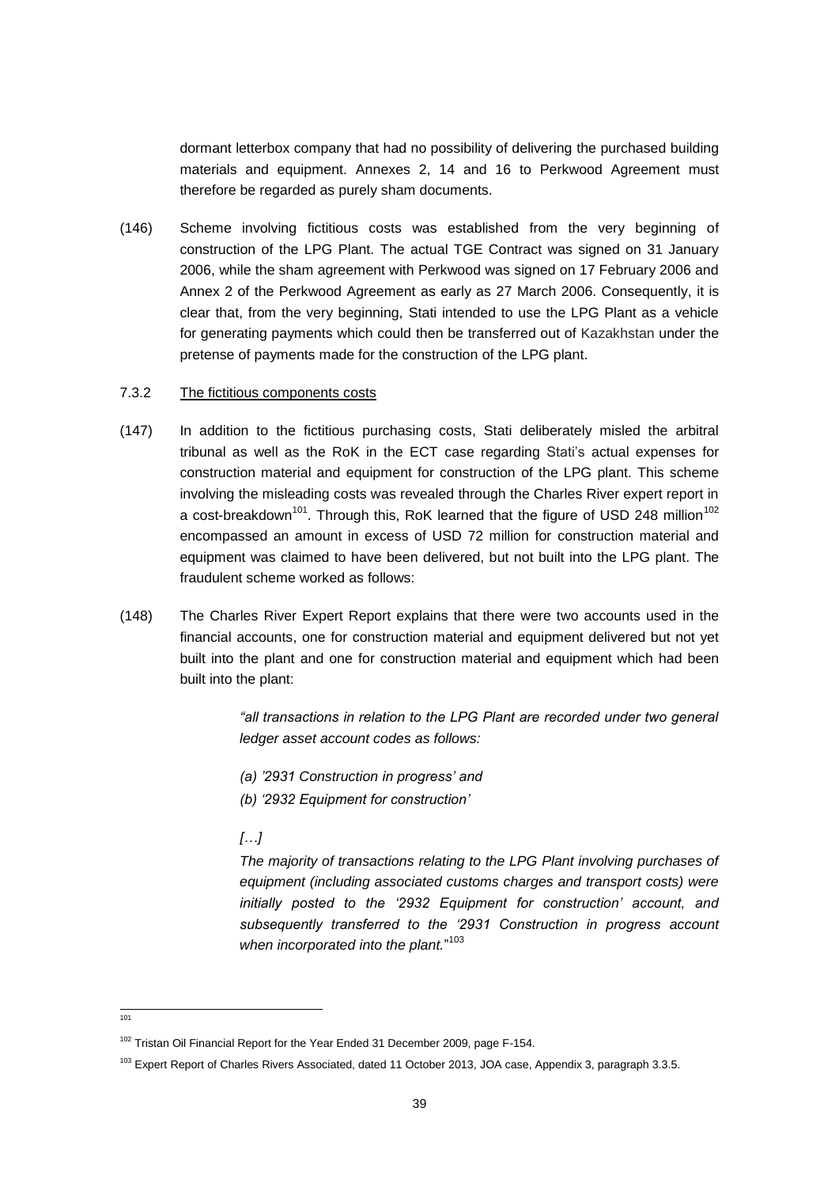dormant letterbox company that had no possibility of delivering the purchased building materials and equipment. Annexes 2, 14 and 16 to Perkwood Agreement must therefore be regarded as purely sham documents.

(146) Scheme involving fictitious costs was established from the very beginning of construction of the LPG Plant. The actual TGE Contract was signed on 31 January 2006, while the sham agreement with Perkwood was signed on 17 February 2006 and Annex 2 of the Perkwood Agreement as early as 27 March 2006. Consequently, it is clear that, from the very beginning, Stati intended to use the LPG Plant as a vehicle for generating payments which could then be transferred out of Kazakhstan under the pretense of payments made for the construction of the LPG plant.

7.3.2 The fictitious components costs

(147) In addition to the fictitious purchasing costs, Stati deliberately misled the arbitral tribunal as well as the RoK in the ECT case regarding Stati's actual expenses for construction material and equipment for construction of the LPG plant. This scheme involving the misleading costs was revealed through the Charles River expert report in a cost-breakdown[101]. Through this, RoK learned that the figure of USD 248 million[102] encompassed an amount in excess of USD 72 million for construction material and equipment was claimed to have been delivered, but not built into the LPG plant. The fraudulent scheme worked as follows:

(148) The Charles River Expert Report explains that there were two accounts used in the financial accounts, one for construction material and equipment delivered but not yet built into the plant and one for construction material and equipment which had been built into the plant:

> *"all transactions in relation to the LPG Plant are recorded under two general ledger asset account codes as follows:*
>
> *(a) '2931 Construction in progress' and*
> *(b) '2932 Equipment for construction'*
>
> *[…]*
>
> *The majority of transactions relating to the LPG Plant involving purchases of equipment (including associated customs charges and transport costs) were initially posted to the '2932 Equipment for construction' account, and subsequently transferred to the '2931 Construction in progress account when incorporated into the plant.*"[103]

---

101

102 Tristan Oil Financial Report for the Year Ended 31 December 2009, page F-154.

103 Expert Report of Charles Rivers Associated, dated 11 October 2013, JOA case, Appendix 3, paragraph 3.3.5.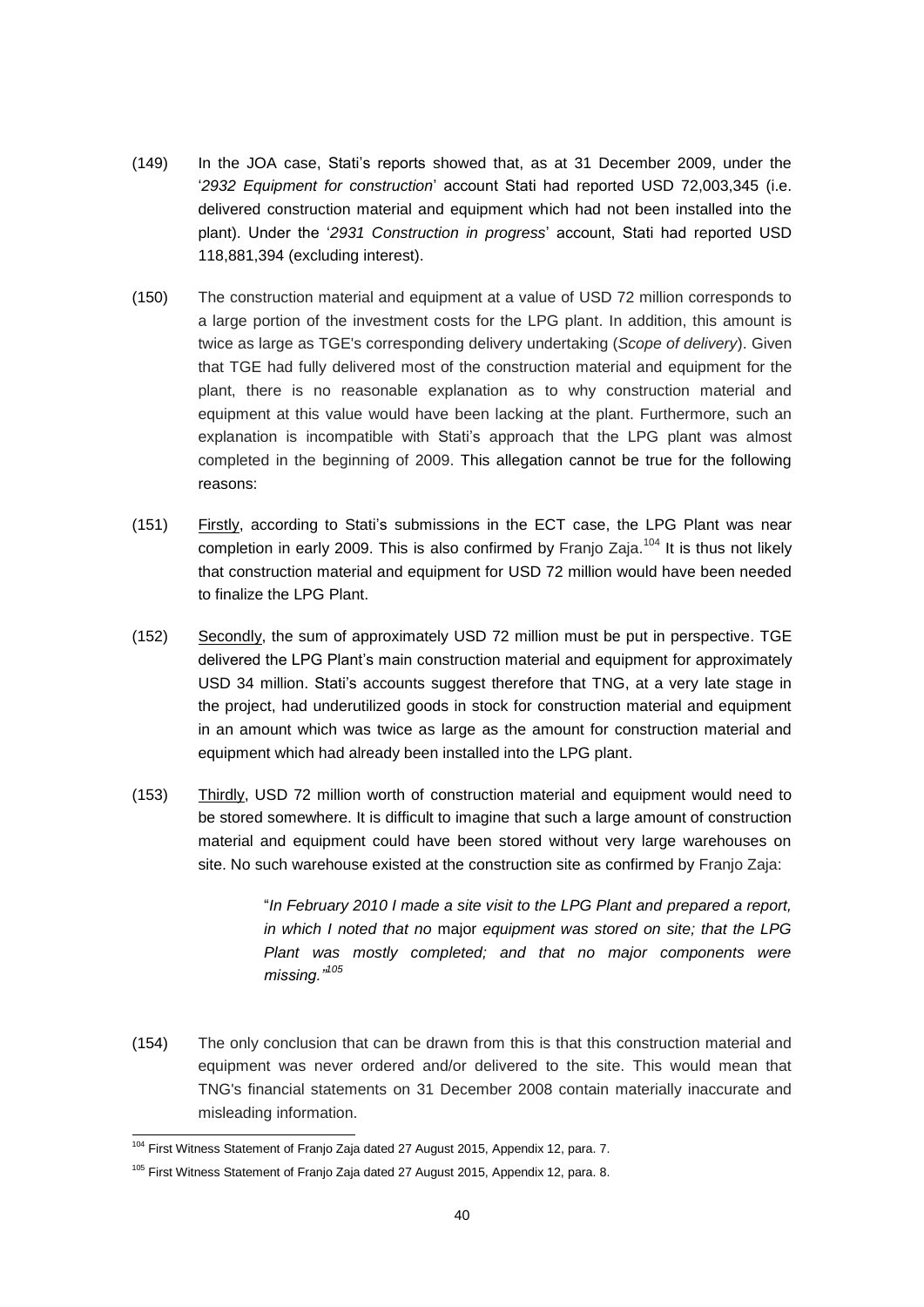(149) In the JOA case, Stati's reports showed that, as at 31 December 2009, under the '*2932 Equipment for construction*' account Stati had reported USD 72,003,345 (i.e. delivered construction material and equipment which had not been installed into the plant). Under the '*2931 Construction in progress*' account, Stati had reported USD 118,881,394 (excluding interest).

(150) The construction material and equipment at a value of USD 72 million corresponds to a large portion of the investment costs for the LPG plant. In addition, this amount is twice as large as TGE's corresponding delivery undertaking (*Scope of delivery*). Given that TGE had fully delivered most of the construction material and equipment for the plant, there is no reasonable explanation as to why construction material and equipment at this value would have been lacking at the plant. Furthermore, such an explanation is incompatible with Stati's approach that the LPG plant was almost completed in the beginning of 2009. This allegation cannot be true for the following reasons:

(151) Firstly, according to Stati's submissions in the ECT case, the LPG Plant was near completion in early 2009. This is also confirmed by Franjo Zaja.[104] It is thus not likely that construction material and equipment for USD 72 million would have been needed to finalize the LPG Plant.

(152) Secondly, the sum of approximately USD 72 million must be put in perspective. TGE delivered the LPG Plant's main construction material and equipment for approximately USD 34 million. Stati's accounts suggest therefore that TNG, at a very late stage in the project, had underutilized goods in stock for construction material and equipment in an amount which was twice as large as the amount for construction material and equipment which had already been installed into the LPG plant.

(153) Thirdly, USD 72 million worth of construction material and equipment would need to be stored somewhere. It is difficult to imagine that such a large amount of construction material and equipment could have been stored without very large warehouses on site. No such warehouse existed at the construction site as confirmed by Franjo Zaja:

> "*In February 2010 I made a site visit to the LPG Plant and prepared a report, in which I noted that no* major *equipment was stored on site; that the LPG Plant was mostly completed; and that no major components were missing.*"[105]

(154) The only conclusion that can be drawn from this is that this construction material and equipment was never ordered and/or delivered to the site. This would mean that TNG's financial statements on 31 December 2008 contain materially inaccurate and misleading information.

---

[104] First Witness Statement of Franjo Zaja dated 27 August 2015, Appendix 12, para. 7.

[105] First Witness Statement of Franjo Zaja dated 27 August 2015, Appendix 12, para. 8.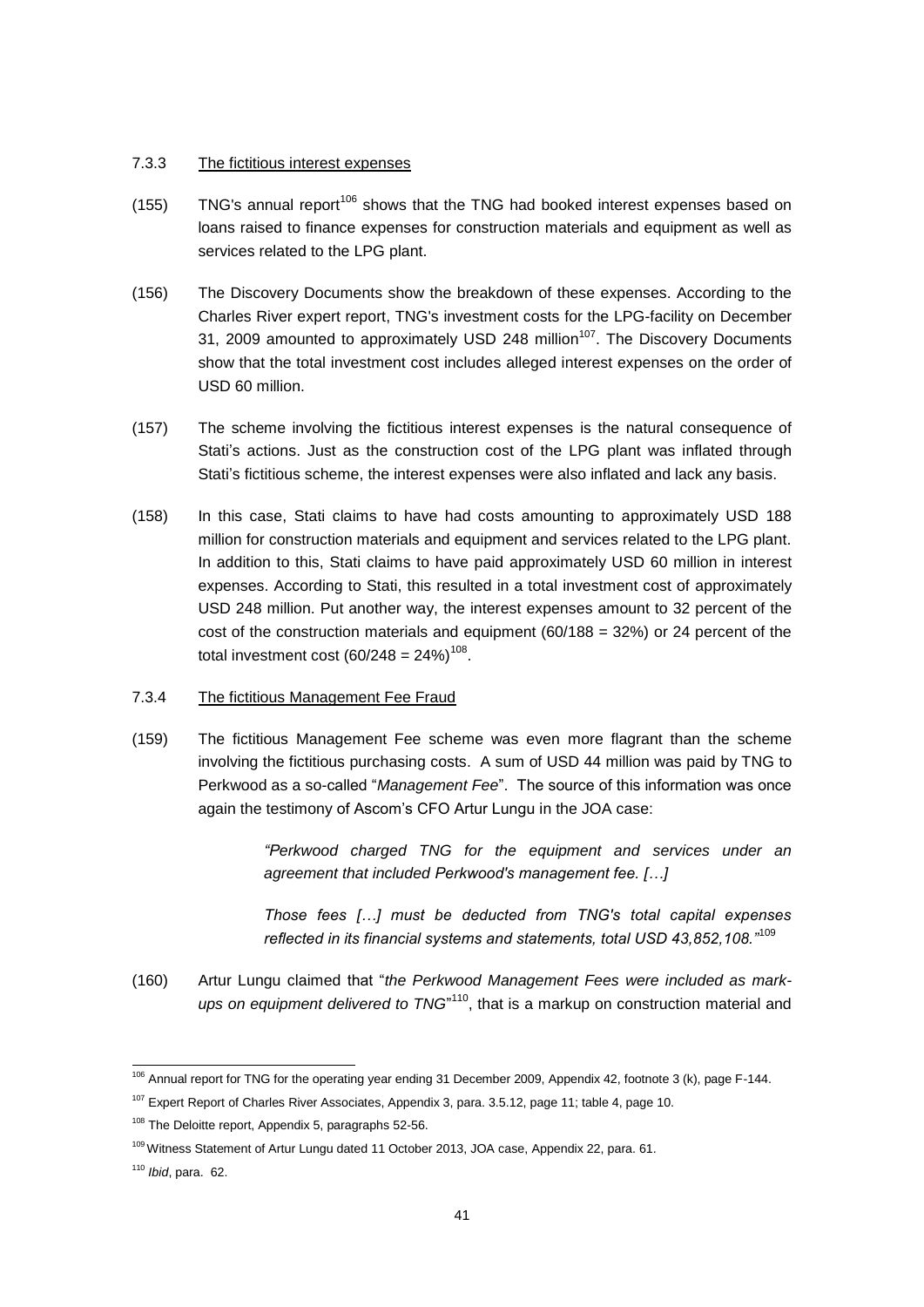#### 7.3.3 The fictitious interest expenses

(155) TNG's annual report[106] shows that the TNG had booked interest expenses based on loans raised to finance expenses for construction materials and equipment as well as services related to the LPG plant.

(156) The Discovery Documents show the breakdown of these expenses. According to the Charles River expert report, TNG's investment costs for the LPG-facility on December 31, 2009 amounted to approximately USD 248 million[107]. The Discovery Documents show that the total investment cost includes alleged interest expenses on the order of USD 60 million.

(157) The scheme involving the fictitious interest expenses is the natural consequence of Stati's actions. Just as the construction cost of the LPG plant was inflated through Stati's fictitious scheme, the interest expenses were also inflated and lack any basis.

(158) In this case, Stati claims to have had costs amounting to approximately USD 188 million for construction materials and equipment and services related to the LPG plant. In addition to this, Stati claims to have paid approximately USD 60 million in interest expenses. According to Stati, this resulted in a total investment cost of approximately USD 248 million. Put another way, the interest expenses amount to 32 percent of the cost of the construction materials and equipment (60/188 = 32%) or 24 percent of the total investment cost (60/248 = 24%)[108].

#### 7.3.4 The fictitious Management Fee Fraud

(159) The fictitious Management Fee scheme was even more flagrant than the scheme involving the fictitious purchasing costs. A sum of USD 44 million was paid by TNG to Perkwood as a so-called "*Management Fee*". The source of this information was once again the testimony of Ascom's CFO Artur Lungu in the JOA case:

> *"Perkwood charged TNG for the equipment and services under an agreement that included Perkwood's management fee. […]*
>
> *Those fees […] must be deducted from TNG's total capital expenses reflected in its financial systems and statements, total USD 43,852,108."*[109]

(160) Artur Lungu claimed that "*the Perkwood Management Fees were included as mark-ups on equipment delivered to TNG*"[110], that is a markup on construction material and

---

[106] Annual report for TNG for the operating year ending 31 December 2009, Appendix 42, footnote 3 (k), page F-144.

[107] Expert Report of Charles River Associates, Appendix 3, para. 3.5.12, page 11; table 4, page 10.

[108] The Deloitte report, Appendix 5, paragraphs 52-56.

[109] Witness Statement of Artur Lungu dated 11 October 2013, JOA case, Appendix 22, para. 61.

[110] *Ibid*, para. 62.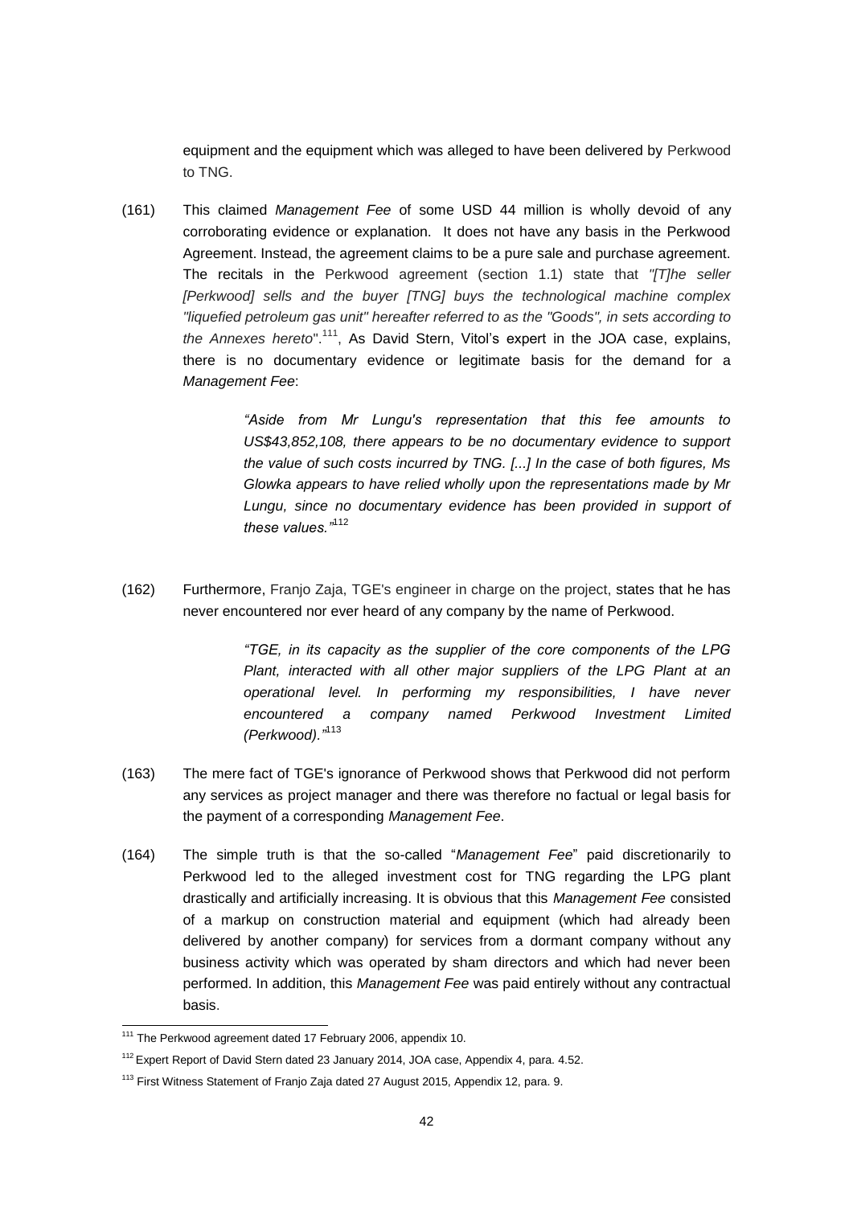equipment and the equipment which was alleged to have been delivered by Perkwood to TNG.

(161) This claimed *Management Fee* of some USD 44 million is wholly devoid of any corroborating evidence or explanation. It does not have any basis in the Perkwood Agreement. Instead, the agreement claims to be a pure sale and purchase agreement. The recitals in the Perkwood agreement (section 1.1) state that *"[T]he seller [Perkwood] sells and the buyer [TNG] buys the technological machine complex "liquefied petroleum gas unit" hereafter referred to as the "Goods", in sets according to the Annexes hereto*".[111], As David Stern, Vitol's expert in the JOA case, explains, there is no documentary evidence or legitimate basis for the demand for a *Management Fee*:

> *"Aside from Mr Lungu's representation that this fee amounts to US$43,852,108, there appears to be no documentary evidence to support the value of such costs incurred by TNG. [...] In the case of both figures, Ms Glowka appears to have relied wholly upon the representations made by Mr Lungu, since no documentary evidence has been provided in support of these values."*[112]

(162) Furthermore, Franjo Zaja, TGE's engineer in charge on the project, states that he has never encountered nor ever heard of any company by the name of Perkwood.

> *"TGE, in its capacity as the supplier of the core components of the LPG Plant, interacted with all other major suppliers of the LPG Plant at an operational level. In performing my responsibilities, I have never encountered a company named Perkwood Investment Limited (Perkwood)."*[113]

(163) The mere fact of TGE's ignorance of Perkwood shows that Perkwood did not perform any services as project manager and there was therefore no factual or legal basis for the payment of a corresponding *Management Fee*.

(164) The simple truth is that the so-called "*Management Fee*" paid discretionarily to Perkwood led to the alleged investment cost for TNG regarding the LPG plant drastically and artificially increasing. It is obvious that this *Management Fee* consisted of a markup on construction material and equipment (which had already been delivered by another company) for services from a dormant company without any business activity which was operated by sham directors and which had never been performed. In addition, this *Management Fee* was paid entirely without any contractual basis.

---

[111] The Perkwood agreement dated 17 February 2006, appendix 10.

[112] Expert Report of David Stern dated 23 January 2014, JOA case, Appendix 4, para. 4.52.

[113] First Witness Statement of Franjo Zaja dated 27 August 2015, Appendix 12, para. 9.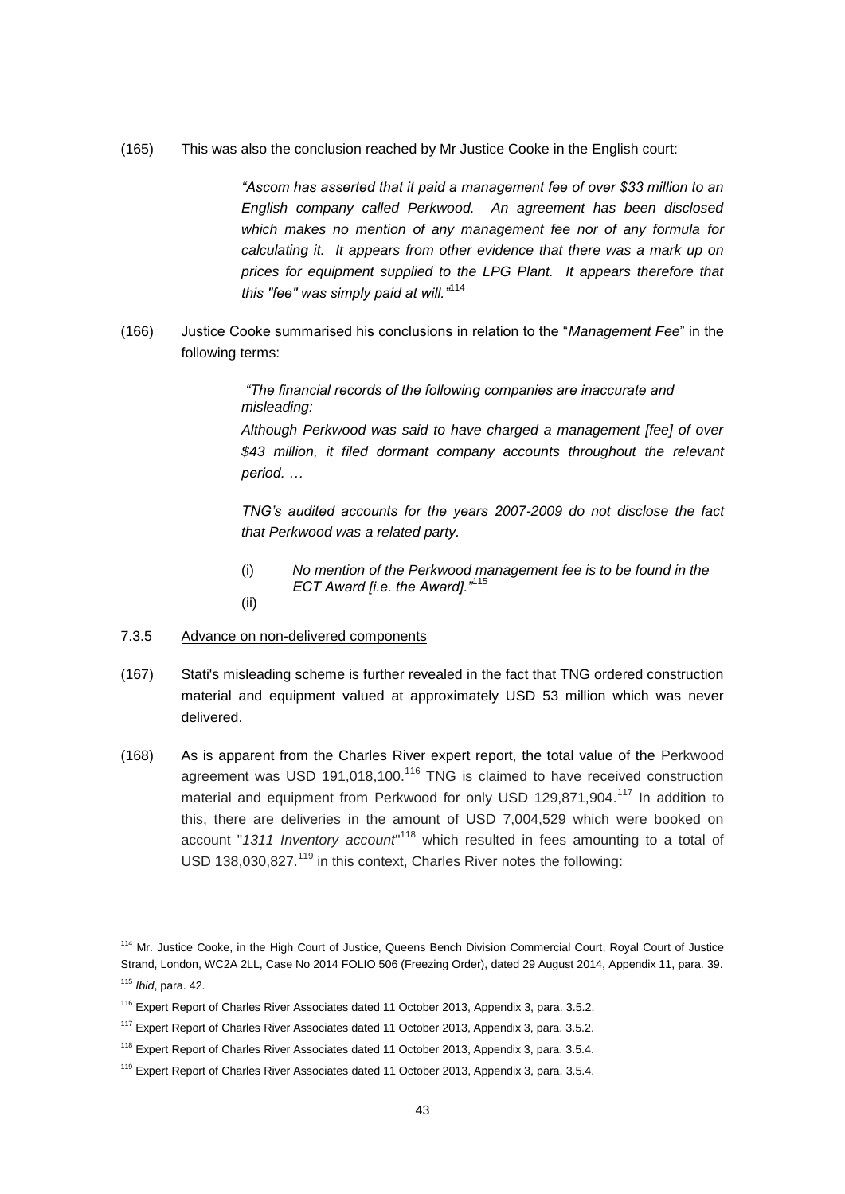(165) This was also the conclusion reached by Mr Justice Cooke in the English court:

> *"Ascom has asserted that it paid a management fee of over $33 million to an English company called Perkwood. An agreement has been disclosed which makes no mention of any management fee nor of any formula for calculating it. It appears from other evidence that there was a mark up on prices for equipment supplied to the LPG Plant. It appears therefore that this "fee" was simply paid at will."*[114]

(166) Justice Cooke summarised his conclusions in relation to the "*Management Fee*" in the following terms:

> *"The financial records of the following companies are inaccurate and misleading:*
>
> *Although Perkwood was said to have charged a management [fee] of over $43 million, it filed dormant company accounts throughout the relevant period. …*
>
> *TNG's audited accounts for the years 2007-2009 do not disclose the fact that Perkwood was a related party.*
>
> (i) *No mention of the Perkwood management fee is to be found in the ECT Award [i.e. the Award]."*[115]
>
> (ii)

7.3.5 Advance on non-delivered components

(167) Stati's misleading scheme is further revealed in the fact that TNG ordered construction material and equipment valued at approximately USD 53 million which was never delivered.

(168) As is apparent from the Charles River expert report, the total value of the Perkwood agreement was USD 191,018,100.[116] TNG is claimed to have received construction material and equipment from Perkwood for only USD 129,871,904.[117] In addition to this, there are deliveries in the amount of USD 7,004,529 which were booked on account "*1311 Inventory account*"[118] which resulted in fees amounting to a total of USD 138,030,827.[119] in this context, Charles River notes the following:

---

[114] Mr. Justice Cooke, in the High Court of Justice, Queens Bench Division Commercial Court, Royal Court of Justice Strand, London, WC2A 2LL, Case No 2014 FOLIO 506 (Freezing Order), dated 29 August 2014, Appendix 11, para. 39.

[115] *Ibid*, para. 42.

[116] Expert Report of Charles River Associates dated 11 October 2013, Appendix 3, para. 3.5.2.

[117] Expert Report of Charles River Associates dated 11 October 2013, Appendix 3, para. 3.5.2.

[118] Expert Report of Charles River Associates dated 11 October 2013, Appendix 3, para. 3.5.4.

[119] Expert Report of Charles River Associates dated 11 October 2013, Appendix 3, para. 3.5.4.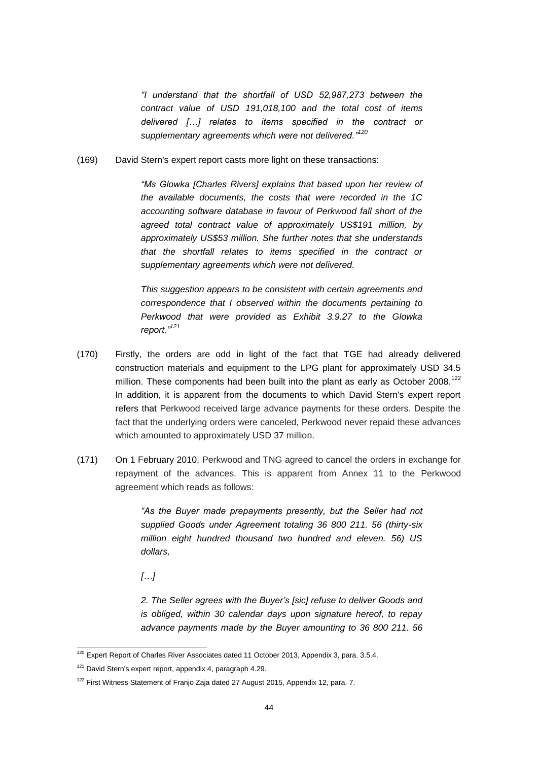> *"I understand that the shortfall of USD 52,987,273 between the contract value of USD 191,018,100 and the total cost of items delivered […] relates to items specified in the contract or supplementary agreements which were not delivered."*[120]

(169) David Stern's expert report casts more light on these transactions:

> *"Ms Glowka [Charles Rivers] explains that based upon her review of the available documents, the costs that were recorded in the 1C accounting software database in favour of Perkwood fall short of the agreed total contract value of approximately US$191 million, by approximately US$53 million. She further notes that she understands that the shortfall relates to items specified in the contract or supplementary agreements which were not delivered.*
>
> *This suggestion appears to be consistent with certain agreements and correspondence that I observed within the documents pertaining to Perkwood that were provided as Exhibit 3.9.27 to the Glowka report."*[121]

(170) Firstly, the orders are odd in light of the fact that TGE had already delivered construction materials and equipment to the LPG plant for approximately USD 34.5 million. These components had been built into the plant as early as October 2008.[122] In addition, it is apparent from the documents to which David Stern's expert report refers that Perkwood received large advance payments for these orders. Despite the fact that the underlying orders were canceled, Perkwood never repaid these advances which amounted to approximately USD 37 million.

(171) On 1 February 2010, Perkwood and TNG agreed to cancel the orders in exchange for repayment of the advances. This is apparent from Annex 11 to the Perkwood agreement which reads as follows:

> *"As the Buyer made prepayments presently, but the Seller had not supplied Goods under Agreement totaling 36 800 211. 56 (thirty-six million eight hundred thousand two hundred and eleven. 56) US dollars,*
>
> *[…]*
>
> *2. The Seller agrees with the Buyer's [sic] refuse to deliver Goods and is obliged, within 30 calendar days upon signature hereof, to repay advance payments made by the Buyer amounting to 36 800 211. 56*

---

[120] Expert Report of Charles River Associates dated 11 October 2013, Appendix 3, para. 3.5.4.

[121] David Stern's expert report, appendix 4, paragraph 4.29.

[122] First Witness Statement of Franjo Zaja dated 27 August 2015, Appendix 12, para. 7.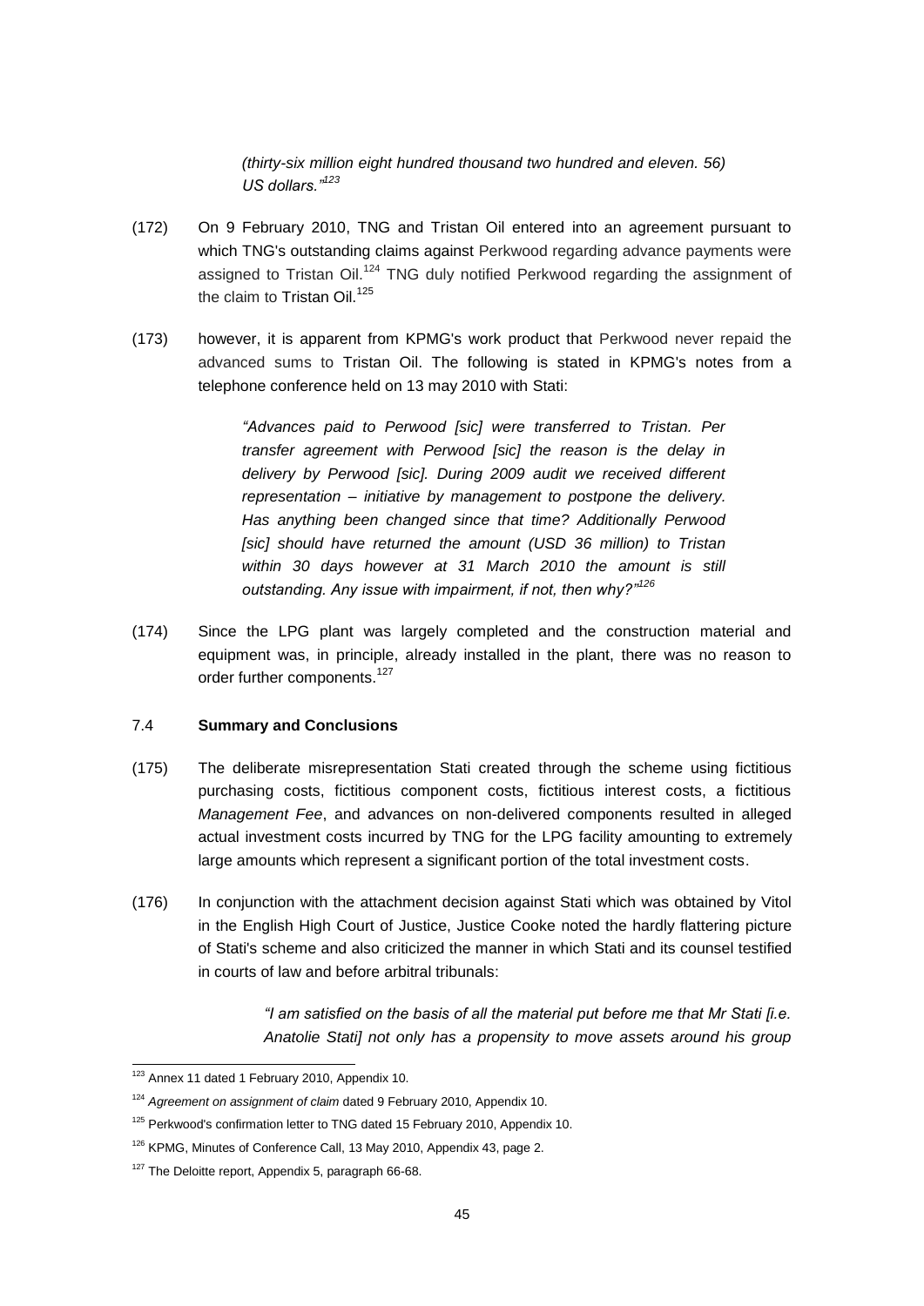*(thirty-six million eight hundred thousand two hundred and eleven. 56) US dollars."*[123]

(172) On 9 February 2010, TNG and Tristan Oil entered into an agreement pursuant to which TNG's outstanding claims against Perkwood regarding advance payments were assigned to Tristan Oil.[124] TNG duly notified Perkwood regarding the assignment of the claim to Tristan Oil.[125]

(173) however, it is apparent from KPMG's work product that Perkwood never repaid the advanced sums to Tristan Oil. The following is stated in KPMG's notes from a telephone conference held on 13 may 2010 with Stati:

> *"Advances paid to Perwood [sic] were transferred to Tristan. Per transfer agreement with Perwood [sic] the reason is the delay in delivery by Perwood [sic]. During 2009 audit we received different representation – initiative by management to postpone the delivery. Has anything been changed since that time? Additionally Perwood [sic] should have returned the amount (USD 36 million) to Tristan within 30 days however at 31 March 2010 the amount is still outstanding. Any issue with impairment, if not, then why?"*[126]

(174) Since the LPG plant was largely completed and the construction material and equipment was, in principle, already installed in the plant, there was no reason to order further components.[127]

### 7.4 **Summary and Conclusions**

(175) The deliberate misrepresentation Stati created through the scheme using fictitious purchasing costs, fictitious component costs, fictitious interest costs, a fictitious *Management Fee*, and advances on non-delivered components resulted in alleged actual investment costs incurred by TNG for the LPG facility amounting to extremely large amounts which represent a significant portion of the total investment costs.

(176) In conjunction with the attachment decision against Stati which was obtained by Vitol in the English High Court of Justice, Justice Cooke noted the hardly flattering picture of Stati's scheme and also criticized the manner in which Stati and its counsel testified in courts of law and before arbitral tribunals:

> *"I am satisfied on the basis of all the material put before me that Mr Stati [i.e. Anatolie Stati] not only has a propensity to move assets around his group*

---

[123] Annex 11 dated 1 February 2010, Appendix 10.

[124] *Agreement on assignment of claim* dated 9 February 2010, Appendix 10.

[125] Perkwood's confirmation letter to TNG dated 15 February 2010, Appendix 10.

[126] KPMG, Minutes of Conference Call, 13 May 2010, Appendix 43, page 2.

[127] The Deloitte report, Appendix 5, paragraph 66-68.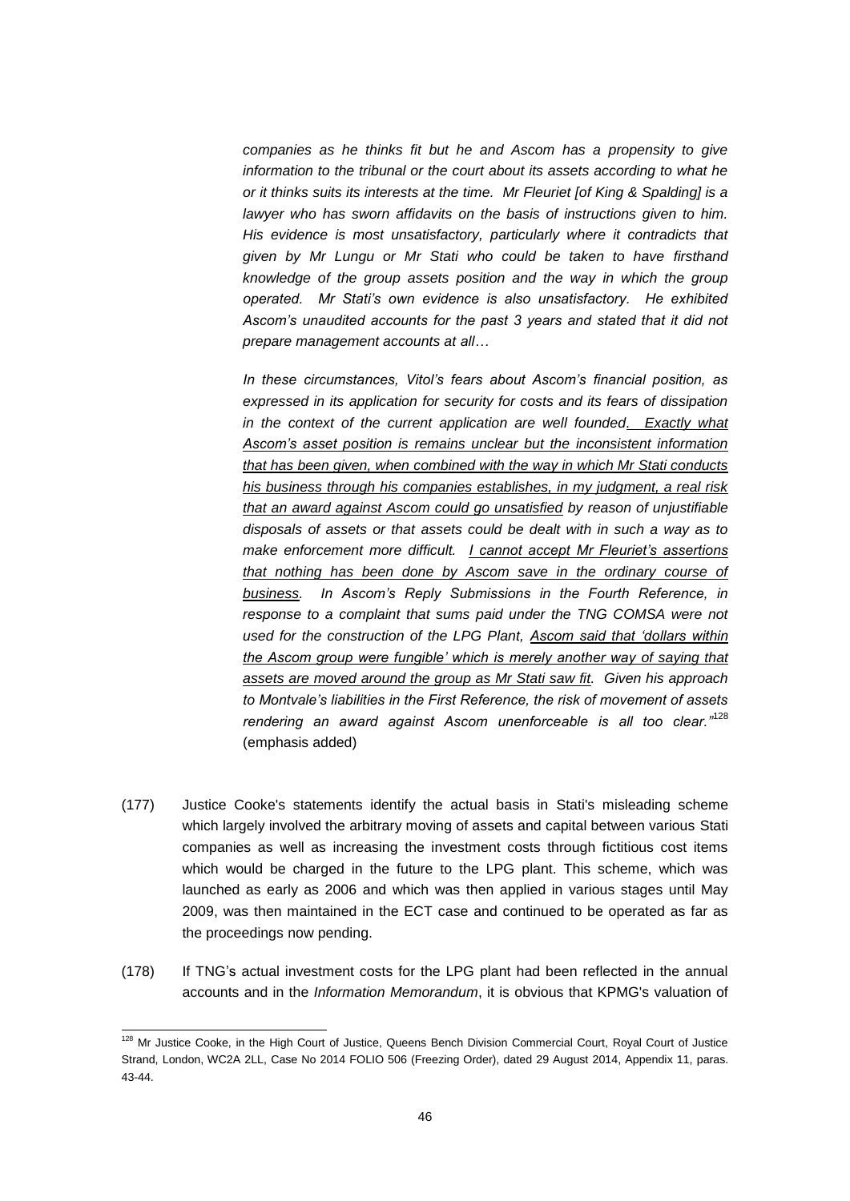> *companies as he thinks fit but he and Ascom has a propensity to give information to the tribunal or the court about its assets according to what he or it thinks suits its interests at the time. Mr Fleuriet [of King & Spalding] is a lawyer who has sworn affidavits on the basis of instructions given to him. His evidence is most unsatisfactory, particularly where it contradicts that given by Mr Lungu or Mr Stati who could be taken to have firsthand knowledge of the group assets position and the way in which the group operated. Mr Stati's own evidence is also unsatisfactory. He exhibited Ascom's unaudited accounts for the past 3 years and stated that it did not prepare management accounts at all…*
>
> *In these circumstances, Vitol's fears about Ascom's financial position, as expressed in its application for security for costs and its fears of dissipation in the context of the current application are well founded. <u>Exactly what Ascom's asset position is remains unclear but the inconsistent information that has been given, when combined with the way in which Mr Stati conducts his business through his companies establishes, in my judgment, a real risk that an award against Ascom could go unsatisfied</u> by reason of unjustifiable disposals of assets or that assets could be dealt with in such a way as to make enforcement more difficult. <u>I cannot accept Mr Fleuriet's assertions that nothing has been done by Ascom save in the ordinary course of business</u>. In Ascom's Reply Submissions in the Fourth Reference, in response to a complaint that sums paid under the TNG COMSA were not used for the construction of the LPG Plant, <u>Ascom said that 'dollars within the Ascom group were fungible' which is merely another way of saying that assets are moved around the group as Mr Stati saw fit</u>. Given his approach to Montvale's liabilities in the First Reference, the risk of movement of assets rendering an award against Ascom unenforceable is all too clear."*[128] (emphasis added)

(177) Justice Cooke's statements identify the actual basis in Stati's misleading scheme which largely involved the arbitrary moving of assets and capital between various Stati companies as well as increasing the investment costs through fictitious cost items which would be charged in the future to the LPG plant. This scheme, which was launched as early as 2006 and which was then applied in various stages until May 2009, was then maintained in the ECT case and continued to be operated as far as the proceedings now pending.

(178) If TNG's actual investment costs for the LPG plant had been reflected in the annual accounts and in the *Information Memorandum*, it is obvious that KPMG's valuation of

---

[128] Mr Justice Cooke, in the High Court of Justice, Queens Bench Division Commercial Court, Royal Court of Justice Strand, London, WC2A 2LL, Case No 2014 FOLIO 506 (Freezing Order), dated 29 August 2014, Appendix 11, paras. 43-44.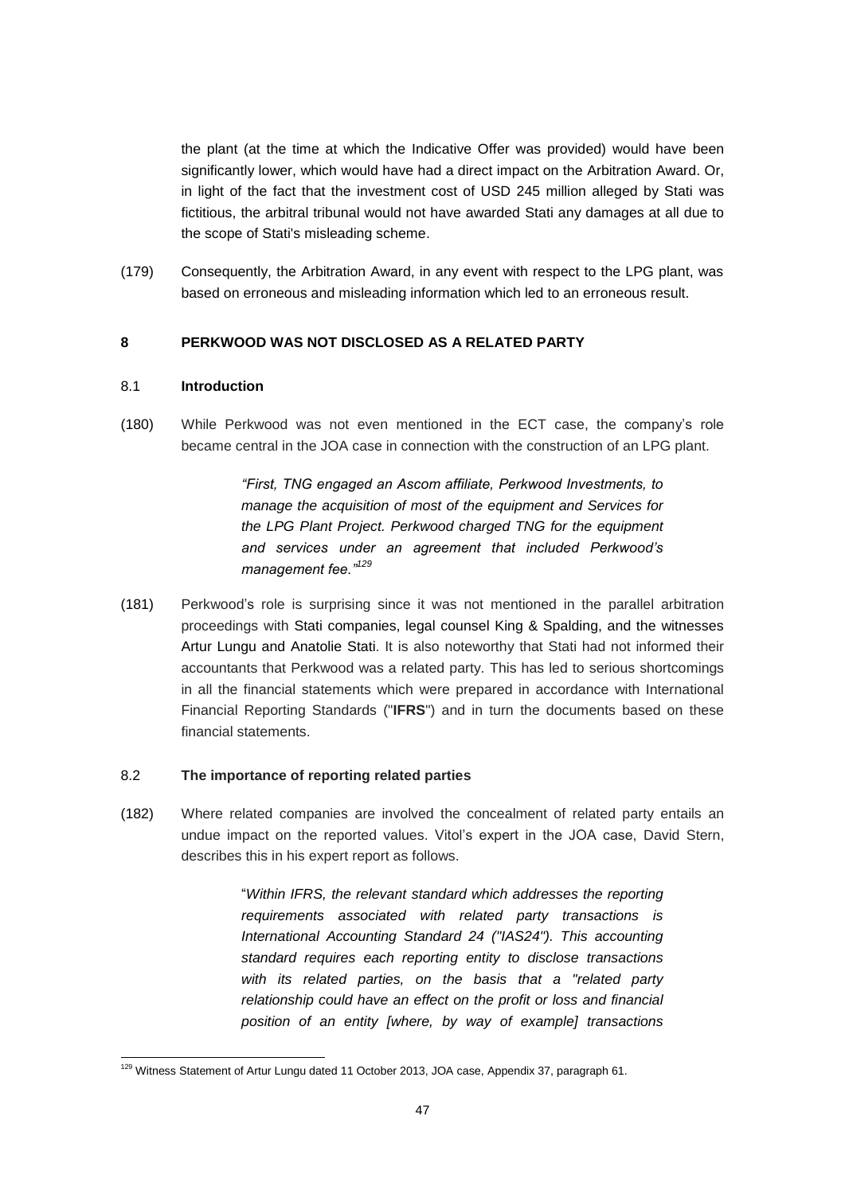the plant (at the time at which the Indicative Offer was provided) would have been significantly lower, which would have had a direct impact on the Arbitration Award. Or, in light of the fact that the investment cost of USD 245 million alleged by Stati was fictitious, the arbitral tribunal would not have awarded Stati any damages at all due to the scope of Stati's misleading scheme.

(179) Consequently, the Arbitration Award, in any event with respect to the LPG plant, was based on erroneous and misleading information which led to an erroneous result.

## 8 PERKWOOD WAS NOT DISCLOSED AS A RELATED PARTY

### 8.1 Introduction

(180) While Perkwood was not even mentioned in the ECT case, the company's role became central in the JOA case in connection with the construction of an LPG plant.

> *"First, TNG engaged an Ascom affiliate, Perkwood Investments, to manage the acquisition of most of the equipment and Services for the LPG Plant Project. Perkwood charged TNG for the equipment and services under an agreement that included Perkwood's management fee."*[129]

(181) Perkwood's role is surprising since it was not mentioned in the parallel arbitration proceedings with Stati companies, legal counsel King & Spalding, and the witnesses Artur Lungu and Anatolie Stati. It is also noteworthy that Stati had not informed their accountants that Perkwood was a related party. This has led to serious shortcomings in all the financial statements which were prepared in accordance with International Financial Reporting Standards ("**IFRS**") and in turn the documents based on these financial statements.

### 8.2 The importance of reporting related parties

(182) Where related companies are involved the concealment of related party entails an undue impact on the reported values. Vitol's expert in the JOA case, David Stern, describes this in his expert report as follows.

> "*Within IFRS, the relevant standard which addresses the reporting requirements associated with related party transactions is International Accounting Standard 24 ("IAS24"). This accounting standard requires each reporting entity to disclose transactions with its related parties, on the basis that a "related party relationship could have an effect on the profit or loss and financial position of an entity [where, by way of example] transactions*

---

[129] Witness Statement of Artur Lungu dated 11 October 2013, JOA case, Appendix 37, paragraph 61.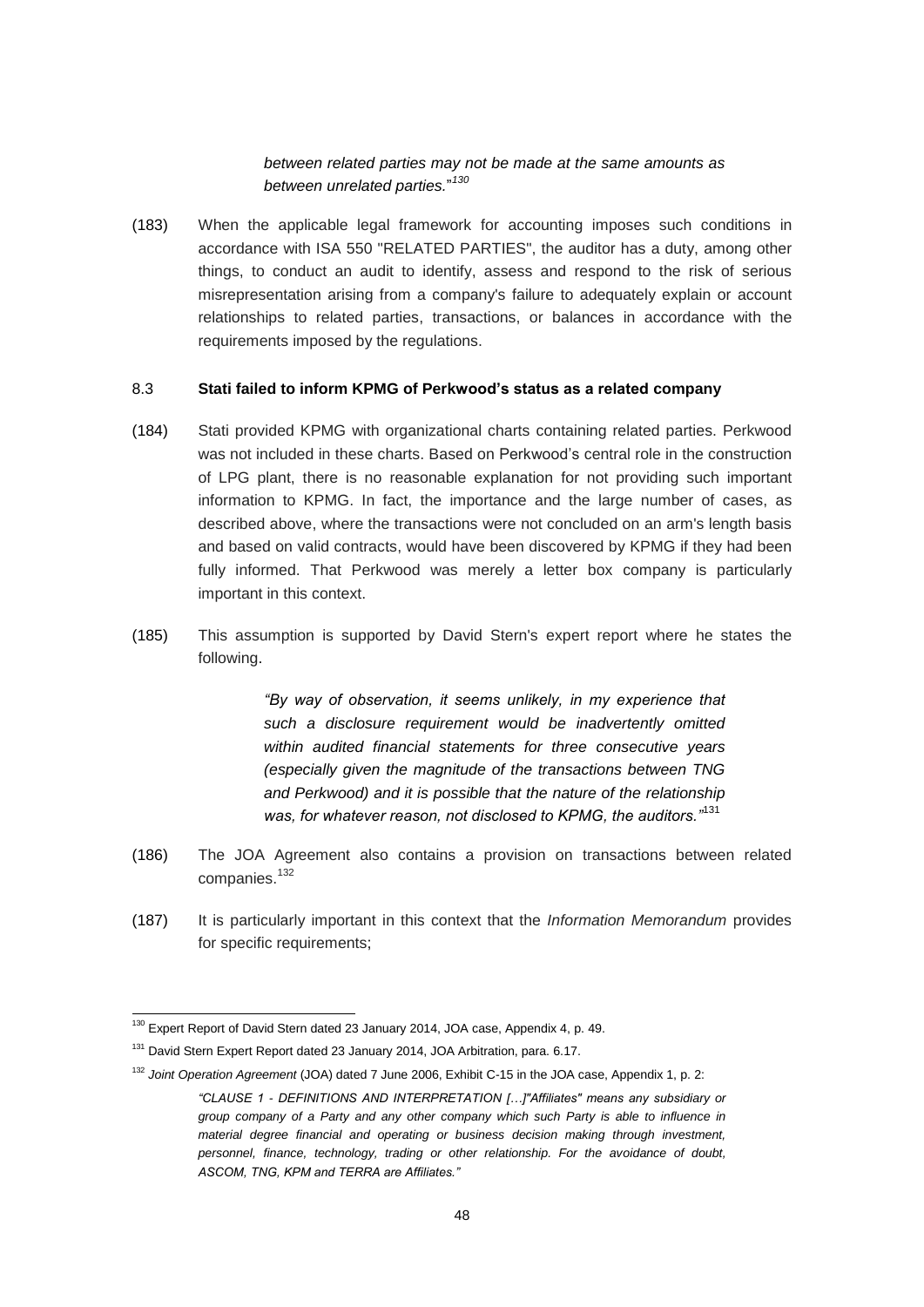> *between related parties may not be made at the same amounts as between unrelated parties.*"[130]

(183) When the applicable legal framework for accounting imposes such conditions in accordance with ISA 550 "RELATED PARTIES", the auditor has a duty, among other things, to conduct an audit to identify, assess and respond to the risk of serious misrepresentation arising from a company's failure to adequately explain or account relationships to related parties, transactions, or balances in accordance with the requirements imposed by the regulations.

### 8.3 **Stati failed to inform KPMG of Perkwood's status as a related company**

(184) Stati provided KPMG with organizational charts containing related parties. Perkwood was not included in these charts. Based on Perkwood's central role in the construction of LPG plant, there is no reasonable explanation for not providing such important information to KPMG. In fact, the importance and the large number of cases, as described above, where the transactions were not concluded on an arm's length basis and based on valid contracts, would have been discovered by KPMG if they had been fully informed. That Perkwood was merely a letter box company is particularly important in this context.

(185) This assumption is supported by David Stern's expert report where he states the following.

> *"By way of observation, it seems unlikely, in my experience that such a disclosure requirement would be inadvertently omitted within audited financial statements for three consecutive years (especially given the magnitude of the transactions between TNG and Perkwood) and it is possible that the nature of the relationship was, for whatever reason, not disclosed to KPMG, the auditors."*[131]

(186) The JOA Agreement also contains a provision on transactions between related companies.[132]

(187) It is particularly important in this context that the *Information Memorandum* provides for specific requirements;

---

[130] Expert Report of David Stern dated 23 January 2014, JOA case, Appendix 4, p. 49.

[131] David Stern Expert Report dated 23 January 2014, JOA Arbitration, para. 6.17.

[132] *Joint Operation Agreement* (JOA) dated 7 June 2006, Exhibit C-15 in the JOA case, Appendix 1, p. 2:

> *"CLAUSE 1 - DEFINITIONS AND INTERPRETATION […]"Affiliates" means any subsidiary or group company of a Party and any other company which such Party is able to influence in material degree financial and operating or business decision making through investment, personnel, finance, technology, trading or other relationship. For the avoidance of doubt, ASCOM, TNG, KPM and TERRA are Affiliates."*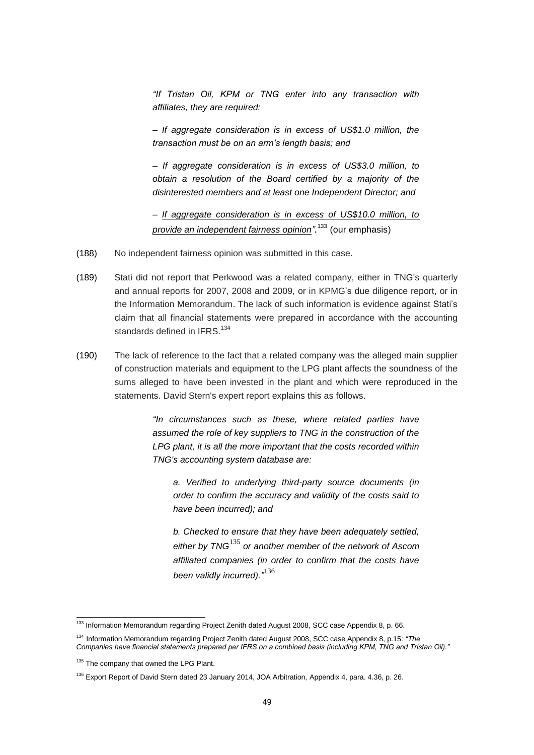> *"If Tristan Oil, KPM or TNG enter into any transaction with affiliates, they are required:*
>
> *– If aggregate consideration is in excess of US$1.0 million, the transaction must be on an arm's length basis; and*
>
> *– If aggregate consideration is in excess of US$3.0 million, to obtain a resolution of the Board certified by a majority of the disinterested members and at least one Independent Director; and*
>
> *– <u>If aggregate consideration is in excess of US$10.0 million, to provide an independent fairness opinion</u>".*[133] (our emphasis)

(188) No independent fairness opinion was submitted in this case.

(189) Stati did not report that Perkwood was a related company, either in TNG's quarterly and annual reports for 2007, 2008 and 2009, or in KPMG's due diligence report, or in the Information Memorandum. The lack of such information is evidence against Stati's claim that all financial statements were prepared in accordance with the accounting standards defined in IFRS.[134]

(190) The lack of reference to the fact that a related company was the alleged main supplier of construction materials and equipment to the LPG plant affects the soundness of the sums alleged to have been invested in the plant and which were reproduced in the statements. David Stern's expert report explains this as follows.

> *"In circumstances such as these, where related parties have assumed the role of key suppliers to TNG in the construction of the LPG plant, it is all the more important that the costs recorded within TNG's accounting system database are:*
>
> *a. Verified to underlying third-party source documents (in order to confirm the accuracy and validity of the costs said to have been incurred); and*
>
> *b. Checked to ensure that they have been adequately settled, either by TNG*[135] *or another member of the network of Ascom affiliated companies (in order to confirm that the costs have been validly incurred)."*[136]

---

[133] Information Memorandum regarding Project Zenith dated August 2008, SCC case Appendix 8, p. 66.

[134] Information Memorandum regarding Project Zenith dated August 2008, SCC case Appendix 8, p.15: *"The Companies have financial statements prepared per IFRS on a combined basis (including KPM, TNG and Tristan Oil)."*

[135] The company that owned the LPG Plant.

[136] Export Report of David Stern dated 23 January 2014, JOA Arbitration, Appendix 4, para. 4.36, p. 26.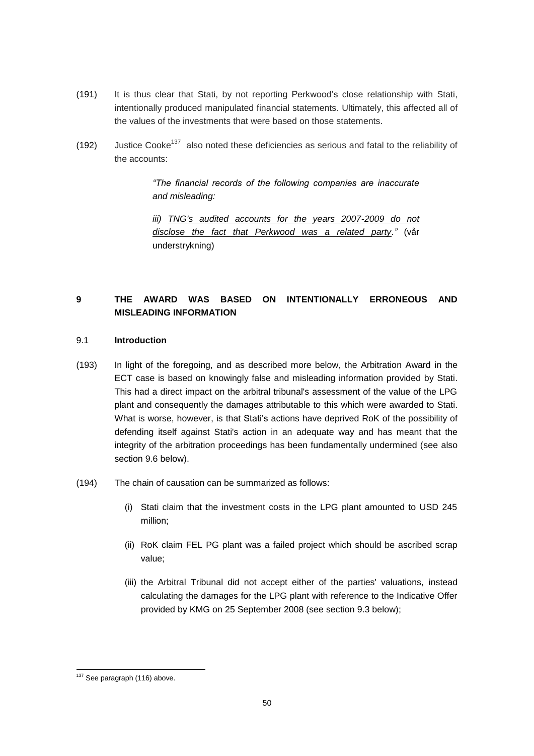(191) It is thus clear that Stati, by not reporting Perkwood's close relationship with Stati, intentionally produced manipulated financial statements. Ultimately, this affected all of the values of the investments that were based on those statements.

(192) Justice Cooke[137] also noted these deficiencies as serious and fatal to the reliability of the accounts:

> *"The financial records of the following companies are inaccurate and misleading:*
>
> *iii) <u>TNG's audited accounts for the years 2007-2009 do not disclose the fact that Perkwood was a related party</u>."* (vår understrykning)

## 9 THE AWARD WAS BASED ON INTENTIONALLY ERRONEOUS AND MISLEADING INFORMATION

### 9.1 Introduction

(193) In light of the foregoing, and as described more below, the Arbitration Award in the ECT case is based on knowingly false and misleading information provided by Stati. This had a direct impact on the arbitral tribunal's assessment of the value of the LPG plant and consequently the damages attributable to this which were awarded to Stati. What is worse, however, is that Stati's actions have deprived RoK of the possibility of defending itself against Stati's action in an adequate way and has meant that the integrity of the arbitration proceedings has been fundamentally undermined (see also section 9.6 below).

(194) The chain of causation can be summarized as follows:

(i) Stati claim that the investment costs in the LPG plant amounted to USD 245 million;

(ii) RoK claim FEL PG plant was a failed project which should be ascribed scrap value;

(iii) the Arbitral Tribunal did not accept either of the parties' valuations, instead calculating the damages for the LPG plant with reference to the Indicative Offer provided by KMG on 25 September 2008 (see section 9.3 below);

---

[137] See paragraph (116) above.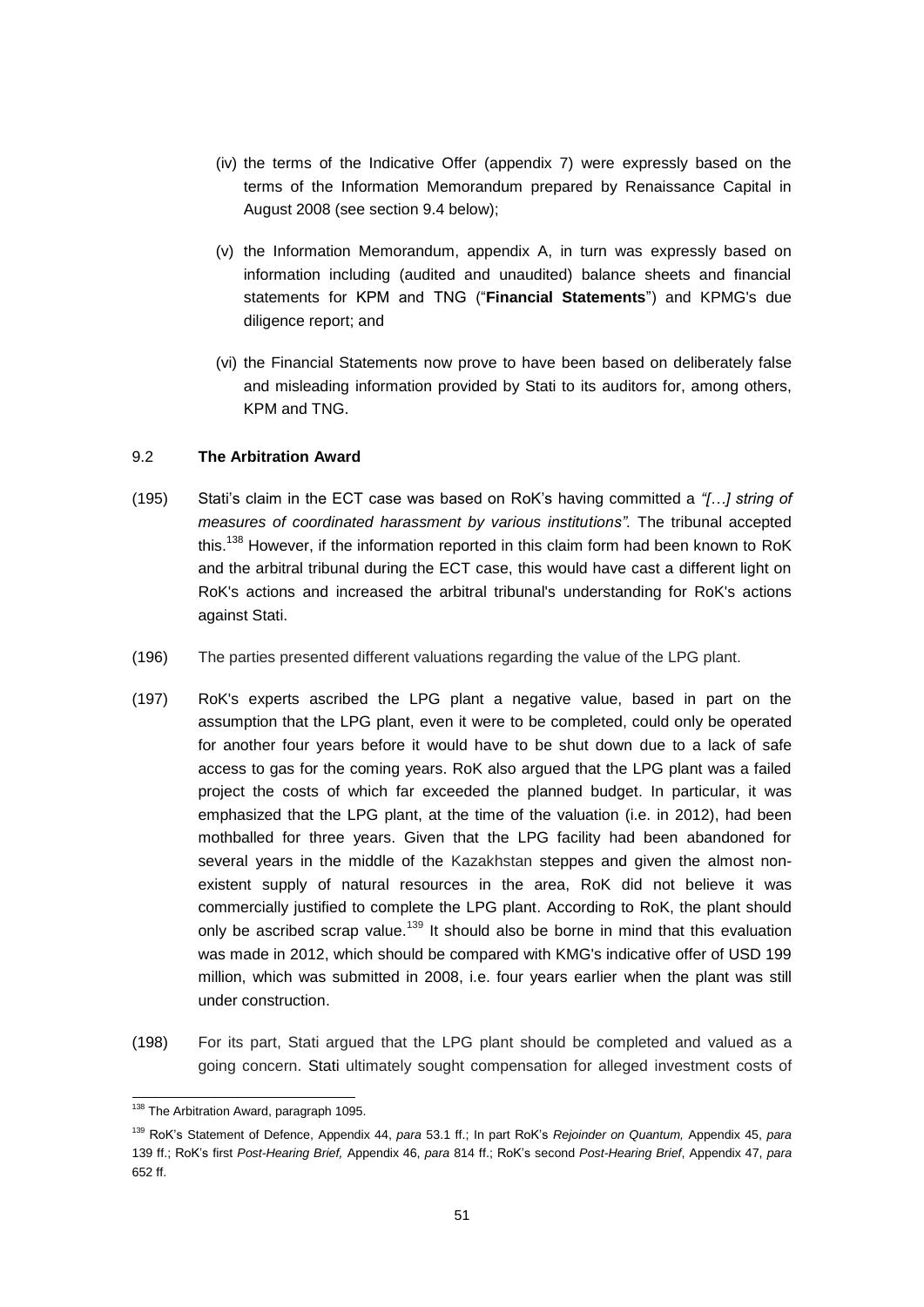(iv) the terms of the Indicative Offer (appendix 7) were expressly based on the terms of the Information Memorandum prepared by Renaissance Capital in August 2008 (see section 9.4 below);

(v) the Information Memorandum, appendix A, in turn was expressly based on information including (audited and unaudited) balance sheets and financial statements for KPM and TNG ("**Financial Statements**") and KPMG's due diligence report; and

(vi) the Financial Statements now prove to have been based on deliberately false and misleading information provided by Stati to its auditors for, among others, KPM and TNG.

### 9.2 **The Arbitration Award**

(195) Stati's claim in the ECT case was based on RoK's having committed a *"[…] string of measures of coordinated harassment by various institutions".* The tribunal accepted this.[138] However, if the information reported in this claim form had been known to RoK and the arbitral tribunal during the ECT case, this would have cast a different light on RoK's actions and increased the arbitral tribunal's understanding for RoK's actions against Stati.

(196) The parties presented different valuations regarding the value of the LPG plant.

(197) RoK's experts ascribed the LPG plant a negative value, based in part on the assumption that the LPG plant, even it were to be completed, could only be operated for another four years before it would have to be shut down due to a lack of safe access to gas for the coming years. RoK also argued that the LPG plant was a failed project the costs of which far exceeded the planned budget. In particular, it was emphasized that the LPG plant, at the time of the valuation (i.e. in 2012), had been mothballed for three years. Given that the LPG facility had been abandoned for several years in the middle of the Kazakhstan steppes and given the almost non-existent supply of natural resources in the area, RoK did not believe it was commercially justified to complete the LPG plant. According to RoK, the plant should only be ascribed scrap value.[139] It should also be borne in mind that this evaluation was made in 2012, which should be compared with KMG's indicative offer of USD 199 million, which was submitted in 2008, i.e. four years earlier when the plant was still under construction.

(198) For its part, Stati argued that the LPG plant should be completed and valued as a going concern. Stati ultimately sought compensation for alleged investment costs of

---

[138] The Arbitration Award, paragraph 1095.

[139] RoK's Statement of Defence, Appendix 44, *para* 53.1 ff.; In part RoK's *Rejoinder on Quantum,* Appendix 45, *para* 139 ff.; RoK's first *Post-Hearing Brief,* Appendix 46, *para* 814 ff.; RoK's second *Post-Hearing Brief*, Appendix 47, *para* 652 ff.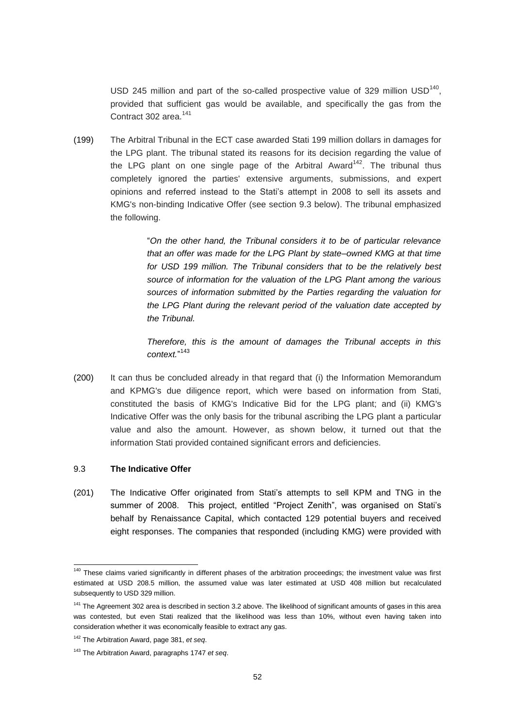USD 245 million and part of the so-called prospective value of 329 million USD[140], provided that sufficient gas would be available, and specifically the gas from the Contract 302 area.[141]

(199) The Arbitral Tribunal in the ECT case awarded Stati 199 million dollars in damages for the LPG plant. The tribunal stated its reasons for its decision regarding the value of the LPG plant on one single page of the Arbitral Award[142]. The tribunal thus completely ignored the parties' extensive arguments, submissions, and expert opinions and referred instead to the Stati's attempt in 2008 to sell its assets and KMG's non-binding Indicative Offer (see section 9.3 below). The tribunal emphasized the following.

> "*On the other hand, the Tribunal considers it to be of particular relevance that an offer was made for the LPG Plant by state–owned KMG at that time for USD 199 million. The Tribunal considers that to be the relatively best source of information for the valuation of the LPG Plant among the various sources of information submitted by the Parties regarding the valuation for the LPG Plant during the relevant period of the valuation date accepted by the Tribunal.*
>
> *Therefore, this is the amount of damages the Tribunal accepts in this context.*"[143]

(200) It can thus be concluded already in that regard that (i) the Information Memorandum and KPMG's due diligence report, which were based on information from Stati, constituted the basis of KMG's Indicative Bid for the LPG plant; and (ii) KMG's Indicative Offer was the only basis for the tribunal ascribing the LPG plant a particular value and also the amount. However, as shown below, it turned out that the information Stati provided contained significant errors and deficiencies.

### 9.3 **The Indicative Offer**

(201) The Indicative Offer originated from Stati's attempts to sell KPM and TNG in the summer of 2008. This project, entitled "Project Zenith", was organised on Stati's behalf by Renaissance Capital, which contacted 129 potential buyers and received eight responses. The companies that responded (including KMG) were provided with

---

[140] These claims varied significantly in different phases of the arbitration proceedings; the investment value was first estimated at USD 208.5 million, the assumed value was later estimated at USD 408 million but recalculated subsequently to USD 329 million.

[141] The Agreement 302 area is described in section 3.2 above. The likelihood of significant amounts of gases in this area was contested, but even Stati realized that the likelihood was less than 10%, without even having taken into consideration whether it was economically feasible to extract any gas.

[142] The Arbitration Award, page 381, *et seq*.

[143] The Arbitration Award, paragraphs 1747 *et seq*.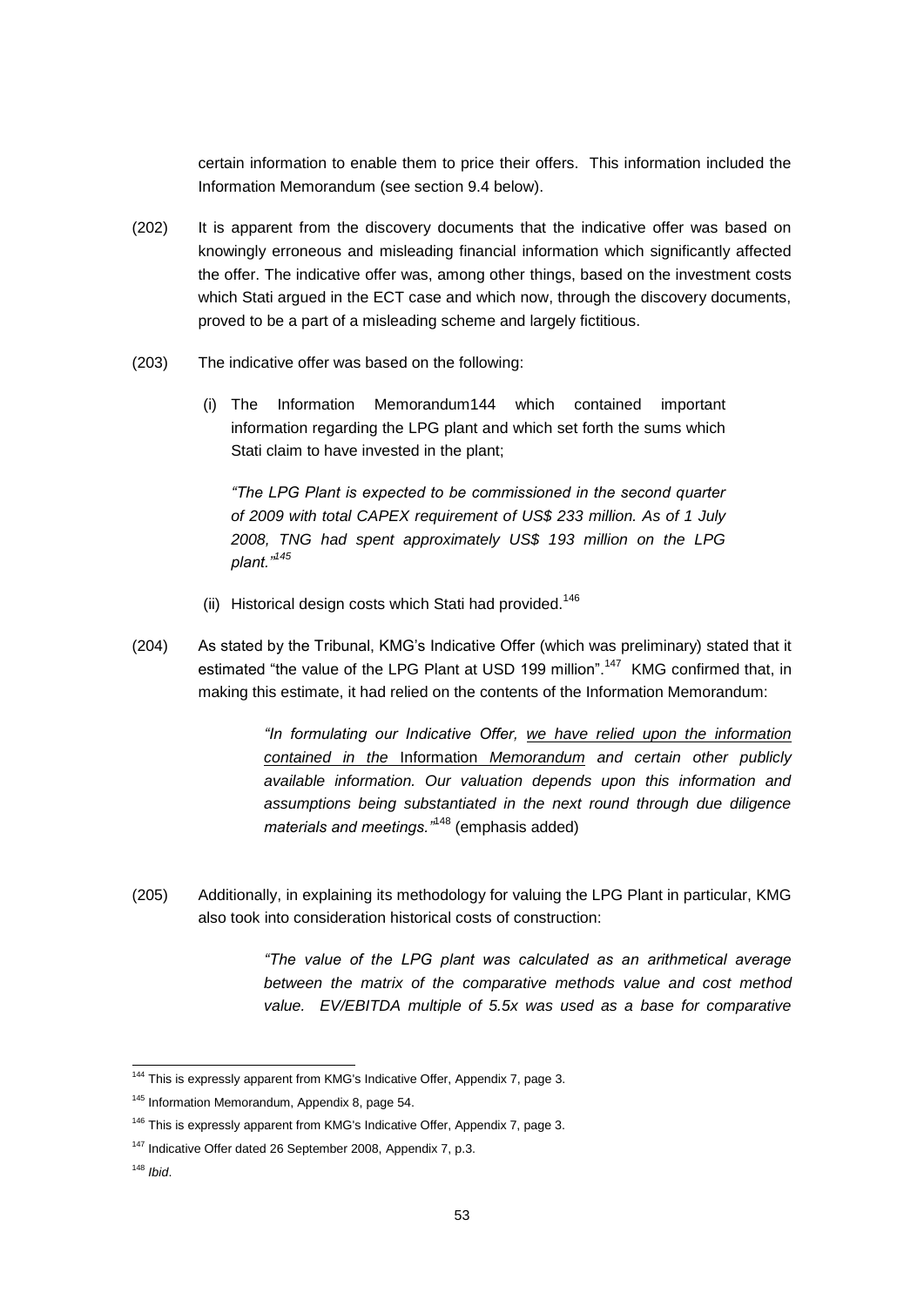certain information to enable them to price their offers. This information included the Information Memorandum (see section 9.4 below).

(202) It is apparent from the discovery documents that the indicative offer was based on knowingly erroneous and misleading financial information which significantly affected the offer. The indicative offer was, among other things, based on the investment costs which Stati argued in the ECT case and which now, through the discovery documents, proved to be a part of a misleading scheme and largely fictitious.

(203) The indicative offer was based on the following:

(i) The Information Memorandum144 which contained important information regarding the LPG plant and which set forth the sums which Stati claim to have invested in the plant;

*"The LPG Plant is expected to be commissioned in the second quarter of 2009 with total CAPEX requirement of US$ 233 million. As of 1 July 2008, TNG had spent approximately US$ 193 million on the LPG plant."*[145]

(ii) Historical design costs which Stati had provided.[146]

(204) As stated by the Tribunal, KMG's Indicative Offer (which was preliminary) stated that it estimated "the value of the LPG Plant at USD 199 million".[147] KMG confirmed that, in making this estimate, it had relied on the contents of the Information Memorandum:

> *"In formulating our Indicative Offer, <u>we have relied upon the information contained in the</u> <u>Information Memorandum</u> and certain other publicly available information. Our valuation depends upon this information and assumptions being substantiated in the next round through due diligence materials and meetings."*[148] (emphasis added)

(205) Additionally, in explaining its methodology for valuing the LPG Plant in particular, KMG also took into consideration historical costs of construction:

> *"The value of the LPG plant was calculated as an arithmetical average between the matrix of the comparative methods value and cost method value. EV/EBITDA multiple of 5.5x was used as a base for comparative*

---

[144] This is expressly apparent from KMG's Indicative Offer, Appendix 7, page 3.

[145] Information Memorandum, Appendix 8, page 54.

[146] This is expressly apparent from KMG's Indicative Offer, Appendix 7, page 3.

[147] Indicative Offer dated 26 September 2008, Appendix 7, p.3.

[148] *Ibid*.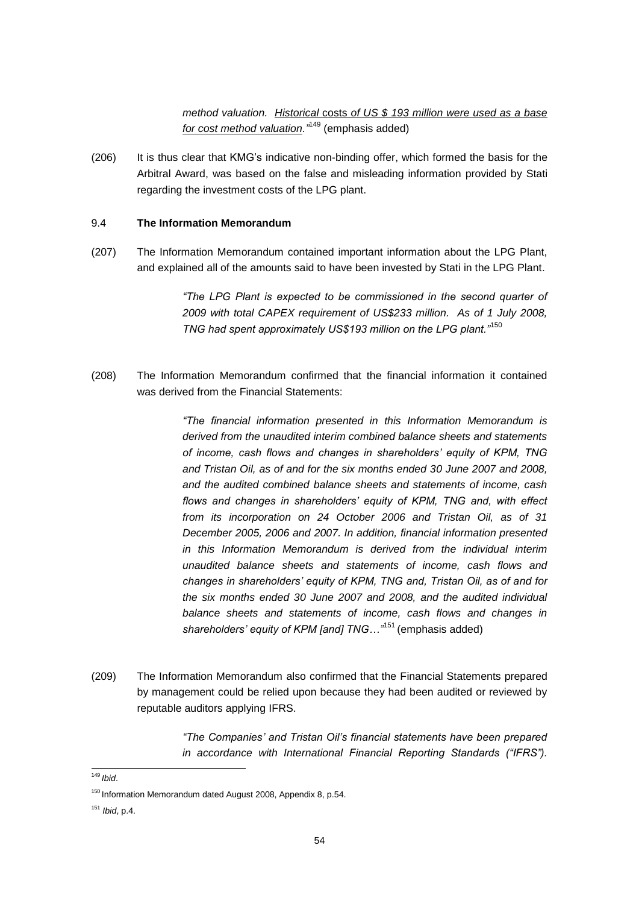*method valuation. Historical costs of US $ 193 million were used as a base for cost method valuation."*[149] (emphasis added)

(206) It is thus clear that KMG's indicative non-binding offer, which formed the basis for the Arbitral Award, was based on the false and misleading information provided by Stati regarding the investment costs of the LPG plant.

### 9.4 **The Information Memorandum**

(207) The Information Memorandum contained important information about the LPG Plant, and explained all of the amounts said to have been invested by Stati in the LPG Plant.

> *"The LPG Plant is expected to be commissioned in the second quarter of 2009 with total CAPEX requirement of US$233 million. As of 1 July 2008, TNG had spent approximately US$193 million on the LPG plant."*[150]

(208) The Information Memorandum confirmed that the financial information it contained was derived from the Financial Statements:

> *"The financial information presented in this Information Memorandum is derived from the unaudited interim combined balance sheets and statements of income, cash flows and changes in shareholders' equity of KPM, TNG and Tristan Oil, as of and for the six months ended 30 June 2007 and 2008, and the audited combined balance sheets and statements of income, cash flows and changes in shareholders' equity of KPM, TNG and, with effect from its incorporation on 24 October 2006 and Tristan Oil, as of 31 December 2005, 2006 and 2007. In addition, financial information presented in this Information Memorandum is derived from the individual interim unaudited balance sheets and statements of income, cash flows and changes in shareholders' equity of KPM, TNG and, Tristan Oil, as of and for the six months ended 30 June 2007 and 2008, and the audited individual balance sheets and statements of income, cash flows and changes in shareholders' equity of KPM [and] TNG…"*[151] (emphasis added)

(209) The Information Memorandum also confirmed that the Financial Statements prepared by management could be relied upon because they had been audited or reviewed by reputable auditors applying IFRS.

> *"The Companies' and Tristan Oil's financial statements have been prepared in accordance with International Financial Reporting Standards ("IFRS").*

---

[149] *Ibid*.

[150] Information Memorandum dated August 2008, Appendix 8, p.54.

[151] *Ibid*, p.4.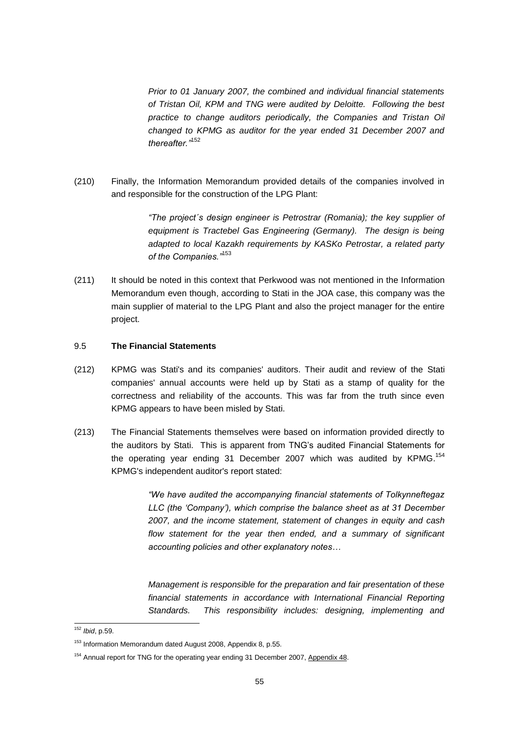*Prior to 01 January 2007, the combined and individual financial statements of Tristan Oil, KPM and TNG were audited by Deloitte. Following the best practice to change auditors periodically, the Companies and Tristan Oil changed to KPMG as auditor for the year ended 31 December 2007 and thereafter."*[152]

(210) Finally, the Information Memorandum provided details of the companies involved in and responsible for the construction of the LPG Plant:

> *"The project´s design engineer is Petrostrar (Romania); the key supplier of equipment is Tractebel Gas Engineering (Germany). The design is being adapted to local Kazakh requirements by KASKo Petrostar, a related party of the Companies."*[153]

(211) It should be noted in this context that Perkwood was not mentioned in the Information Memorandum even though, according to Stati in the JOA case, this company was the main supplier of material to the LPG Plant and also the project manager for the entire project.

### 9.5 **The Financial Statements**

(212) KPMG was Stati's and its companies' auditors. Their audit and review of the Stati companies' annual accounts were held up by Stati as a stamp of quality for the correctness and reliability of the accounts. This was far from the truth since even KPMG appears to have been misled by Stati.

(213) The Financial Statements themselves were based on information provided directly to the auditors by Stati. This is apparent from TNG's audited Financial Statements for the operating year ending 31 December 2007 which was audited by KPMG.[154] KPMG's independent auditor's report stated:

> *"We have audited the accompanying financial statements of Tolkynneftegaz LLC (the 'Company'), which comprise the balance sheet as at 31 December 2007, and the income statement, statement of changes in equity and cash flow statement for the year then ended, and a summary of significant accounting policies and other explanatory notes…*
>
> *Management is responsible for the preparation and fair presentation of these financial statements in accordance with International Financial Reporting Standards. This responsibility includes: designing, implementing and*

---

[152] *Ibid*, p.59.

[153] Information Memorandum dated August 2008, Appendix 8, p.55.

[154] Annual report for TNG for the operating year ending 31 December 2007, Appendix 48.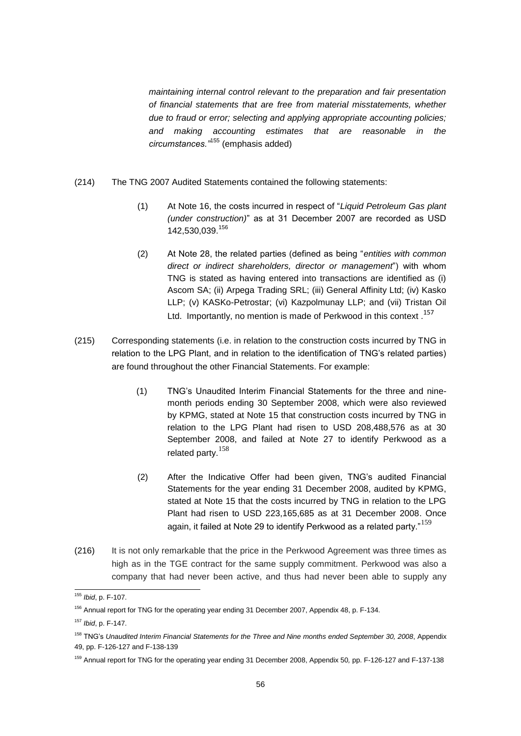*maintaining internal control relevant to the preparation and fair presentation of financial statements that are free from material misstatements, whether due to fraud or error; selecting and applying appropriate accounting policies; and making accounting estimates that are reasonable in the circumstances."*[155] (emphasis added)

(214) The TNG 2007 Audited Statements contained the following statements:

(1) At Note 16, the costs incurred in respect of "*Liquid Petroleum Gas plant (under construction)*" as at 31 December 2007 are recorded as USD 142,530,039.[156]

(2) At Note 28, the related parties (defined as being "*entities with common direct or indirect shareholders, director or management*") with whom TNG is stated as having entered into transactions are identified as (i) Ascom SA; (ii) Arpega Trading SRL; (iii) General Affinity Ltd; (iv) Kasko LLP; (v) KASKo-Petrostar; (vi) Kazpolmunay LLP; and (vii) Tristan Oil Ltd. Importantly, no mention is made of Perkwood in this context .[157]

(215) Corresponding statements (i.e. in relation to the construction costs incurred by TNG in relation to the LPG Plant, and in relation to the identification of TNG's related parties) are found throughout the other Financial Statements. For example:

(1) TNG's Unaudited Interim Financial Statements for the three and nine-month periods ending 30 September 2008, which were also reviewed by KPMG, stated at Note 15 that construction costs incurred by TNG in relation to the LPG Plant had risen to USD 208,488,576 as at 30 September 2008, and failed at Note 27 to identify Perkwood as a related party.[158]

(2) After the Indicative Offer had been given, TNG's audited Financial Statements for the year ending 31 December 2008, audited by KPMG, stated at Note 15 that the costs incurred by TNG in relation to the LPG Plant had risen to USD 223,165,685 as at 31 December 2008. Once again, it failed at Note 29 to identify Perkwood as a related party."[159]

(216) It is not only remarkable that the price in the Perkwood Agreement was three times as high as in the TGE contract for the same supply commitment. Perkwood was also a company that had never been active, and thus had never been able to supply any

---

[155] *Ibid*, p. F-107.

[156] Annual report for TNG for the operating year ending 31 December 2007, Appendix 48, p. F-134.

[157] *Ibid*, p. F-147.

[158] TNG's *Unaudited Interim Financial Statements for the Three and Nine months ended September 30, 2008*, Appendix 49, pp. F-126-127 and F-138-139

[159] Annual report for TNG for the operating year ending 31 December 2008, Appendix 50, pp. F-126-127 and F-137-138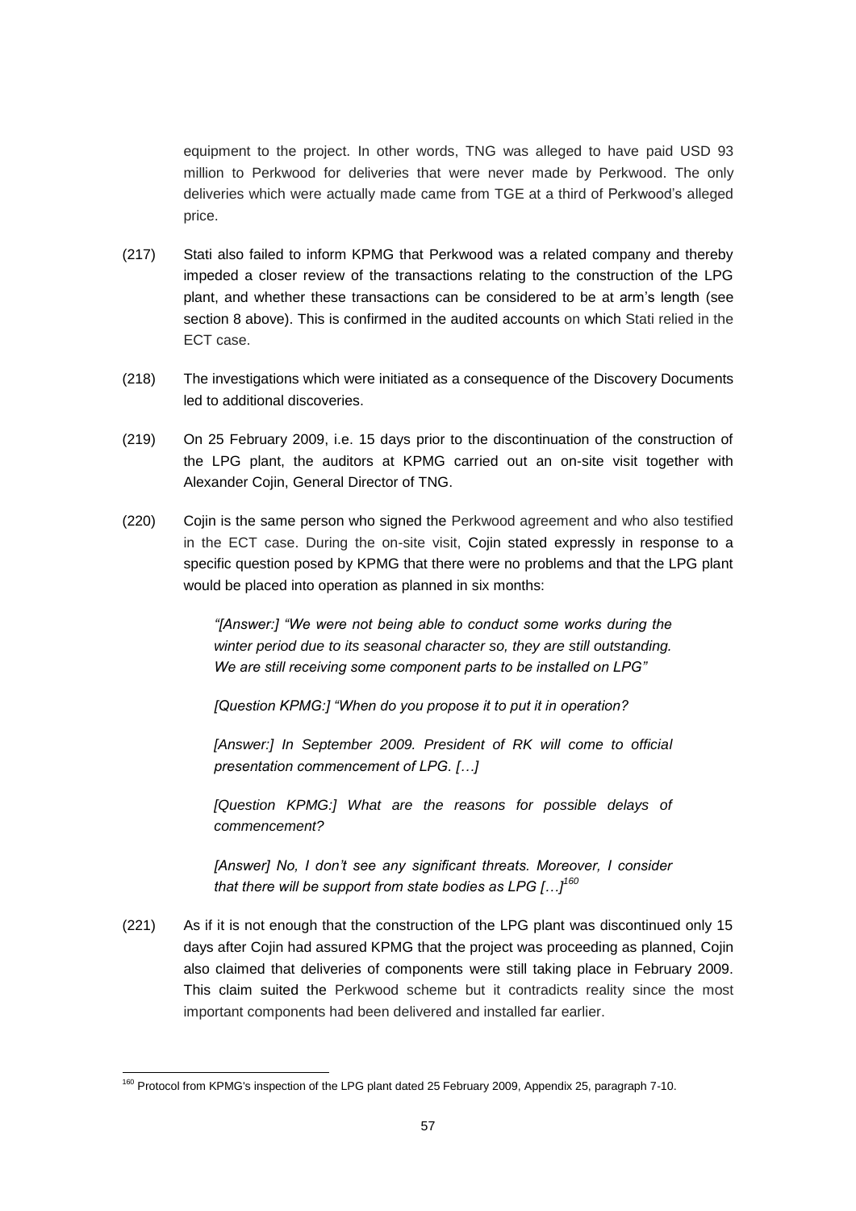equipment to the project. In other words, TNG was alleged to have paid USD 93 million to Perkwood for deliveries that were never made by Perkwood. The only deliveries which were actually made came from TGE at a third of Perkwood's alleged price.

(217) Stati also failed to inform KPMG that Perkwood was a related company and thereby impeded a closer review of the transactions relating to the construction of the LPG plant, and whether these transactions can be considered to be at arm's length (see section 8 above). This is confirmed in the audited accounts on which Stati relied in the ECT case.

(218) The investigations which were initiated as a consequence of the Discovery Documents led to additional discoveries.

(219) On 25 February 2009, i.e. 15 days prior to the discontinuation of the construction of the LPG plant, the auditors at KPMG carried out an on-site visit together with Alexander Cojin, General Director of TNG.

(220) Cojin is the same person who signed the Perkwood agreement and who also testified in the ECT case. During the on-site visit, Cojin stated expressly in response to a specific question posed by KPMG that there were no problems and that the LPG plant would be placed into operation as planned in six months:

> *"[Answer:] "We were not being able to conduct some works during the winter period due to its seasonal character so, they are still outstanding. We are still receiving some component parts to be installed on LPG"*
>
> *[Question KPMG:] "When do you propose it to put it in operation?*
>
> *[Answer:] In September 2009. President of RK will come to official presentation commencement of LPG. […]*
>
> *[Question KPMG:] What are the reasons for possible delays of commencement?*
>
> *[Answer] No, I don't see any significant threats. Moreover, I consider that there will be support from state bodies as LPG […]*[160]

(221) As if it is not enough that the construction of the LPG plant was discontinued only 15 days after Cojin had assured KPMG that the project was proceeding as planned, Cojin also claimed that deliveries of components were still taking place in February 2009. This claim suited the Perkwood scheme but it contradicts reality since the most important components had been delivered and installed far earlier.

[160] Protocol from KPMG's inspection of the LPG plant dated 25 February 2009, Appendix 25, paragraph 7-10.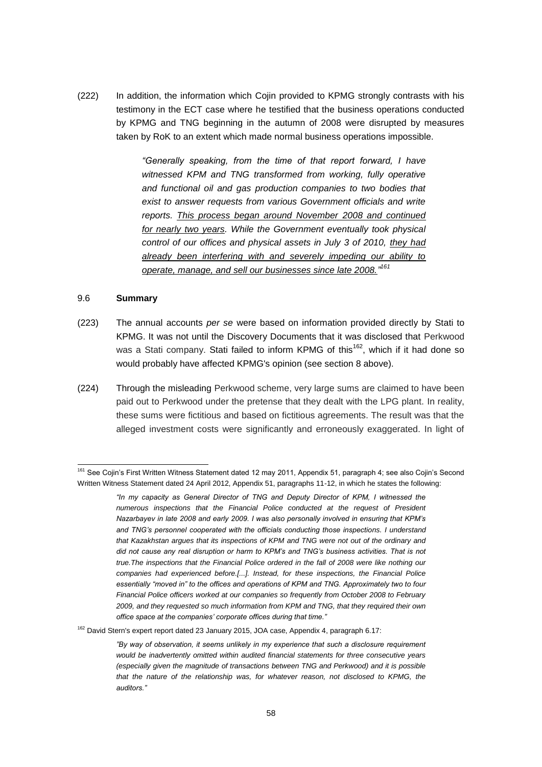(222) In addition, the information which Cojin provided to KPMG strongly contrasts with his testimony in the ECT case where he testified that the business operations conducted by KPMG and TNG beginning in the autumn of 2008 were disrupted by measures taken by RoK to an extent which made normal business operations impossible.

> *"Generally speaking, from the time of that report forward, I have witnessed KPM and TNG transformed from working, fully operative and functional oil and gas production companies to two bodies that exist to answer requests from various Government officials and write reports. <u>This process began around November 2008 and continued for nearly two years</u>. While the Government eventually took physical control of our offices and physical assets in July 3 of 2010, <u>they had already been interfering with and severely impeding our ability to operate, manage, and sell our businesses since late 2008."</u>*[161]

### 9.6 **Summary**

(223) The annual accounts *per se* were based on information provided directly by Stati to KPMG. It was not until the Discovery Documents that it was disclosed that Perkwood was a Stati company. Stati failed to inform KPMG of this[162], which if it had done so would probably have affected KPMG's opinion (see section 8 above).

(224) Through the misleading Perkwood scheme, very large sums are claimed to have been paid out to Perkwood under the pretense that they dealt with the LPG plant. In reality, these sums were fictitious and based on fictitious agreements. The result was that the alleged investment costs were significantly and erroneously exaggerated. In light of

---

[161] See Cojin's First Written Witness Statement dated 12 may 2011, Appendix 51, paragraph 4; see also Cojin's Second Written Witness Statement dated 24 April 2012, Appendix 51, paragraphs 11-12, in which he states the following:

> *"In my capacity as General Director of TNG and Deputy Director of KPM, I witnessed the numerous inspections that the Financial Police conducted at the request of President Nazarbayev in late 2008 and early 2009. I was also personally involved in ensuring that KPM's and TNG's personnel cooperated with the officials conducting those inspections. I understand that Kazakhstan argues that its inspections of KPM and TNG were not out of the ordinary and did not cause any real disruption or harm to KPM's and TNG's business activities. That is not true.The inspections that the Financial Police ordered in the fall of 2008 were like nothing our companies had experienced before.[...]. Instead, for these inspections, the Financial Police essentially "moved in" to the offices and operations of KPM and TNG. Approximately two to four Financial Police officers worked at our companies so frequently from October 2008 to February 2009, and they requested so much information from KPM and TNG, that they required their own office space at the companies' corporate offices during that time."*

[162] David Stern's expert report dated 23 January 2015, JOA case, Appendix 4, paragraph 6.17:

> *"By way of observation, it seems unlikely in my experience that such a disclosure requirement would be inadvertently omitted within audited financial statements for three consecutive years (especially given the magnitude of transactions between TNG and Perkwood) and it is possible that the nature of the relationship was, for whatever reason, not disclosed to KPMG, the auditors."*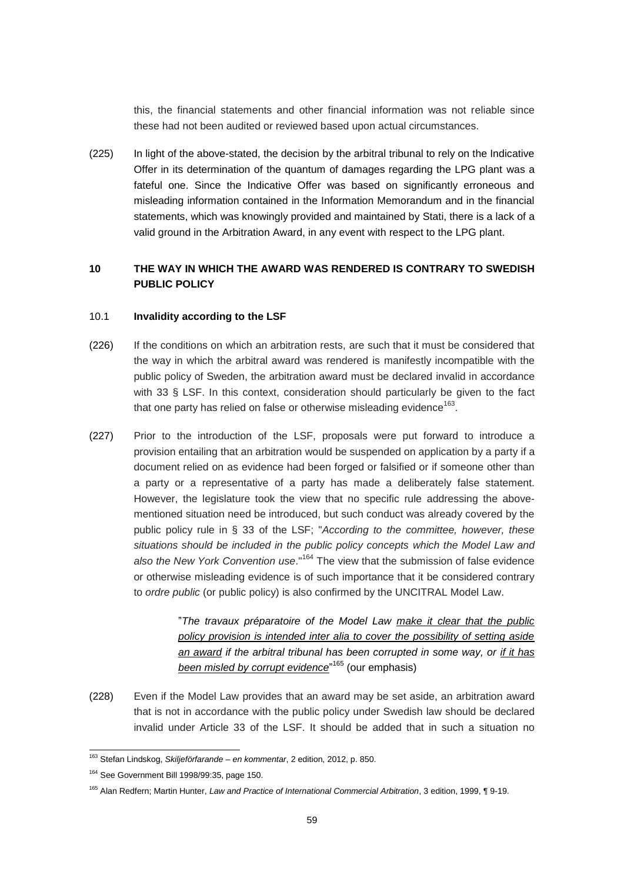this, the financial statements and other financial information was not reliable since these had not been audited or reviewed based upon actual circumstances.

(225) In light of the above-stated, the decision by the arbitral tribunal to rely on the Indicative Offer in its determination of the quantum of damages regarding the LPG plant was a fateful one. Since the Indicative Offer was based on significantly erroneous and misleading information contained in the Information Memorandum and in the financial statements, which was knowingly provided and maintained by Stati, there is a lack of a valid ground in the Arbitration Award, in any event with respect to the LPG plant.

## 10 THE WAY IN WHICH THE AWARD WAS RENDERED IS CONTRARY TO SWEDISH PUBLIC POLICY

### 10.1 Invalidity according to the LSF

(226) If the conditions on which an arbitration rests, are such that it must be considered that the way in which the arbitral award was rendered is manifestly incompatible with the public policy of Sweden, the arbitration award must be declared invalid in accordance with 33 § LSF. In this context, consideration should particularly be given to the fact that one party has relied on false or otherwise misleading evidence[163].

(227) Prior to the introduction of the LSF, proposals were put forward to introduce a provision entailing that an arbitration would be suspended on application by a party if a document relied on as evidence had been forged or falsified or if someone other than a party or a representative of a party has made a deliberately false statement. However, the legislature took the view that no specific rule addressing the above-mentioned situation need be introduced, but such conduct was already covered by the public policy rule in § 33 of the LSF; "*According to the committee, however, these situations should be included in the public policy concepts which the Model Law and also the New York Convention use*."[164] The view that the submission of false evidence or otherwise misleading evidence is of such importance that it be considered contrary to *ordre public* (or public policy) is also confirmed by the UNCITRAL Model Law.

> "*The travaux préparatoire of the Model Law make it clear that the public policy provision is intended inter alia to cover the possibility of setting aside an award if the arbitral tribunal has been corrupted in some way, or if it has been misled by corrupt evidence*"[165] (our emphasis)

(228) Even if the Model Law provides that an award may be set aside, an arbitration award that is not in accordance with the public policy under Swedish law should be declared invalid under Article 33 of the LSF. It should be added that in such a situation no

---

[163] Stefan Lindskog, *Skiljeförfarande – en kommentar*, 2 edition, 2012, p. 850.

[164] See Government Bill 1998/99:35, page 150.

[165] Alan Redfern; Martin Hunter, *Law and Practice of International Commercial Arbitration*, 3 edition, 1999, ¶ 9-19.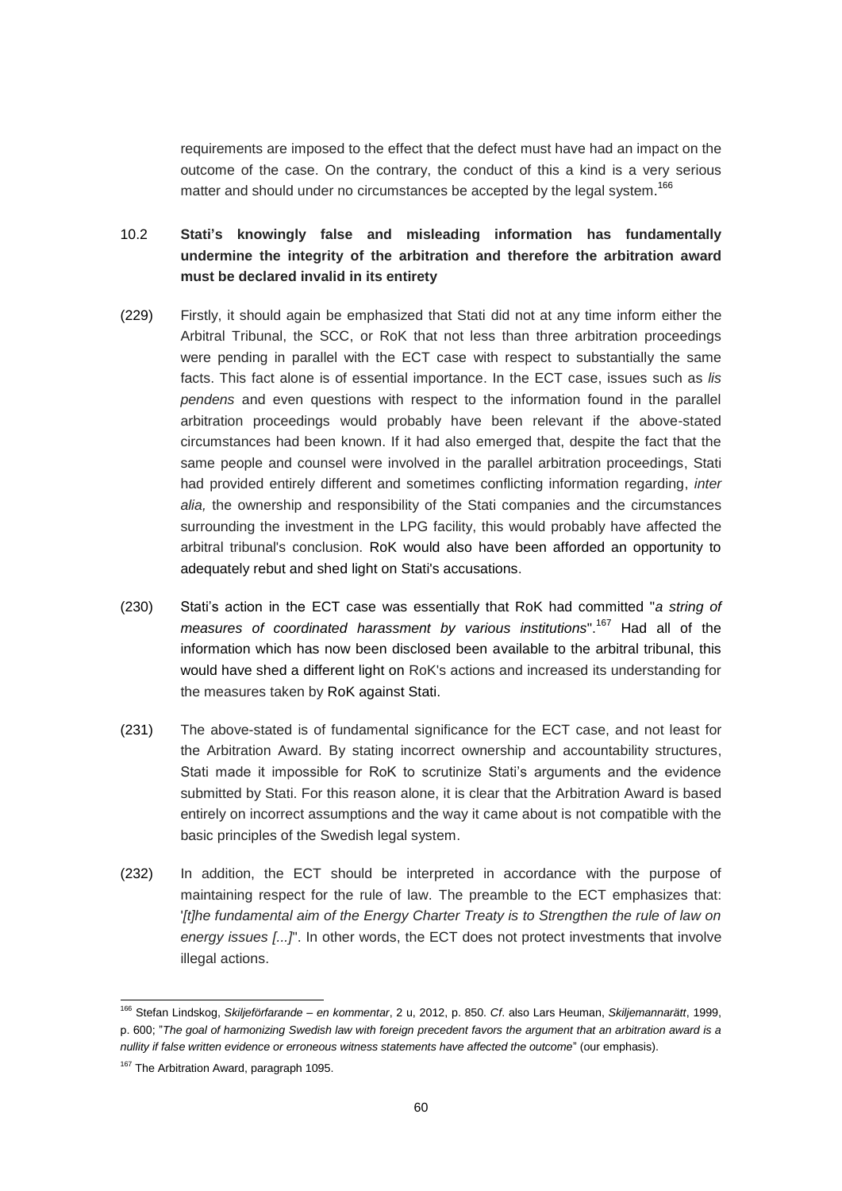requirements are imposed to the effect that the defect must have had an impact on the outcome of the case. On the contrary, the conduct of this a kind is a very serious matter and should under no circumstances be accepted by the legal system.[166]

### 10.2 Stati's knowingly false and misleading information has fundamentally undermine the integrity of the arbitration and therefore the arbitration award must be declared invalid in its entirety

(229) Firstly, it should again be emphasized that Stati did not at any time inform either the Arbitral Tribunal, the SCC, or RoK that not less than three arbitration proceedings were pending in parallel with the ECT case with respect to substantially the same facts. This fact alone is of essential importance. In the ECT case, issues such as *lis pendens* and even questions with respect to the information found in the parallel arbitration proceedings would probably have been relevant if the above-stated circumstances had been known. If it had also emerged that, despite the fact that the same people and counsel were involved in the parallel arbitration proceedings, Stati had provided entirely different and sometimes conflicting information regarding, *inter alia,* the ownership and responsibility of the Stati companies and the circumstances surrounding the investment in the LPG facility, this would probably have affected the arbitral tribunal's conclusion. RoK would also have been afforded an opportunity to adequately rebut and shed light on Stati's accusations.

(230) Stati's action in the ECT case was essentially that RoK had committed "*a string of measures of coordinated harassment by various institutions*".[167] Had all of the information which has now been disclosed been available to the arbitral tribunal, this would have shed a different light on RoK's actions and increased its understanding for the measures taken by RoK against Stati.

(231) The above-stated is of fundamental significance for the ECT case, and not least for the Arbitration Award. By stating incorrect ownership and accountability structures, Stati made it impossible for RoK to scrutinize Stati's arguments and the evidence submitted by Stati. For this reason alone, it is clear that the Arbitration Award is based entirely on incorrect assumptions and the way it came about is not compatible with the basic principles of the Swedish legal system.

(232) In addition, the ECT should be interpreted in accordance with the purpose of maintaining respect for the rule of law. The preamble to the ECT emphasizes that: '*[t]he fundamental aim of the Energy Charter Treaty is to Strengthen the rule of law on energy issues [...]*'. In other words, the ECT does not protect investments that involve illegal actions.

---

[166] Stefan Lindskog, *Skiljeförfarande – en kommentar*, 2 u, 2012, p. 850. *Cf.* also Lars Heuman, *Skiljemannarätt*, 1999, p. 600; "*The goal of harmonizing Swedish law with foreign precedent favors the argument that an arbitration award is a nullity if false written evidence or erroneous witness statements have affected the outcome*" (our emphasis).

[167] The Arbitration Award, paragraph 1095.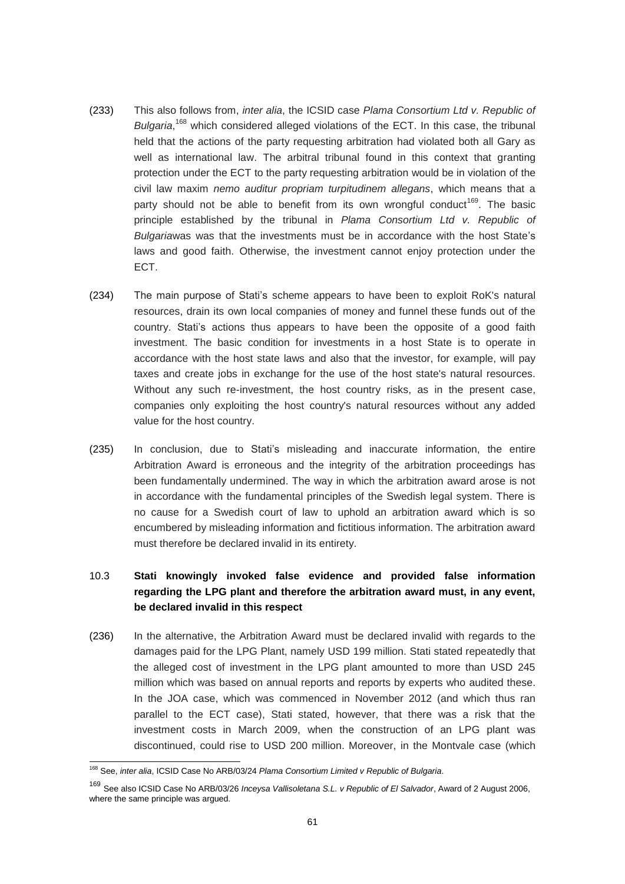(233) This also follows from, *inter alia*, the ICSID case *Plama Consortium Ltd v. Republic of Bulgaria*,[168] which considered alleged violations of the ECT. In this case, the tribunal held that the actions of the party requesting arbitration had violated both all Gary as well as international law. The arbitral tribunal found in this context that granting protection under the ECT to the party requesting arbitration would be in violation of the civil law maxim *nemo auditur propriam turpitudinem allegans*, which means that a party should not be able to benefit from its own wrongful conduct[169]. The basic principle established by the tribunal in *Plama Consortium Ltd v. Republic of Bulgaria*was was that the investments must be in accordance with the host State's laws and good faith. Otherwise, the investment cannot enjoy protection under the ECT.

(234) The main purpose of Stati's scheme appears to have been to exploit RoK's natural resources, drain its own local companies of money and funnel these funds out of the country. Stati's actions thus appears to have been the opposite of a good faith investment. The basic condition for investments in a host State is to operate in accordance with the host state laws and also that the investor, for example, will pay taxes and create jobs in exchange for the use of the host state's natural resources. Without any such re-investment, the host country risks, as in the present case, companies only exploiting the host country's natural resources without any added value for the host country.

(235) In conclusion, due to Stati's misleading and inaccurate information, the entire Arbitration Award is erroneous and the integrity of the arbitration proceedings has been fundamentally undermined. The way in which the arbitration award arose is not in accordance with the fundamental principles of the Swedish legal system. There is no cause for a Swedish court of law to uphold an arbitration award which is so encumbered by misleading information and fictitious information. The arbitration award must therefore be declared invalid in its entirety.

## 10.3 Stati knowingly invoked false evidence and provided false information regarding the LPG plant and therefore the arbitration award must, in any event, be declared invalid in this respect

(236) In the alternative, the Arbitration Award must be declared invalid with regards to the damages paid for the LPG Plant, namely USD 199 million. Stati stated repeatedly that the alleged cost of investment in the LPG plant amounted to more than USD 245 million which was based on annual reports and reports by experts who audited these. In the JOA case, which was commenced in November 2012 (and which thus ran parallel to the ECT case), Stati stated, however, that there was a risk that the investment costs in March 2009, when the construction of an LPG plant was discontinued, could rise to USD 200 million. Moreover, in the Montvale case (which

---

[168] See, *inter alia*, ICSID Case No ARB/03/24 *Plama Consortium Limited v Republic of Bulgaria*.

[169] See also ICSID Case No ARB/03/26 *Inceysa Vallisoletana S.L. v Republic of El Salvador*, Award of 2 August 2006, where the same principle was argued.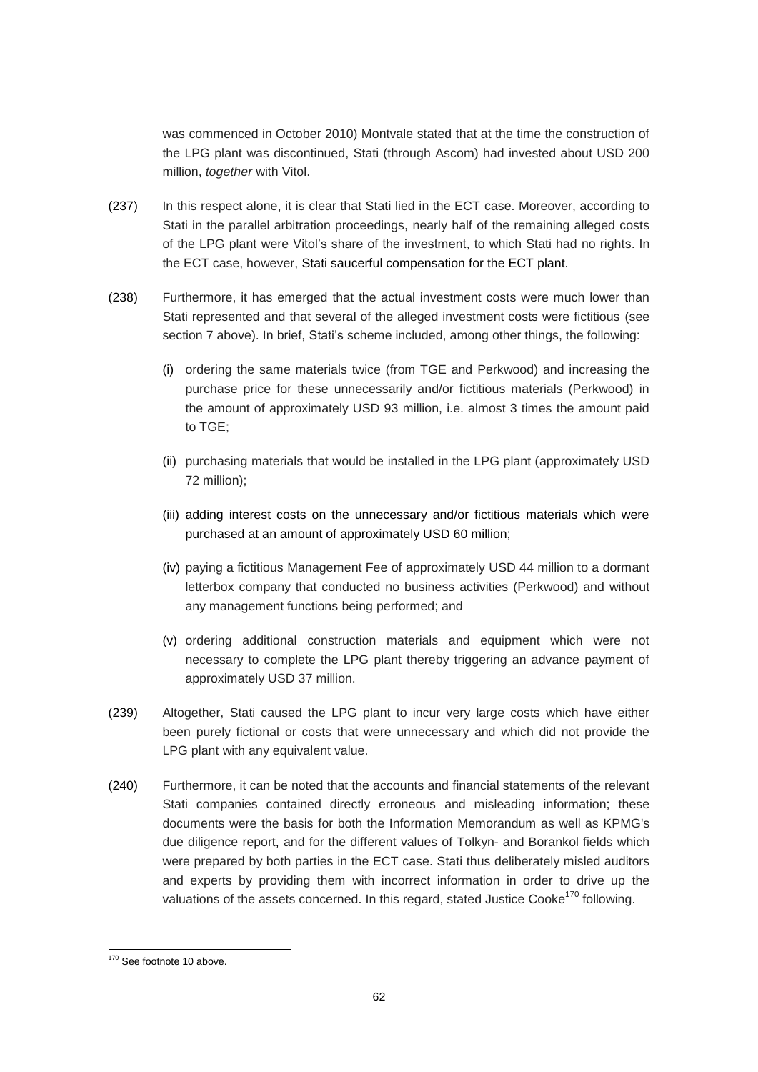was commenced in October 2010) Montvale stated that at the time the construction of the LPG plant was discontinued, Stati (through Ascom) had invested about USD 200 million, *together* with Vitol.

(237) In this respect alone, it is clear that Stati lied in the ECT case. Moreover, according to Stati in the parallel arbitration proceedings, nearly half of the remaining alleged costs of the LPG plant were Vitol's share of the investment, to which Stati had no rights. In the ECT case, however, Stati saucerful compensation for the ECT plant.

(238) Furthermore, it has emerged that the actual investment costs were much lower than Stati represented and that several of the alleged investment costs were fictitious (see section 7 above). In brief, Stati's scheme included, among other things, the following:

(i) ordering the same materials twice (from TGE and Perkwood) and increasing the purchase price for these unnecessarily and/or fictitious materials (Perkwood) in the amount of approximately USD 93 million, i.e. almost 3 times the amount paid to TGE;

(ii) purchasing materials that would be installed in the LPG plant (approximately USD 72 million);

(iii) adding interest costs on the unnecessary and/or fictitious materials which were purchased at an amount of approximately USD 60 million;

(iv) paying a fictitious Management Fee of approximately USD 44 million to a dormant letterbox company that conducted no business activities (Perkwood) and without any management functions being performed; and

(v) ordering additional construction materials and equipment which were not necessary to complete the LPG plant thereby triggering an advance payment of approximately USD 37 million.

(239) Altogether, Stati caused the LPG plant to incur very large costs which have either been purely fictional or costs that were unnecessary and which did not provide the LPG plant with any equivalent value.

(240) Furthermore, it can be noted that the accounts and financial statements of the relevant Stati companies contained directly erroneous and misleading information; these documents were the basis for both the Information Memorandum as well as KPMG's due diligence report, and for the different values of Tolkyn- and Borankol fields which were prepared by both parties in the ECT case. Stati thus deliberately misled auditors and experts by providing them with incorrect information in order to drive up the valuations of the assets concerned. In this regard, stated Justice Cooke[170] following.

---

[170] See footnote 10 above.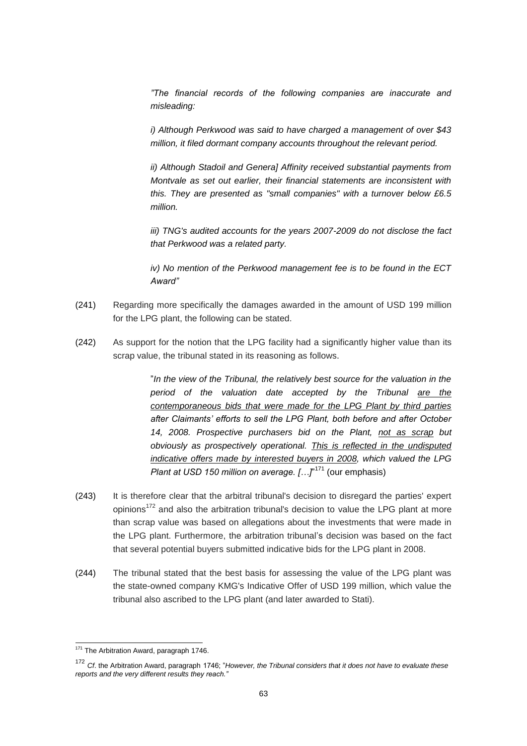> *"The financial records of the following companies are inaccurate and misleading:*
>
> *i) Although Perkwood was said to have charged a management of over $43 million, it filed dormant company accounts throughout the relevant period.*
>
> *ii) Although Stadoil and Genera] Affinity received substantial payments from Montvale as set out earlier, their financial statements are inconsistent with this. They are presented as "small companies" with a turnover below £6.5 million.*
>
> *iii) TNG's audited accounts for the years 2007-2009 do not disclose the fact that Perkwood was a related party.*
>
> *iv) No mention of the Perkwood management fee is to be found in the ECT Award"*

(241) Regarding more specifically the damages awarded in the amount of USD 199 million for the LPG plant, the following can be stated.

(242) As support for the notion that the LPG facility had a significantly higher value than its scrap value, the tribunal stated in its reasoning as follows.

> "*In the view of the Tribunal, the relatively best source for the valuation in the period of the valuation date accepted by the Tribunal <u>are the contemporaneous bids that were made for the LPG Plant by third parties</u> after Claimants' efforts to sell the LPG Plant, both before and after October 14, 2008. Prospective purchasers bid on the Plant, <u>not as scrap</u> but obviously as prospectively operational. <u>This is reflected in the undisputed indicative offers made by interested buyers in 2008</u>, which valued the LPG Plant at USD 150 million on average. […]*"[171] (our emphasis)

(243) It is therefore clear that the arbitral tribunal's decision to disregard the parties' expert opinions[172] and also the arbitration tribunal's decision to value the LPG plant at more than scrap value was based on allegations about the investments that were made in the LPG plant. Furthermore, the arbitration tribunal's decision was based on the fact that several potential buyers submitted indicative bids for the LPG plant in 2008.

(244) The tribunal stated that the best basis for assessing the value of the LPG plant was the state-owned company KMG's Indicative Offer of USD 199 million, which value the tribunal also ascribed to the LPG plant (and later awarded to Stati).

---

[171] The Arbitration Award, paragraph 1746.

[172] *Cf*. the Arbitration Award, paragraph 1746; "*However, the Tribunal considers that it does not have to evaluate these reports and the very different results they reach.*"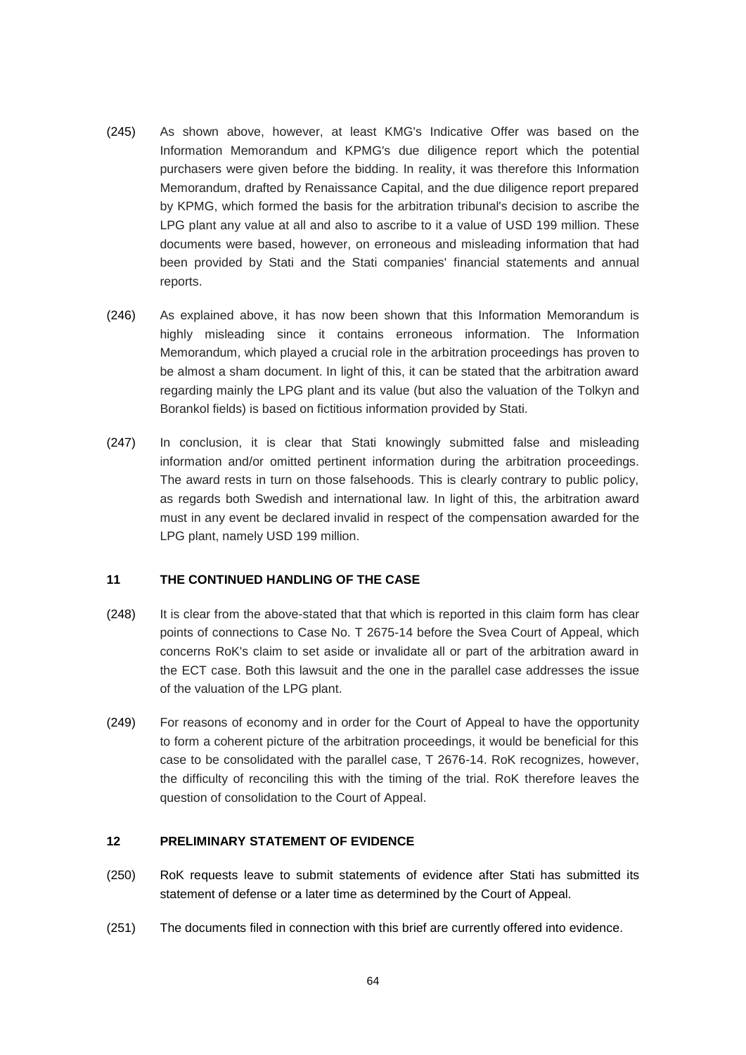(245) As shown above, however, at least KMG's Indicative Offer was based on the Information Memorandum and KPMG's due diligence report which the potential purchasers were given before the bidding. In reality, it was therefore this Information Memorandum, drafted by Renaissance Capital, and the due diligence report prepared by KPMG, which formed the basis for the arbitration tribunal's decision to ascribe the LPG plant any value at all and also to ascribe to it a value of USD 199 million. These documents were based, however, on erroneous and misleading information that had been provided by Stati and the Stati companies' financial statements and annual reports.

(246) As explained above, it has now been shown that this Information Memorandum is highly misleading since it contains erroneous information. The Information Memorandum, which played a crucial role in the arbitration proceedings has proven to be almost a sham document. In light of this, it can be stated that the arbitration award regarding mainly the LPG plant and its value (but also the valuation of the Tolkyn and Borankol fields) is based on fictitious information provided by Stati.

(247) In conclusion, it is clear that Stati knowingly submitted false and misleading information and/or omitted pertinent information during the arbitration proceedings. The award rests in turn on those falsehoods. This is clearly contrary to public policy, as regards both Swedish and international law. In light of this, the arbitration award must in any event be declared invalid in respect of the compensation awarded for the LPG plant, namely USD 199 million.

## 11 THE CONTINUED HANDLING OF THE CASE

(248) It is clear from the above-stated that that which is reported in this claim form has clear points of connections to Case No. T 2675-14 before the Svea Court of Appeal, which concerns RoK's claim to set aside or invalidate all or part of the arbitration award in the ECT case. Both this lawsuit and the one in the parallel case addresses the issue of the valuation of the LPG plant.

(249) For reasons of economy and in order for the Court of Appeal to have the opportunity to form a coherent picture of the arbitration proceedings, it would be beneficial for this case to be consolidated with the parallel case, T 2676-14. RoK recognizes, however, the difficulty of reconciling this with the timing of the trial. RoK therefore leaves the question of consolidation to the Court of Appeal.

## 12 PRELIMINARY STATEMENT OF EVIDENCE

(250) RoK requests leave to submit statements of evidence after Stati has submitted its statement of defense or a later time as determined by the Court of Appeal.

(251) The documents filed in connection with this brief are currently offered into evidence.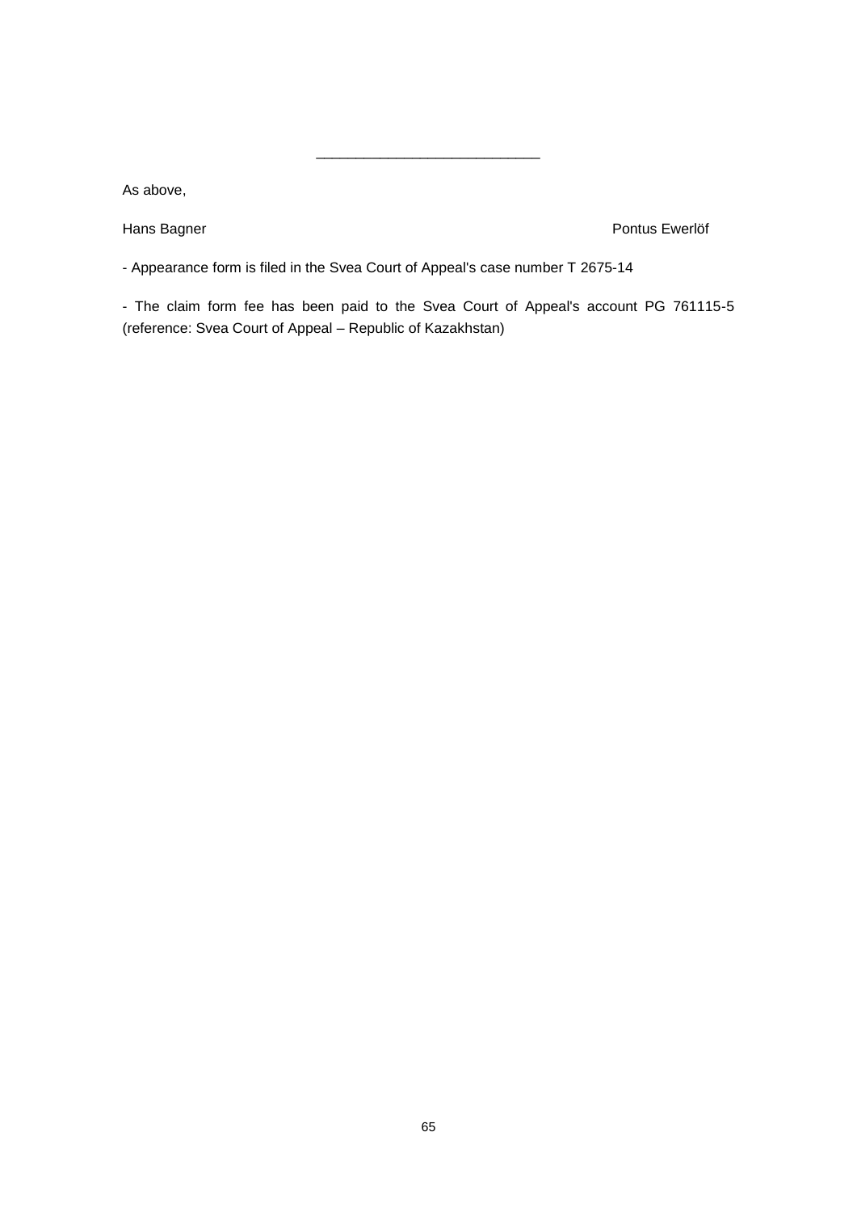___________________________

As above,

Hans Bagner                                                                                    Pontus Ewerlöf

- Appearance form is filed in the Svea Court of Appeal's case number T 2675-14

- The claim form fee has been paid to the Svea Court of Appeal's account PG 761115-5 (reference: Svea Court of Appeal – Republic of Kazakhstan)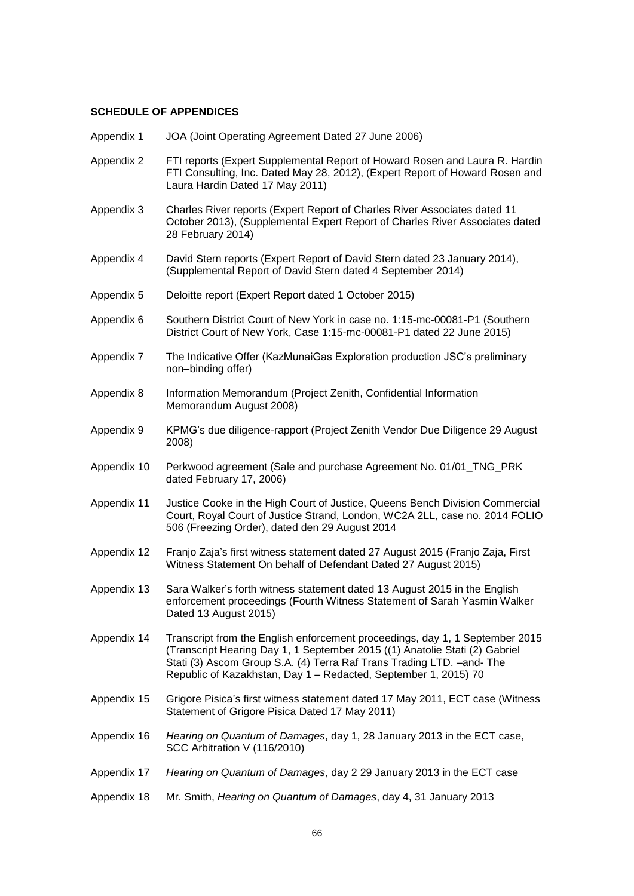**SCHEDULE OF APPENDICES**

| | |
|---|---|
| Appendix 1 | JOA (Joint Operating Agreement Dated 27 June 2006) |
| Appendix 2 | FTI reports (Expert Supplemental Report of Howard Rosen and Laura R. Hardin FTI Consulting, Inc. Dated May 28, 2012), (Expert Report of Howard Rosen and Laura Hardin Dated 17 May 2011) |
| Appendix 3 | Charles River reports (Expert Report of Charles River Associates dated 11 October 2013), (Supplemental Expert Report of Charles River Associates dated 28 February 2014) |
| Appendix 4 | David Stern reports (Expert Report of David Stern dated 23 January 2014), (Supplemental Report of David Stern dated 4 September 2014) |
| Appendix 5 | Deloitte report (Expert Report dated 1 October 2015) |
| Appendix 6 | Southern District Court of New York in case no. 1:15-mc-00081-P1 (Southern District Court of New York, Case 1:15-mc-00081-P1 dated 22 June 2015) |
| Appendix 7 | The Indicative Offer (KazMunaiGas Exploration production JSC's preliminary non–binding offer) |
| Appendix 8 | Information Memorandum (Project Zenith, Confidential Information Memorandum August 2008) |
| Appendix 9 | KPMG's due diligence-rapport (Project Zenith Vendor Due Diligence 29 August 2008) |
| Appendix 10 | Perkwood agreement (Sale and purchase Agreement No. 01/01_TNG_PRK dated February 17, 2006) |
| Appendix 11 | Justice Cooke in the High Court of Justice, Queens Bench Division Commercial Court, Royal Court of Justice Strand, London, WC2A 2LL, case no. 2014 FOLIO 506 (Freezing Order), dated den 29 August 2014 |
| Appendix 12 | Franjo Zaja's first witness statement dated 27 August 2015 (Franjo Zaja, First Witness Statement On behalf of Defendant Dated 27 August 2015) |
| Appendix 13 | Sara Walker's forth witness statement dated 13 August 2015 in the English enforcement proceedings (Fourth Witness Statement of Sarah Yasmin Walker Dated 13 August 2015) |
| Appendix 14 | Transcript from the English enforcement proceedings, day 1, 1 September 2015 (Transcript Hearing Day 1, 1 September 2015 ((1) Anatolie Stati (2) Gabriel Stati (3) Ascom Group S.A. (4) Terra Raf Trans Trading LTD. –and- The Republic of Kazakhstan, Day 1 – Redacted, September 1, 2015) 70 |
| Appendix 15 | Grigore Pisica's first witness statement dated 17 May 2011, ECT case (Witness Statement of Grigore Pisica Dated 17 May 2011) |
| Appendix 16 | *Hearing on Quantum of Damages*, day 1, 28 January 2013 in the ECT case, SCC Arbitration V (116/2010) |
| Appendix 17 | *Hearing on Quantum of Damages*, day 2 29 January 2013 in the ECT case |
| Appendix 18 | Mr. Smith, *Hearing on Quantum of Damages*, day 4, 31 January 2013 |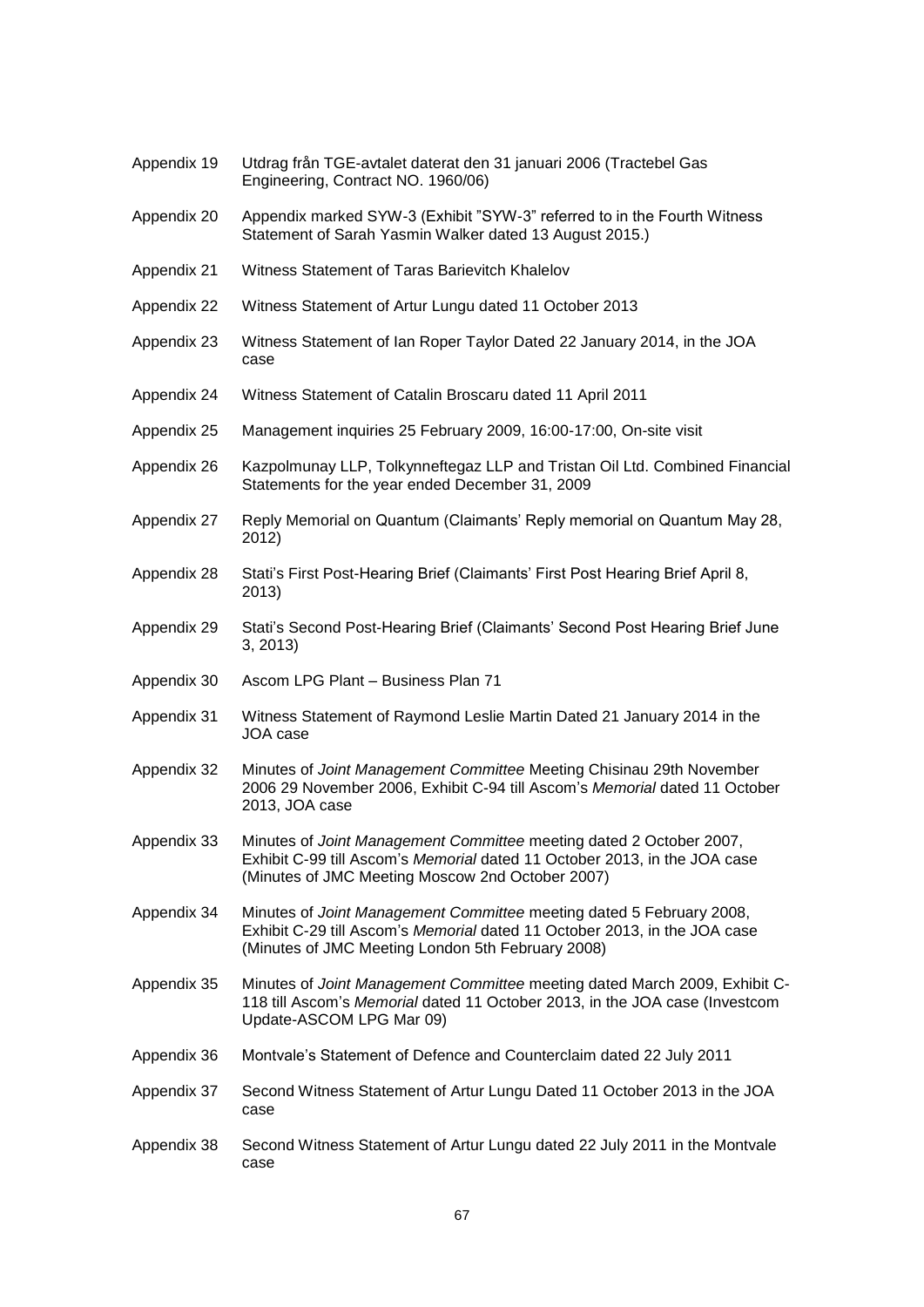| | |
|---|---|
| Appendix 19 | Utdrag från TGE-avtalet daterat den 31 januari 2006 (Tractebel Gas Engineering, Contract NO. 1960/06) |
| Appendix 20 | Appendix marked SYW-3 (Exhibit "SYW-3" referred to in the Fourth Witness Statement of Sarah Yasmin Walker dated 13 August 2015.) |
| Appendix 21 | Witness Statement of Taras Barievitch Khalelov |
| Appendix 22 | Witness Statement of Artur Lungu dated 11 October 2013 |
| Appendix 23 | Witness Statement of Ian Roper Taylor Dated 22 January 2014, in the JOA case |
| Appendix 24 | Witness Statement of Catalin Broscaru dated 11 April 2011 |
| Appendix 25 | Management inquiries 25 February 2009, 16:00-17:00, On-site visit |
| Appendix 26 | Kazpolmunay LLP, Tolkynneftegaz LLP and Tristan Oil Ltd. Combined Financial Statements for the year ended December 31, 2009 |
| Appendix 27 | Reply Memorial on Quantum (Claimants' Reply memorial on Quantum May 28, 2012) |
| Appendix 28 | Stati's First Post-Hearing Brief (Claimants' First Post Hearing Brief April 8, 2013) |
| Appendix 29 | Stati's Second Post-Hearing Brief (Claimants' Second Post Hearing Brief June 3, 2013) |
| Appendix 30 | Ascom LPG Plant – Business Plan 71 |
| Appendix 31 | Witness Statement of Raymond Leslie Martin Dated 21 January 2014 in the JOA case |
| Appendix 32 | Minutes of *Joint Management Committee* Meeting Chisinau 29th November 2006 29 November 2006, Exhibit C-94 till Ascom's *Memorial* dated 11 October 2013, JOA case |
| Appendix 33 | Minutes of *Joint Management Committee* meeting dated 2 October 2007, Exhibit C-99 till Ascom's *Memorial* dated 11 October 2013, in the JOA case (Minutes of JMC Meeting Moscow 2nd October 2007) |
| Appendix 34 | Minutes of *Joint Management Committee* meeting dated 5 February 2008, Exhibit C-29 till Ascom's *Memorial* dated 11 October 2013, in the JOA case (Minutes of JMC Meeting London 5th February 2008) |
| Appendix 35 | Minutes of *Joint Management Committee* meeting dated March 2009, Exhibit C-118 till Ascom's *Memorial* dated 11 October 2013, in the JOA case (Investcom Update-ASCOM LPG Mar 09) |
| Appendix 36 | Montvale's Statement of Defence and Counterclaim dated 22 July 2011 |
| Appendix 37 | Second Witness Statement of Artur Lungu Dated 11 October 2013 in the JOA case |
| Appendix 38 | Second Witness Statement of Artur Lungu dated 22 July 2011 in the Montvale case |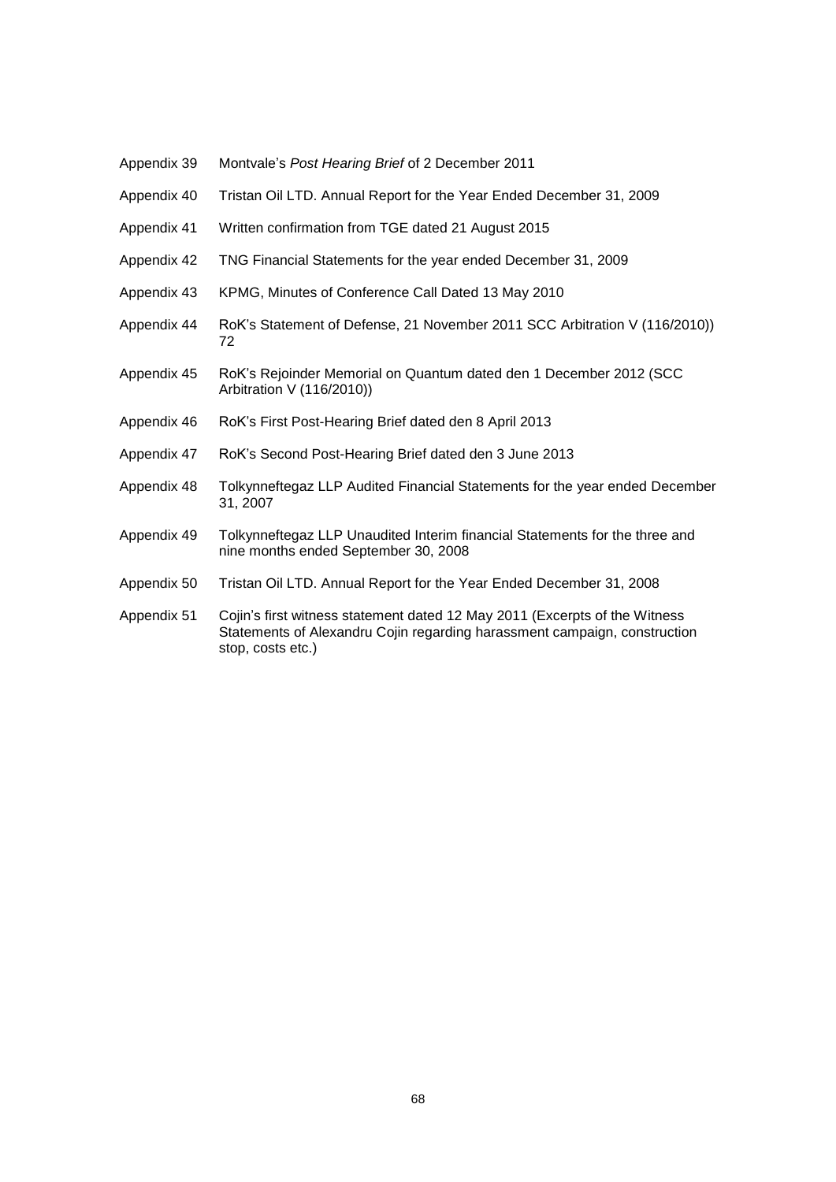Appendix 39 Montvale's *Post Hearing Brief* of 2 December 2011

Appendix 40 Tristan Oil LTD. Annual Report for the Year Ended December 31, 2009

Appendix 41 Written confirmation from TGE dated 21 August 2015

Appendix 42 TNG Financial Statements for the year ended December 31, 2009

Appendix 43 KPMG, Minutes of Conference Call Dated 13 May 2010

Appendix 44 RoK's Statement of Defense, 21 November 2011 SCC Arbitration V (116/2010)) 72

Appendix 45 RoK's Rejoinder Memorial on Quantum dated den 1 December 2012 (SCC Arbitration V (116/2010))

Appendix 46 RoK's First Post-Hearing Brief dated den 8 April 2013

Appendix 47 RoK's Second Post-Hearing Brief dated den 3 June 2013

Appendix 48 Tolkynneftegaz LLP Audited Financial Statements for the year ended December 31, 2007

Appendix 49 Tolkynneftegaz LLP Unaudited Interim financial Statements for the three and nine months ended September 30, 2008

Appendix 50 Tristan Oil LTD. Annual Report for the Year Ended December 31, 2008

Appendix 51 Cojin's first witness statement dated 12 May 2011 (Excerpts of the Witness Statements of Alexandru Cojin regarding harassment campaign, construction stop, costs etc.)